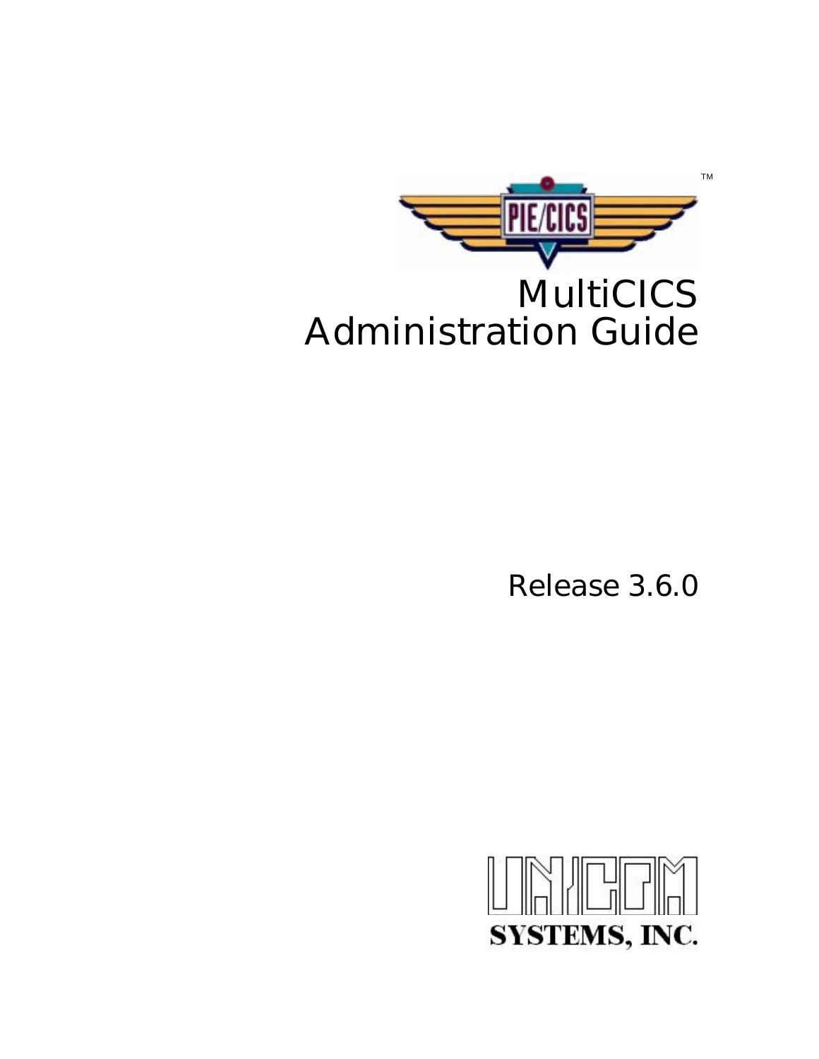# MultiCICS Administration Guide

Release 3.6.0

SYSTEMS, INC.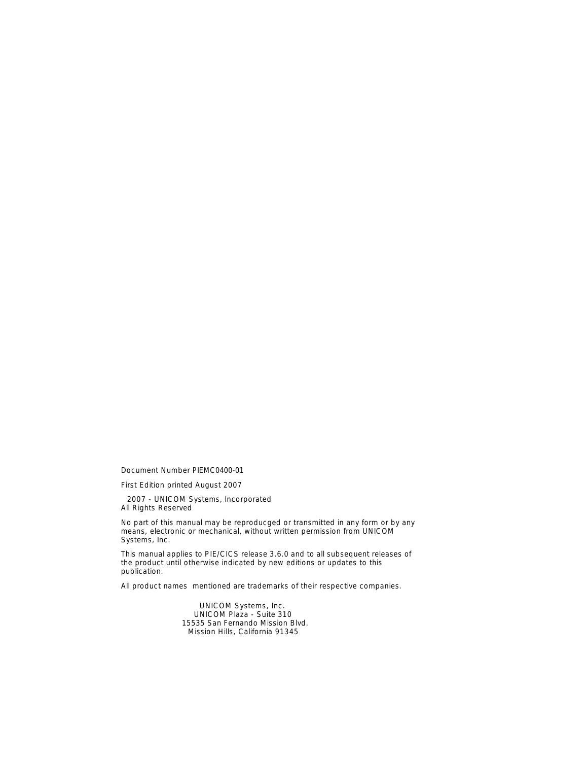Document Number PIEMC0400-01

First Edition printed August 2007

2007 - UNICOM Systems, Incorporated
All Rights Reserved

No part of this manual may be reproducged or transmitted in any form or by any means, electronic or mechanical, without written permission from UNICOM Systems, Inc.

This manual applies to PIE/CICS release 3.6.0 and to all subsequent releases of the product until otherwise indicated by new editions or updates to this publication.

All product names mentioned are trademarks of their respective companies.

UNICOM Systems, Inc.
UNICOM Plaza - Suite 310
15535 San Fernando Mission Blvd.
Mission Hills, California 91345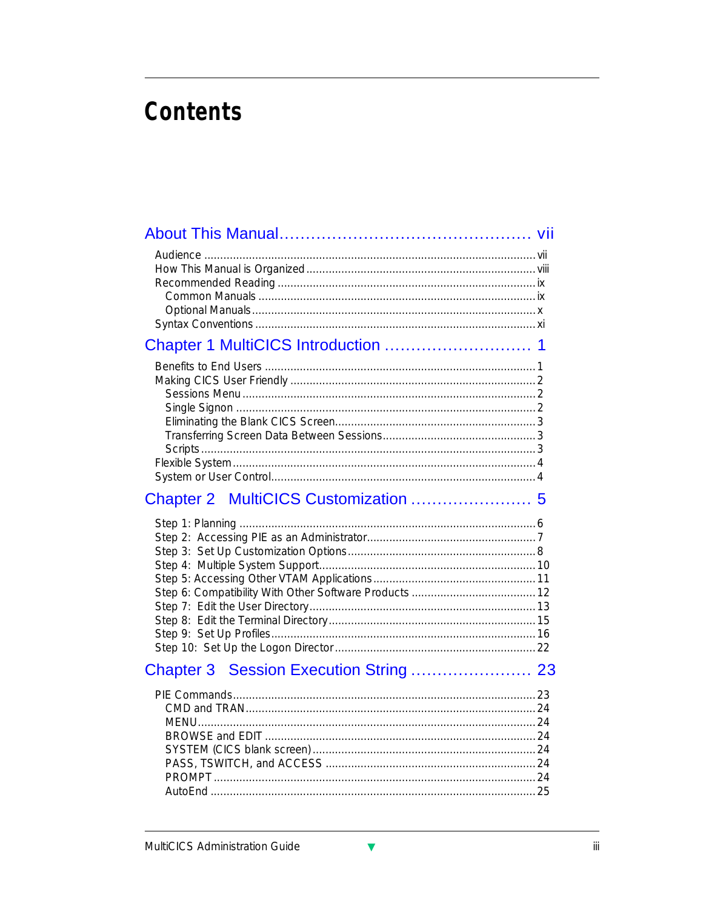# Contents

## About This Manual ........................................ vii

- Audience ........................................ vii
- How This Manual is Organized ........................................ viii
- Recommended Reading ........................................ ix
  - Common Manuals ........................................ ix
  - Optional Manuals ........................................ x
- Syntax Conventions ........................................ xi

## Chapter 1 MultiCICS Introduction ........................................ 1

- Benefits to End Users ........................................ 1
- Making CICS User Friendly ........................................ 2
  - Sessions Menu ........................................ 2
  - Single Signon ........................................ 2
  - Eliminating the Blank CICS Screen ........................................ 3
  - Transferring Screen Data Between Sessions ........................................ 3
  - Scripts ........................................ 3
- Flexible System ........................................ 4
- System or User Control ........................................ 4

## Chapter 2 MultiCICS Customization ........................................ 5

- Step 1: Planning ........................................ 6
- Step 2: Accessing PIE as an Administrator ........................................ 7
- Step 3: Set Up Customization Options ........................................ 8
- Step 4: Multiple System Support ........................................ 10
- Step 5: Accessing Other VTAM Applications ........................................ 11
- Step 6: Compatibility With Other Software Products ........................................ 12
- Step 7: Edit the User Directory ........................................ 13
- Step 8: Edit the Terminal Directory ........................................ 15
- Step 9: Set Up Profiles ........................................ 16
- Step 10: Set Up the Logon Director ........................................ 22

## Chapter 3 Session Execution String ........................................ 23

- PIE Commands ........................................ 23
  - CMD and TRAN ........................................ 24
  - MENU ........................................ 24
  - BROWSE and EDIT ........................................ 24
  - SYSTEM (CICS blank screen) ........................................ 24
  - PASS, TSWITCH, and ACCESS ........................................ 24
  - PROMPT ........................................ 24
  - AutoEnd ........................................ 25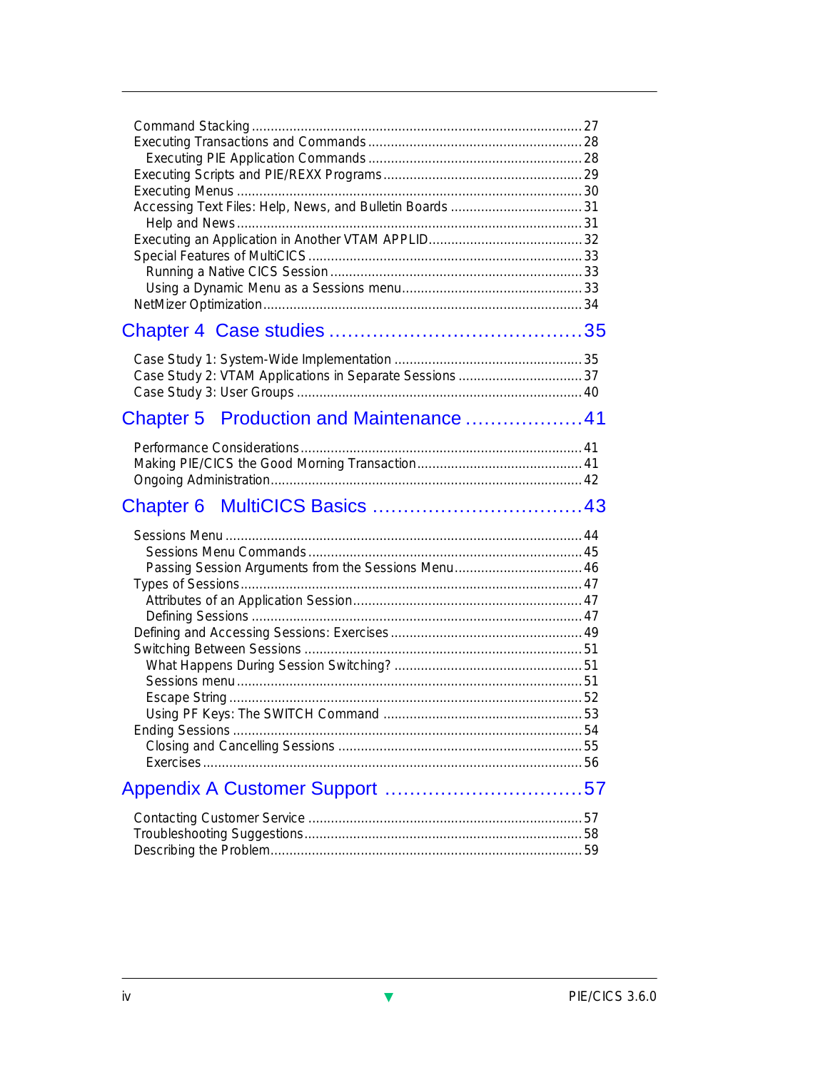Command Stacking ........................................................................................ 27
Executing Transactions and Commands ......................................................... 28
  Executing PIE Application Commands ......................................................... 28
Executing Scripts and PIE/REXX Programs ..................................................... 29
Executing Menus ............................................................................................ 30
Accessing Text Files: Help, News, and Bulletin Boards ................................... 31
  Help and News ............................................................................................ 31
Executing an Application in Another VTAM APPLID ........................................ 32
Special Features of MultiCICS ......................................................................... 33
  Running a Native CICS Session ................................................................... 33
  Using a Dynamic Menu as a Sessions menu ................................................ 33
NetMizer Optimization ..................................................................................... 34

## Chapter 4 Case studies ........................................ 35

Case Study 1: System-Wide Implementation .................................................. 35
Case Study 2: VTAM Applications in Separate Sessions ................................. 37
Case Study 3: User Groups ............................................................................ 40

## Chapter 5 Production and Maintenance .................. 41

Performance Considerations ........................................................................... 41
Making PIE/CICS the Good Morning Transaction ............................................ 41
Ongoing Administration .................................................................................. 42

## Chapter 6 MultiCICS Basics ................................. 43

Sessions Menu ............................................................................................... 44
  Sessions Menu Commands ......................................................................... 45
  Passing Session Arguments from the Sessions Menu ................................. 46
Types of Sessions ........................................................................................... 47
  Attributes of an Application Session ............................................................. 47
  Defining Sessions ........................................................................................ 47
Defining and Accessing Sessions: Exercises ................................................... 49
Switching Between Sessions .......................................................................... 51
  What Happens During Session Switching? .................................................. 51
  Sessions menu ............................................................................................ 51
  Escape String .............................................................................................. 52
  Using PF Keys: The SWITCH Command ..................................................... 53
Ending Sessions ............................................................................................. 54
  Closing and Cancelling Sessions ................................................................. 55
  Exercises ..................................................................................................... 56

## Appendix A Customer Support ............................... 57

Contacting Customer Service ......................................................................... 57
Troubleshooting Suggestions .......................................................................... 58
Describing the Problem ................................................................................... 59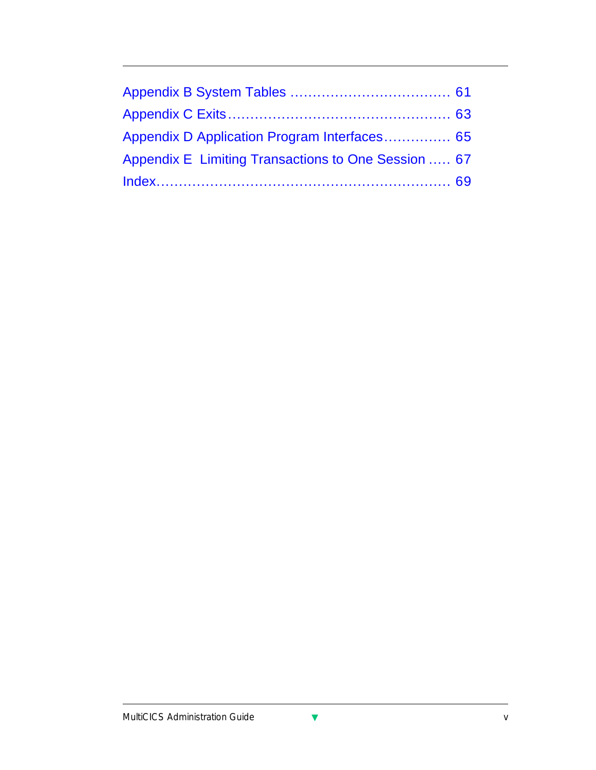Appendix B System Tables ................................... 61

Appendix C Exits ................................................ 63

Appendix D Application Program Interfaces............... 65

Appendix E  Limiting Transactions to One Session ..... 67

Index.............................................................. 69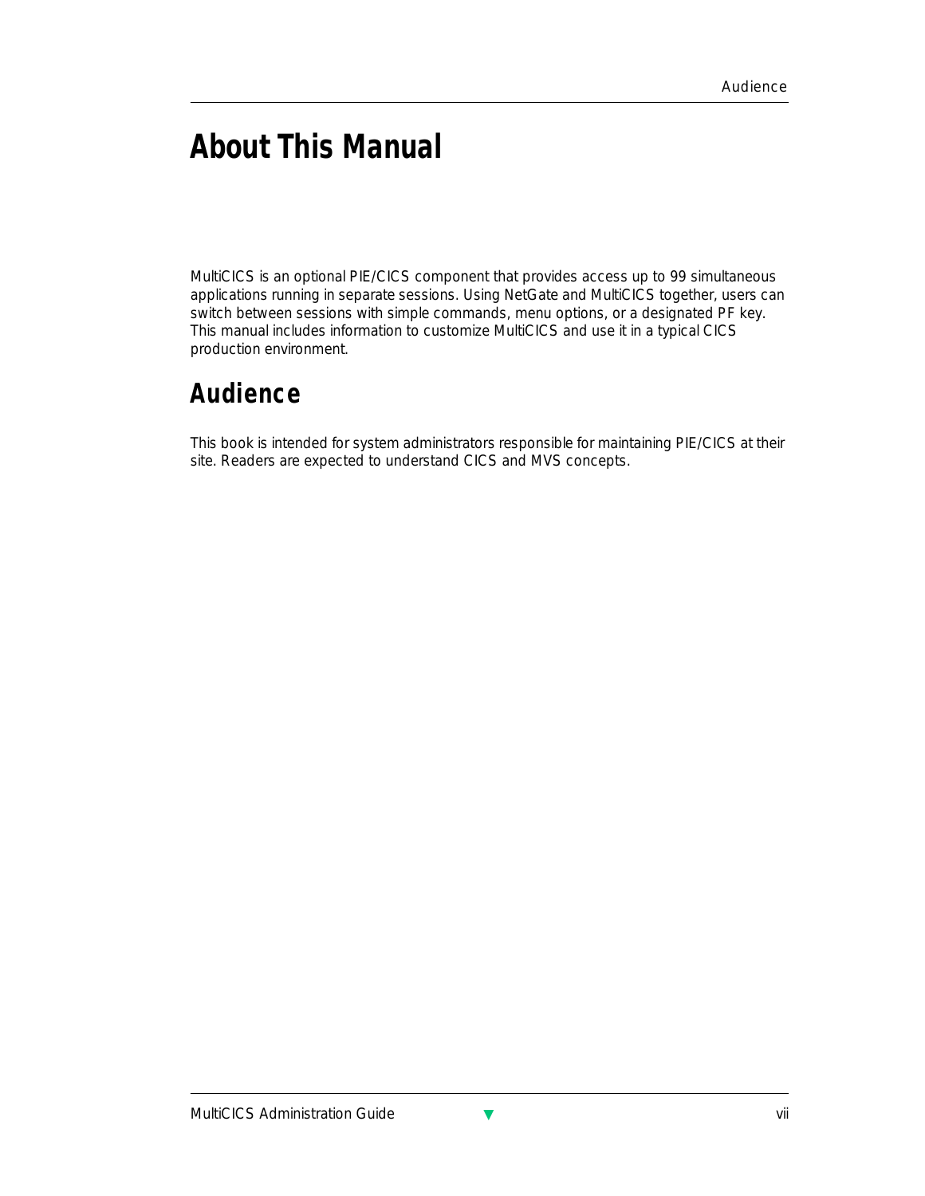# About This Manual

MultiCICS is an optional PIE/CICS component that provides access up to 99 simultaneous applications running in separate sessions. Using NetGate and MultiCICS together, users can switch between sessions with simple commands, menu options, or a designated PF key. This manual includes information to customize MultiCICS and use it in a typical CICS production environment.

## Audience

This book is intended for system administrators responsible for maintaining PIE/CICS at their site. Readers are expected to understand CICS and MVS concepts.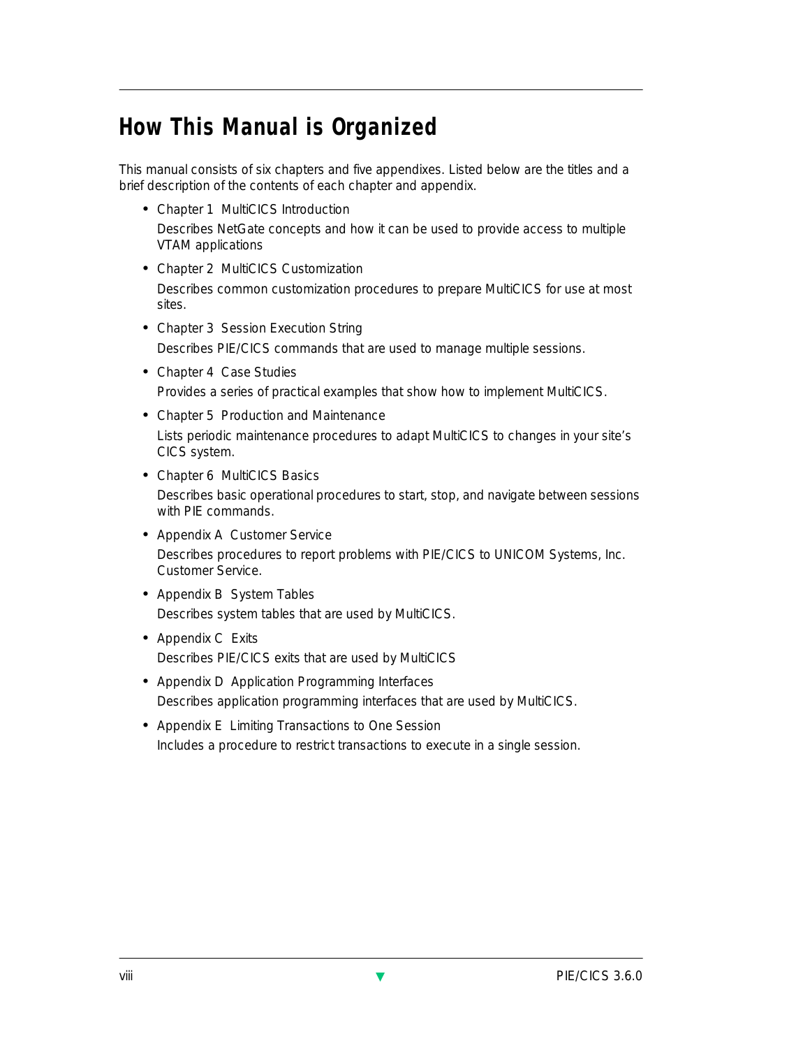# How This Manual is Organized

This manual consists of six chapters and five appendixes. Listed below are the titles and a brief description of the contents of each chapter and appendix.

- Chapter 1 MultiCICS Introduction

  Describes NetGate concepts and how it can be used to provide access to multiple VTAM applications

- Chapter 2 MultiCICS Customization

  Describes common customization procedures to prepare MultiCICS for use at most sites.

- Chapter 3 Session Execution String

  Describes PIE/CICS commands that are used to manage multiple sessions.

- Chapter 4 Case Studies

  Provides a series of practical examples that show how to implement MultiCICS.

- Chapter 5 Production and Maintenance

  Lists periodic maintenance procedures to adapt MultiCICS to changes in your site's CICS system.

- Chapter 6 MultiCICS Basics

  Describes basic operational procedures to start, stop, and navigate between sessions with PIE commands.

- Appendix A Customer Service

  Describes procedures to report problems with PIE/CICS to UNICOM Systems, Inc. Customer Service.

- Appendix B System Tables

  Describes system tables that are used by MultiCICS.

- Appendix C Exits

  Describes PIE/CICS exits that are used by MultiCICS

- Appendix D Application Programming Interfaces

  Describes application programming interfaces that are used by MultiCICS.

- Appendix E Limiting Transactions to One Session

  Includes a procedure to restrict transactions to execute in a single session.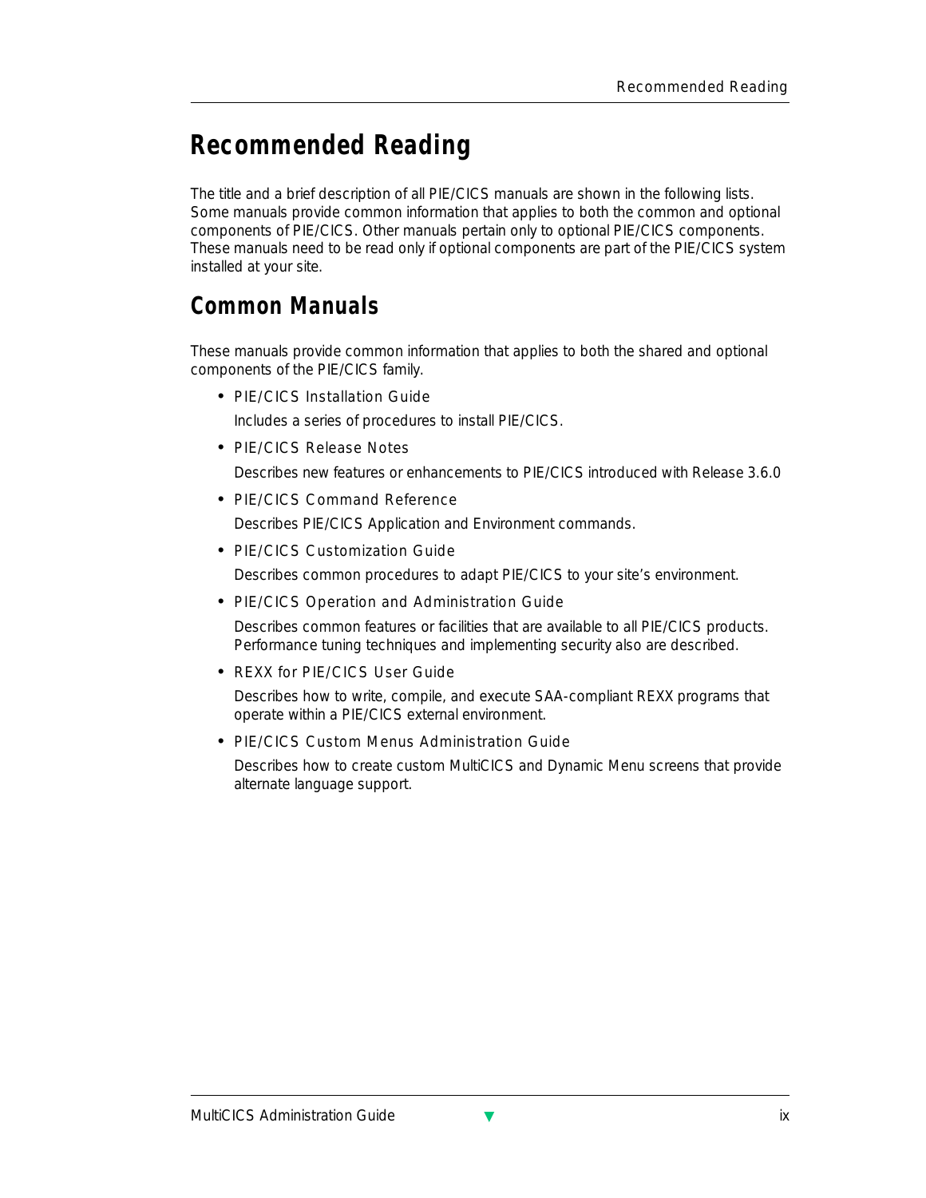# Recommended Reading

The title and a brief description of all PIE/CICS manuals are shown in the following lists. Some manuals provide common information that applies to both the common and optional components of PIE/CICS. Other manuals pertain only to optional PIE/CICS components. These manuals need to be read only if optional components are part of the PIE/CICS system installed at your site.

## Common Manuals

These manuals provide common information that applies to both the shared and optional components of the PIE/CICS family.

- PIE/CICS Installation Guide

  Includes a series of procedures to install PIE/CICS.

- PIE/CICS Release Notes

  Describes new features or enhancements to PIE/CICS introduced with Release 3.6.0

- PIE/CICS Command Reference

  Describes PIE/CICS Application and Environment commands.

- PIE/CICS Customization Guide

  Describes common procedures to adapt PIE/CICS to your site's environment.

- PIE/CICS Operation and Administration Guide

  Describes common features or facilities that are available to all PIE/CICS products. Performance tuning techniques and implementing security also are described.

- REXX for PIE/CICS User Guide

  Describes how to write, compile, and execute SAA-compliant REXX programs that operate within a PIE/CICS external environment.

- PIE/CICS Custom Menus Administration Guide

  Describes how to create custom MultiCICS and Dynamic Menu screens that provide alternate language support.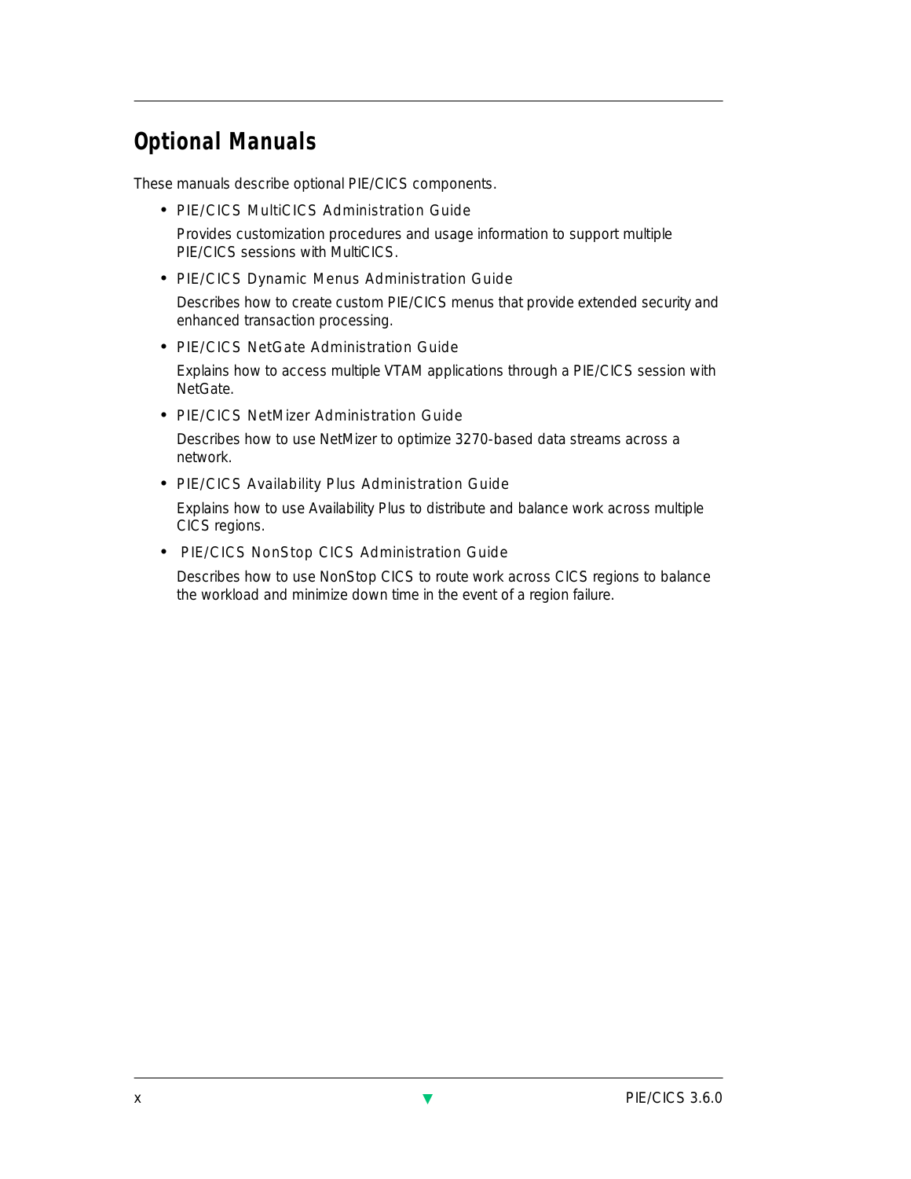## Optional Manuals

These manuals describe optional PIE/CICS components.

- PIE/CICS MultiCICS Administration Guide

  Provides customization procedures and usage information to support multiple PIE/CICS sessions with MultiCICS.

- PIE/CICS Dynamic Menus Administration Guide

  Describes how to create custom PIE/CICS menus that provide extended security and enhanced transaction processing.

- PIE/CICS NetGate Administration Guide

  Explains how to access multiple VTAM applications through a PIE/CICS session with NetGate.

- PIE/CICS NetMizer Administration Guide

  Describes how to use NetMizer to optimize 3270-based data streams across a network.

- PIE/CICS Availability Plus Administration Guide

  Explains how to use Availability Plus to distribute and balance work across multiple CICS regions.

- PIE/CICS NonStop CICS Administration Guide

  Describes how to use NonStop CICS to route work across CICS regions to balance the workload and minimize down time in the event of a region failure.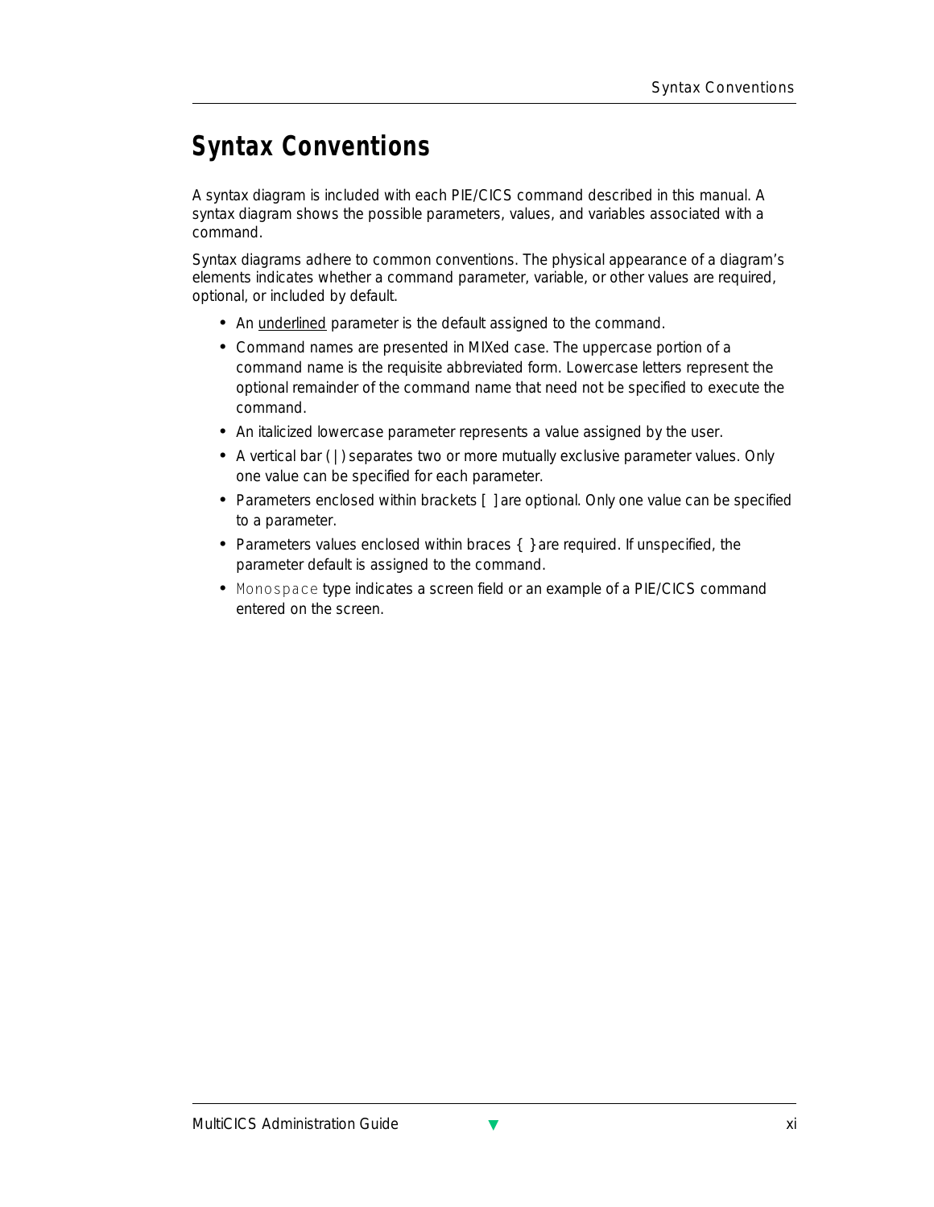# Syntax Conventions

A syntax diagram is included with each PIE/CICS command described in this manual. A syntax diagram shows the possible parameters, values, and variables associated with a command.

Syntax diagrams adhere to common conventions. The physical appearance of a diagram's elements indicates whether a command parameter, variable, or other values are required, optional, or included by default.

- An <u>underlined</u> parameter is the default assigned to the command.
- Command names are presented in MIXed case. The uppercase portion of a command name is the requisite abbreviated form. Lowercase letters represent the optional remainder of the command name that need not be specified to execute the command.
- An italicized lowercase parameter represents a value assigned by the user.
- A vertical bar ( | ) separates two or more mutually exclusive parameter values. Only one value can be specified for each parameter.
- Parameters enclosed within brackets [ ] are optional. Only one value can be specified to a parameter.
- Parameters values enclosed within braces { } are required. If unspecified, the parameter default is assigned to the command.
- `Monospace` type indicates a screen field or an example of a PIE/CICS command entered on the screen.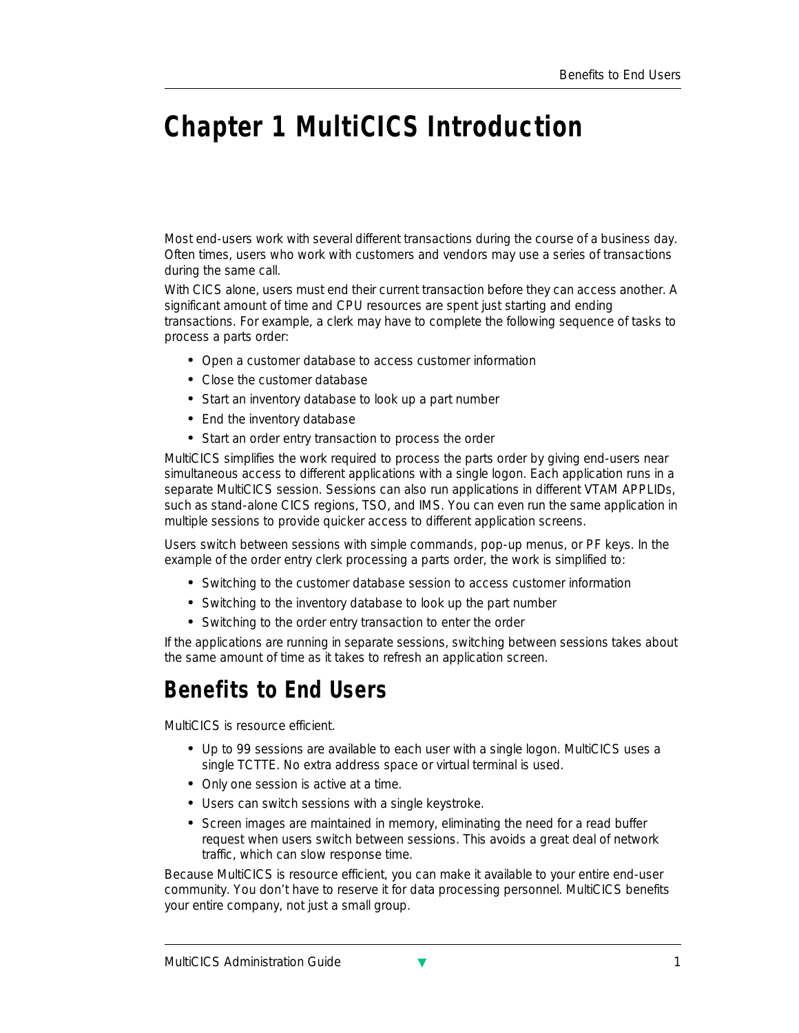# Chapter 1 MultiCICS Introduction

Most end-users work with several different transactions during the course of a business day. Often times, users who work with customers and vendors may use a series of transactions during the same call.

With CICS alone, users must end their current transaction before they can access another. A significant amount of time and CPU resources are spent just starting and ending transactions. For example, a clerk may have to complete the following sequence of tasks to process a parts order:

- Open a customer database to access customer information
- Close the customer database
- Start an inventory database to look up a part number
- End the inventory database
- Start an order entry transaction to process the order

MultiCICS simplifies the work required to process the parts order by giving end-users near simultaneous access to different applications with a single logon. Each application runs in a separate MultiCICS session. Sessions can also run applications in different VTAM APPLIDs, such as stand-alone CICS regions, TSO, and IMS. You can even run the same application in multiple sessions to provide quicker access to different application screens.

Users switch between sessions with simple commands, pop-up menus, or PF keys. In the example of the order entry clerk processing a parts order, the work is simplified to:

- Switching to the customer database session to access customer information
- Switching to the inventory database to look up the part number
- Switching to the order entry transaction to enter the order

If the applications are running in separate sessions, switching between sessions takes about the same amount of time as it takes to refresh an application screen.

## Benefits to End Users

MultiCICS is resource efficient.

- Up to 99 sessions are available to each user with a single logon. MultiCICS uses a single TCTTE. No extra address space or virtual terminal is used.
- Only one session is active at a time.
- Users can switch sessions with a single keystroke.
- Screen images are maintained in memory, eliminating the need for a read buffer request when users switch between sessions. This avoids a great deal of network traffic, which can slow response time.

Because MultiCICS is resource efficient, you can make it available to your entire end-user community. You don't have to reserve it for data processing personnel. MultiCICS benefits your entire company, not just a small group.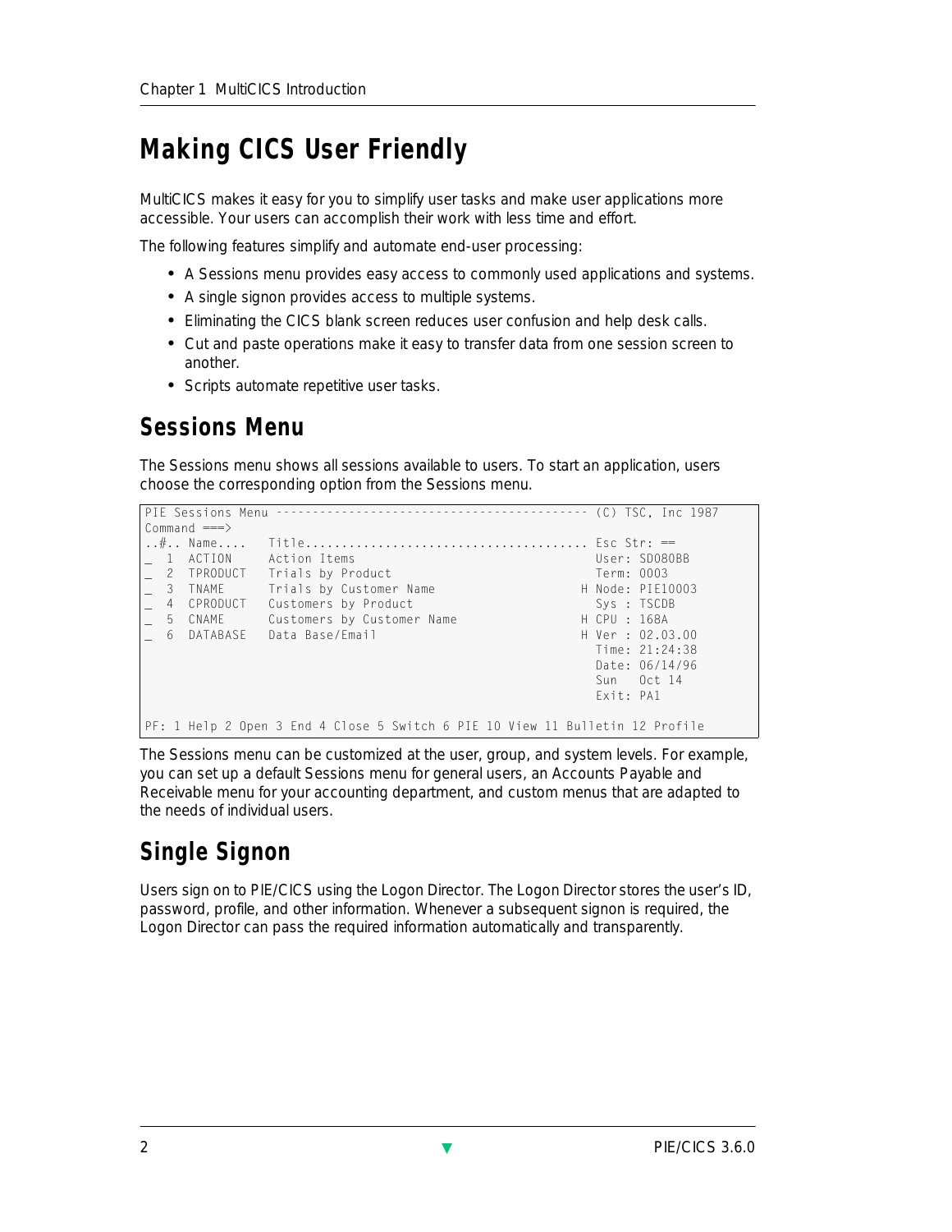# Making CICS User Friendly

MultiCICS makes it easy for you to simplify user tasks and make user applications more accessible. Your users can accomplish their work with less time and effort.

The following features simplify and automate end-user processing:

- A Sessions menu provides easy access to commonly used applications and systems.
- A single signon provides access to multiple systems.
- Eliminating the CICS blank screen reduces user confusion and help desk calls.
- Cut and paste operations make it easy to transfer data from one session screen to another.
- Scripts automate repetitive user tasks.

## Sessions Menu

The Sessions menu shows all sessions available to users. To start an application, users choose the corresponding option from the Sessions menu.

```
PIE Sessions Menu ----------------------------------------- (C) TSC, Inc 1987
Command ===>
..#.. Name....   Title...................................... Esc Str: ==
_  1  ACTION     Action Items                                 User: SD080BB
_  2  TPRODUCT   Trials by Product                            Term: 0003
_  3  TNAME      Trials by Customer Name                    H Node: PIE10003
_  4  CPRODUCT   Customers by Product                         Sys : TSCDB
_  5  CNAME      Customers by Customer Name                 H CPU : 168A
_  6  DATABASE   Data Base/Email                            H Ver : 02.03.00
                                                              Time: 21:24:38
                                                              Date: 06/14/96
                                                              Sun   Oct 14
                                                              Exit: PA1

PF: 1 Help 2 Open 3 End 4 Close 5 Switch 6 PIE 10 View 11 Bulletin 12 Profile
```

The Sessions menu can be customized at the user, group, and system levels. For example, you can set up a default Sessions menu for general users, an Accounts Payable and Receivable menu for your accounting department, and custom menus that are adapted to the needs of individual users.

## Single Signon

Users sign on to PIE/CICS using the Logon Director. The Logon Director stores the user's ID, password, profile, and other information. Whenever a subsequent signon is required, the Logon Director can pass the required information automatically and transparently.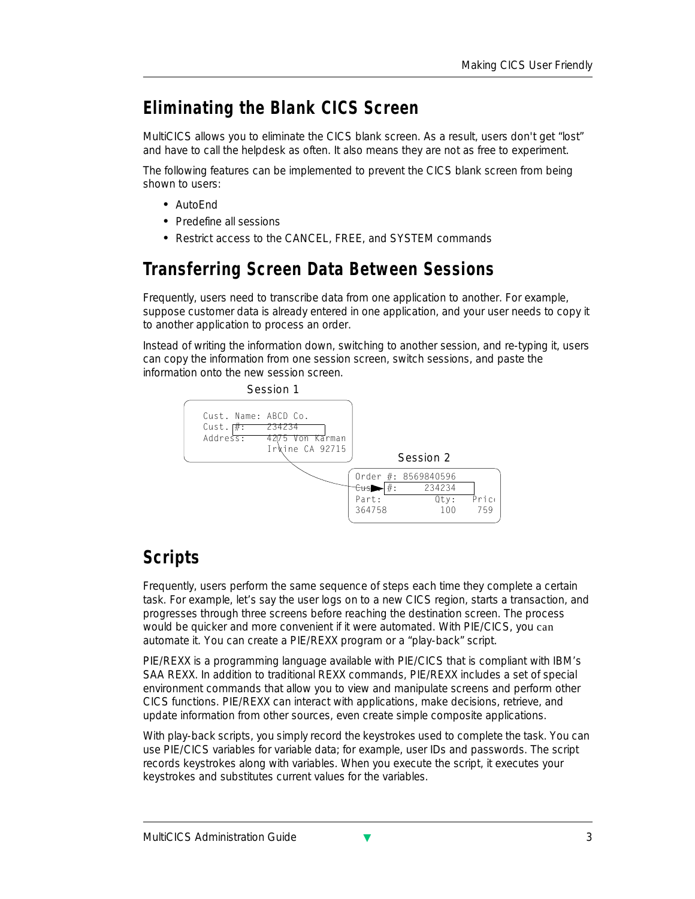## Eliminating the Blank CICS Screen

MultiCICS allows you to eliminate the CICS blank screen. As a result, users don't get "lost" and have to call the helpdesk as often. It also means they are not as free to experiment.

The following features can be implemented to prevent the CICS blank screen from being shown to users:

- AutoEnd
- Predefine all sessions
- Restrict access to the CANCEL, FREE, and SYSTEM commands

## Transferring Screen Data Between Sessions

Frequently, users need to transcribe data from one application to another. For example, suppose customer data is already entered in one application, and your user needs to copy it to another application to process an order.

Instead of writing the information down, switching to another session, and re-typing it, users can copy the information from one session screen, switch sessions, and paste the information onto the new session screen.

```
Session 1
Cust. Name: ABCD Co.
Cust. #:    234234
Address:    4275 Von Karman
            Irvine CA 92715

Session 2
Order #: 8569840596
Cust. #:     234234
Part:          Qty:   Price
364758          100     759
```

## Scripts

Frequently, users perform the same sequence of steps each time they complete a certain task. For example, let's say the user logs on to a new CICS region, starts a transaction, and progresses through three screens before reaching the destination screen. The process would be quicker and more convenient if it were automated. With PIE/CICS, you can automate it. You can create a PIE/REXX program or a "play-back" script.

PIE/REXX is a programming language available with PIE/CICS that is compliant with IBM's SAA REXX. In addition to traditional REXX commands, PIE/REXX includes a set of special environment commands that allow you to view and manipulate screens and perform other CICS functions. PIE/REXX can interact with applications, make decisions, retrieve, and update information from other sources, even create simple composite applications.

With play-back scripts, you simply record the keystrokes used to complete the task. You can use PIE/CICS variables for variable data; for example, user IDs and passwords. The script records keystrokes along with variables. When you execute the script, it executes your keystrokes and substitutes current values for the variables.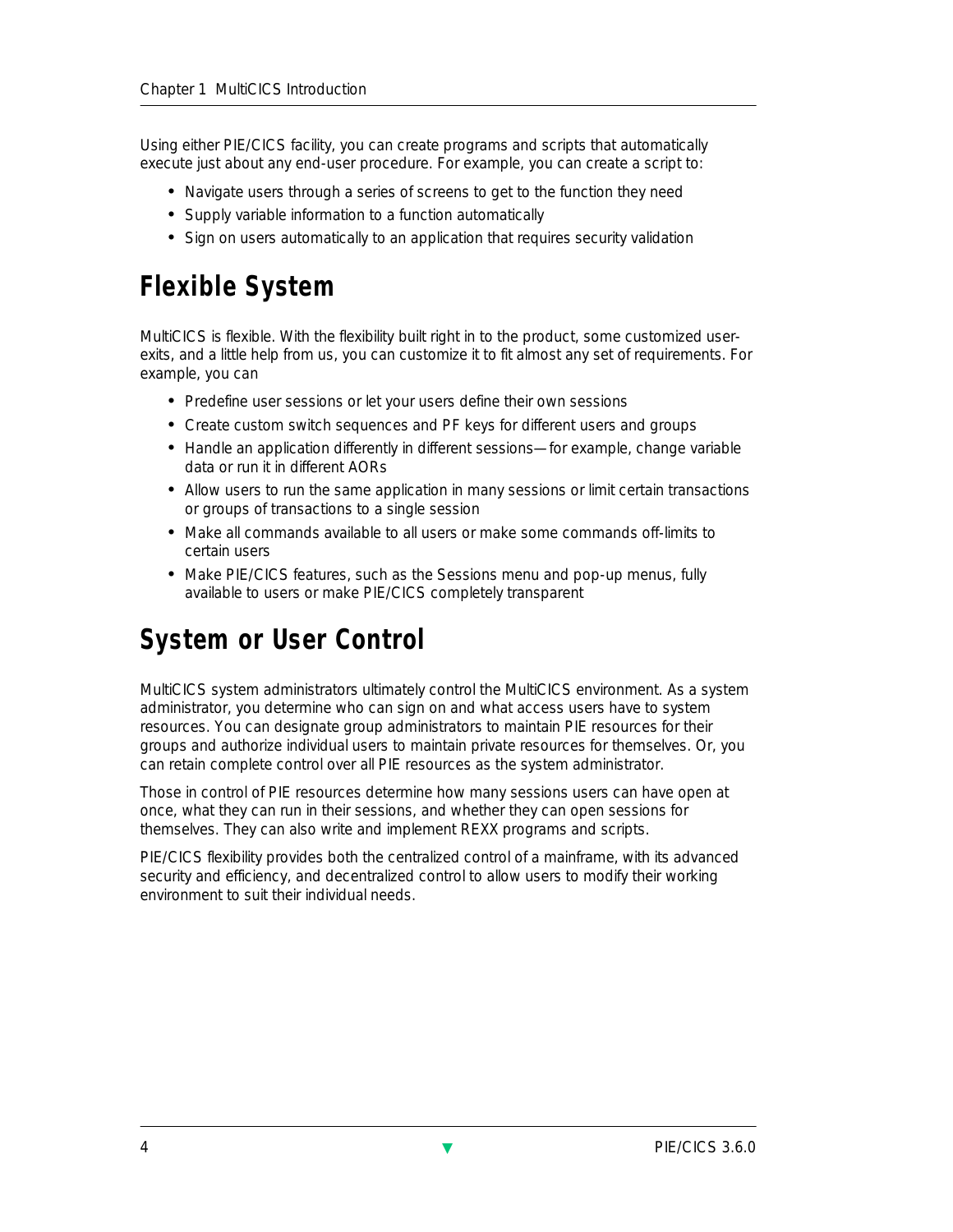Using either PIE/CICS facility, you can create programs and scripts that automatically execute just about any end-user procedure. For example, you can create a script to:

- Navigate users through a series of screens to get to the function they need
- Supply variable information to a function automatically
- Sign on users automatically to an application that requires security validation

# Flexible System

MultiCICS is flexible. With the flexibility built right in to the product, some customized user-exits, and a little help from us, you can customize it to fit almost any set of requirements. For example, you can

- Predefine user sessions or let your users define their own sessions
- Create custom switch sequences and PF keys for different users and groups
- Handle an application differently in different sessions—for example, change variable data or run it in different AORs
- Allow users to run the same application in many sessions or limit certain transactions or groups of transactions to a single session
- Make all commands available to all users or make some commands off-limits to certain users
- Make PIE/CICS features, such as the Sessions menu and pop-up menus, fully available to users or make PIE/CICS completely transparent

# System or User Control

MultiCICS system administrators ultimately control the MultiCICS environment. As a system administrator, you determine who can sign on and what access users have to system resources. You can designate group administrators to maintain PIE resources for their groups and authorize individual users to maintain private resources for themselves. Or, you can retain complete control over all PIE resources as the system administrator.

Those in control of PIE resources determine how many sessions users can have open at once, what they can run in their sessions, and whether they can open sessions for themselves. They can also write and implement REXX programs and scripts.

PIE/CICS flexibility provides both the centralized control of a mainframe, with its advanced security and efficiency, and decentralized control to allow users to modify their working environment to suit their individual needs.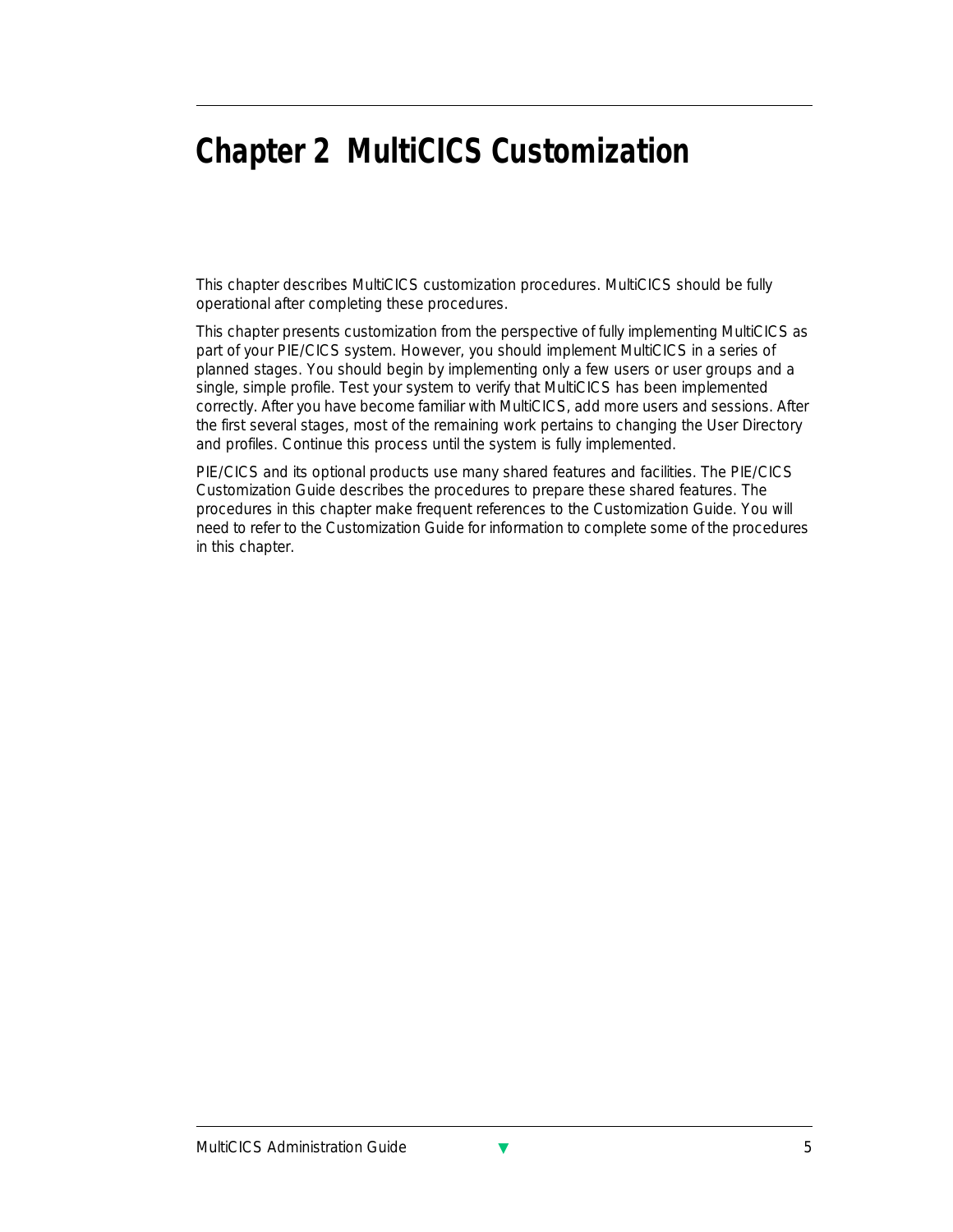# Chapter 2 MultiCICS Customization

This chapter describes MultiCICS customization procedures. MultiCICS should be fully operational after completing these procedures.

This chapter presents customization from the perspective of fully implementing MultiCICS as part of your PIE/CICS system. However, you should implement MultiCICS in a series of planned stages. You should begin by implementing only a few users or user groups and a single, simple profile. Test your system to verify that MultiCICS has been implemented correctly. After you have become familiar with MultiCICS, add more users and sessions. After the first several stages, most of the remaining work pertains to changing the User Directory and profiles. Continue this process until the system is fully implemented.

PIE/CICS and its optional products use many shared features and facilities. The PIE/CICS Customization Guide describes the procedures to prepare these shared features. The procedures in this chapter make frequent references to the Customization Guide. You will need to refer to the Customization Guide for information to complete some of the procedures in this chapter.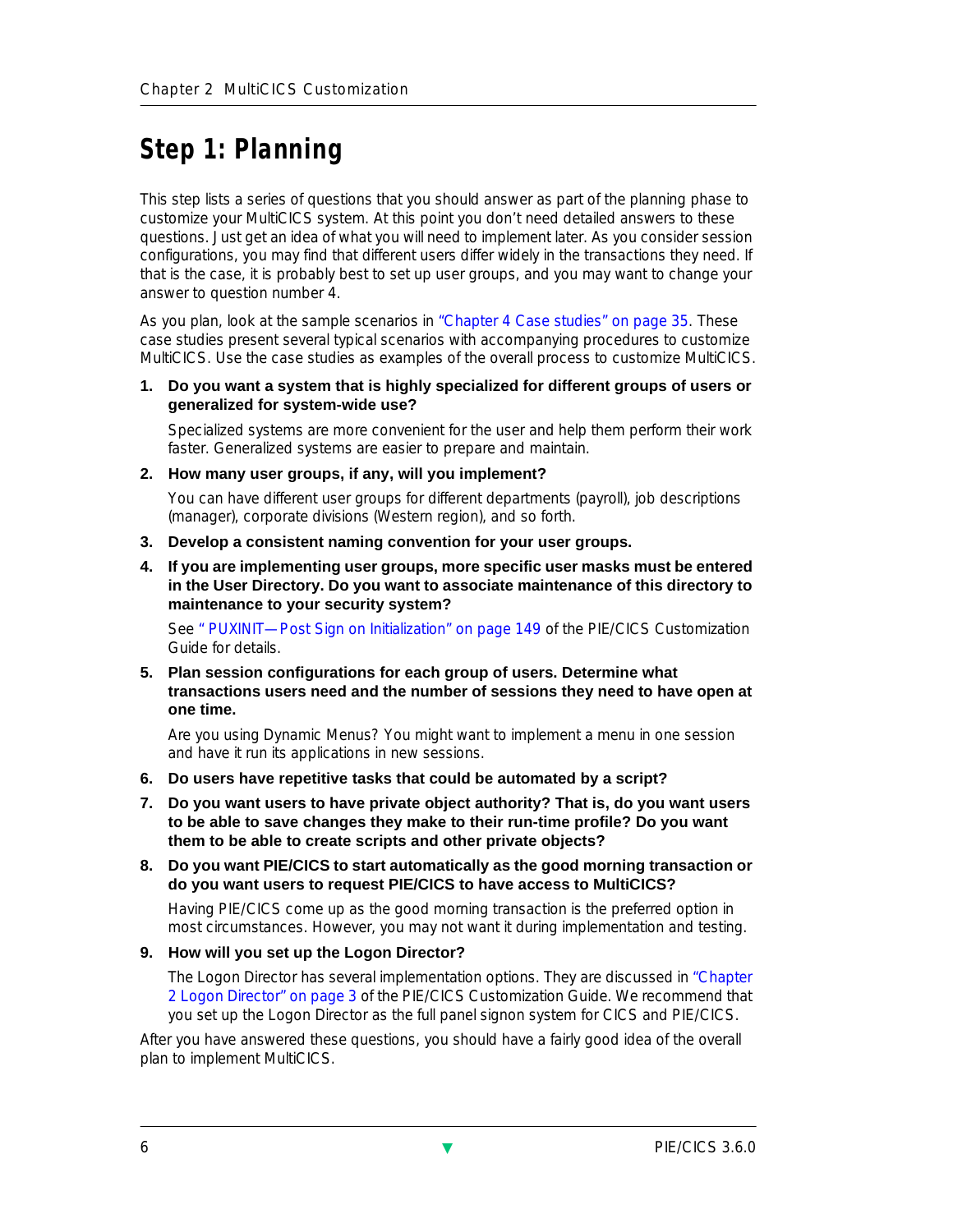# Step 1: Planning

This step lists a series of questions that you should answer as part of the planning phase to customize your MultiCICS system. At this point you don't need detailed answers to these questions. Just get an idea of what you will need to implement later. As you consider session configurations, you may find that different users differ widely in the transactions they need. If that is the case, it is probably best to set up user groups, and you may want to change your answer to question number 4.

As you plan, look at the sample scenarios in "Chapter 4 Case studies" on page 35. These case studies present several typical scenarios with accompanying procedures to customize MultiCICS. Use the case studies as examples of the overall process to customize MultiCICS.

1. **Do you want a system that is highly specialized for different groups of users or generalized for system-wide use?**

   Specialized systems are more convenient for the user and help them perform their work faster. Generalized systems are easier to prepare and maintain.

2. **How many user groups, if any, will you implement?**

   You can have different user groups for different departments (payroll), job descriptions (manager), corporate divisions (Western region), and so forth.

3. **Develop a consistent naming convention for your user groups.**

4. **If you are implementing user groups, more specific user masks must be entered in the User Directory. Do you want to associate maintenance of this directory to maintenance to your security system?**

   See " PUXINIT—Post Sign on Initialization" on page 149 of the PIE/CICS Customization Guide for details.

5. **Plan session configurations for each group of users. Determine what transactions users need and the number of sessions they need to have open at one time.**

   Are you using Dynamic Menus? You might want to implement a menu in one session and have it run its applications in new sessions.

6. **Do users have repetitive tasks that could be automated by a script?**

7. **Do you want users to have private object authority? That is, do you want users to be able to save changes they make to their run-time profile? Do you want them to be able to create scripts and other private objects?**

8. **Do you want PIE/CICS to start automatically as the good morning transaction or do you want users to request PIE/CICS to have access to MultiCICS?**

   Having PIE/CICS come up as the good morning transaction is the preferred option in most circumstances. However, you may not want it during implementation and testing.

9. **How will you set up the Logon Director?**

   The Logon Director has several implementation options. They are discussed in "Chapter 2 Logon Director" on page 3 of the PIE/CICS Customization Guide. We recommend that you set up the Logon Director as the full panel signon system for CICS and PIE/CICS.

After you have answered these questions, you should have a fairly good idea of the overall plan to implement MultiCICS.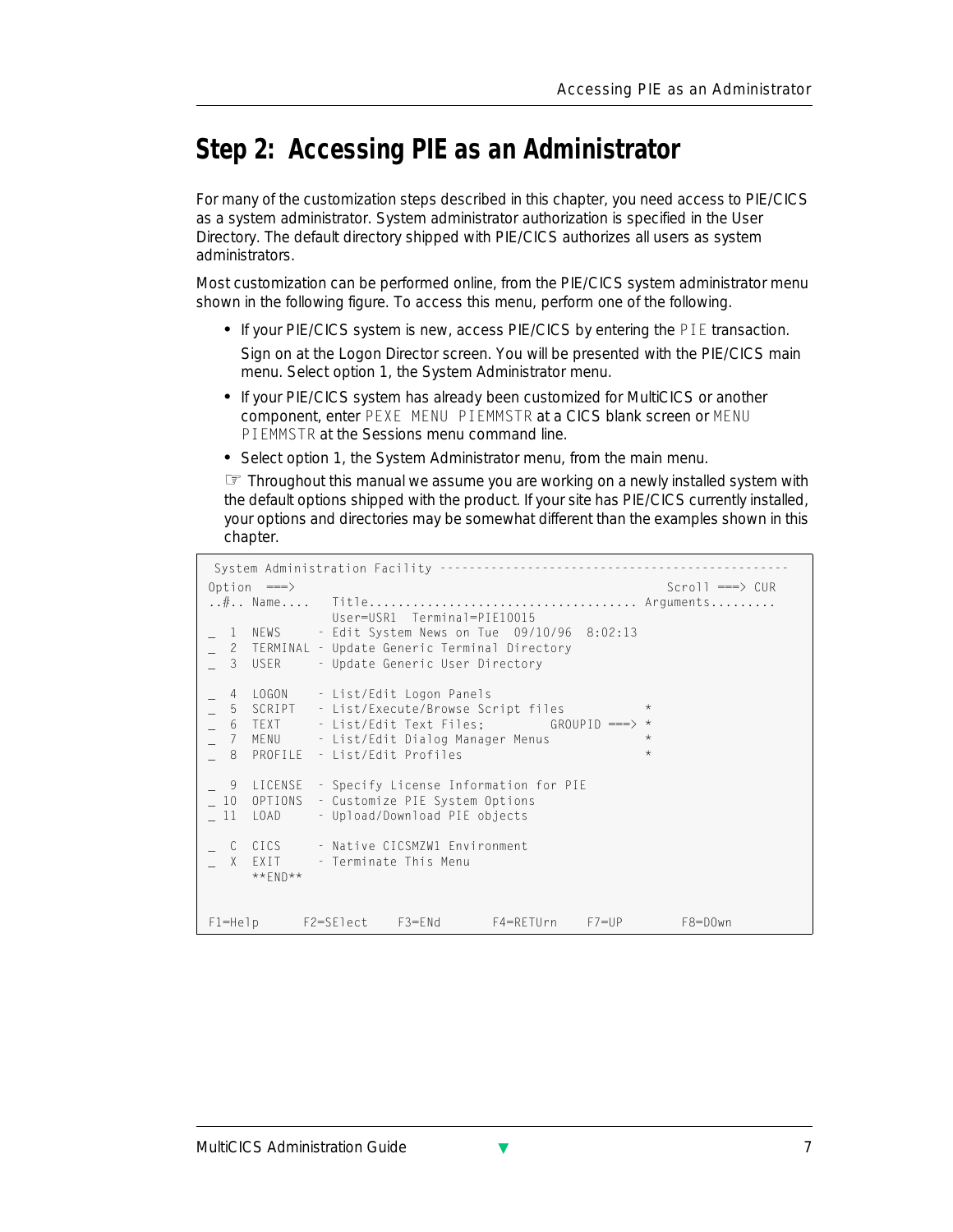## Step 2: Accessing PIE as an Administrator

For many of the customization steps described in this chapter, you need access to PIE/CICS as a system administrator. System administrator authorization is specified in the User Directory. The default directory shipped with PIE/CICS authorizes all users as system administrators.

Most customization can be performed online, from the PIE/CICS system administrator menu shown in the following figure. To access this menu, perform one of the following.

- If your PIE/CICS system is new, access PIE/CICS by entering the `PIE` transaction.

  Sign on at the Logon Director screen. You will be presented with the PIE/CICS main menu. Select option 1, the System Administrator menu.
- If your PIE/CICS system has already been customized for MultiCICS or another component, enter `PEXE MENU PIEMMSTR` at a CICS blank screen or `MENU PIEMMSTR` at the Sessions menu command line.
- Select option 1, the System Administrator menu, from the main menu.

☞ Throughout this manual we assume you are working on a newly installed system with the default options shipped with the product. If your site has PIE/CICS currently installed, your options and directories may be somewhat different than the examples shown in this chapter.

```
 System Administration Facility ---------------------------------------------
Option  ===>                                                    Scroll ===> CUR
..#.. Name....   Title..................................... Arguments.........
                 User=USR1  Terminal=PIE10015
_  1  NEWS     - Edit System News on Tue  09/10/96  8:02:13
_  2  TERMINAL - Update Generic Terminal Directory
_  3  USER     - Update Generic User Directory

_  4  LOGON    - List/Edit Logon Panels
_  5  SCRIPT   - List/Execute/Browse Script files          *
_  6  TEXT     - List/Edit Text Files;       GROUPID ===> *
_  7  MENU     - List/Edit Dialog Manager Menus             *
_  8  PROFILE  - List/Edit Profiles                         *

_  9  LICENSE  - Specify License Information for PIE
_ 10  OPTIONS  - Customize PIE System Options
_ 11  LOAD     - Upload/Download PIE objects

_  C  CICS     - Native CICSMZW1 Environment
_  X  EXIT     - Terminate This Menu
      **END**


F1=Help      F2=SElect    F3=ENd       F4=RETUrn    F7=UP        F8=DOwn
```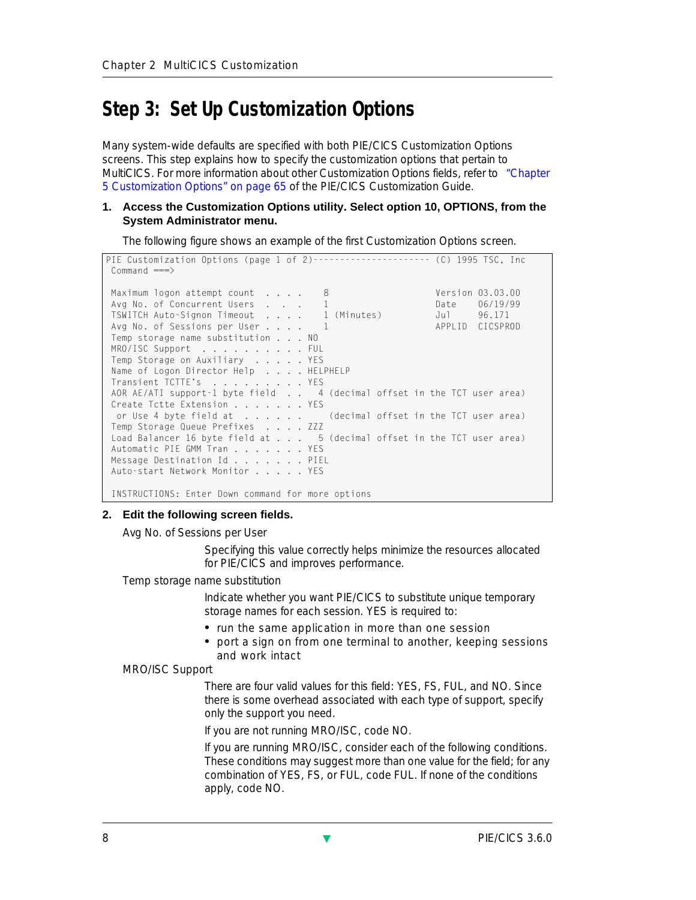# Step 3: Set Up Customization Options

Many system-wide defaults are specified with both PIE/CICS Customization Options screens. This step explains how to specify the customization options that pertain to MultiCICS. For more information about other Customization Options fields, refer to "Chapter 5 Customization Options" on page 65 of the PIE/CICS Customization Guide.

1. **Access the Customization Options utility. Select option 10, OPTIONS, from the System Administrator menu.**

   The following figure shows an example of the first Customization Options screen.

```
PIE Customization Options (page 1 of 2)---------------------- (C) 1995 TSC, Inc
 Command ===>

 Maximum logon attempt count . . . .    8                   Version 03.03.00
 Avg No. of Concurrent Users  . . .     1                   Date    06/19/99
 TSWITCH Auto-Signon Timeout  . . . .   1 (Minutes)         Jul     96.171
 Avg No. of Sessions per User . . . .   1                   APPLID  CICSPROD
 Temp storage name substitution . . . NO
 MRO/ISC Support  . . . . . . . . . . FUL
 Temp Storage on Auxiliary  . . . . . YES
 Name of Logon Director Help  . . . . HELPHELP
 Transient TCTTE's  . . . . . . . . . YES
 AOR AE/ATI support-1 byte field  . .  4 (decimal offset in the TCT user area)
 Create Tctte Extension . . . . . . . YES
  or Use 4 byte field at  . . . . . .    (decimal offset in the TCT user area)
 Temp Storage Queue Prefixes  . . . . ZZZ
 Load Balancer 16 byte field at . . .  5 (decimal offset in the TCT user area)
 Automatic PIE GMM Tran . . . . . . . YES
 Message Destination Id . . . . . . . PIEL
 Auto-start Network Monitor . . . . . YES

 INSTRUCTIONS: Enter Down command for more options
```

2. **Edit the following screen fields.**

   Avg No. of Sessions per User

   Specifying this value correctly helps minimize the resources allocated for PIE/CICS and improves performance.

   Temp storage name substitution

   Indicate whether you want PIE/CICS to substitute unique temporary storage names for each session. YES is required to:

   - run the same application in more than one session
   - port a sign on from one terminal to another, keeping sessions and work intact

   MRO/ISC Support

   There are four valid values for this field: YES, FS, FUL, and NO. Since there is some overhead associated with each type of support, specify only the support you need.

   If you are not running MRO/ISC, code NO.

   If you are running MRO/ISC, consider each of the following conditions. These conditions may suggest more than one value for the field; for any combination of YES, FS, or FUL, code FUL. If none of the conditions apply, code NO.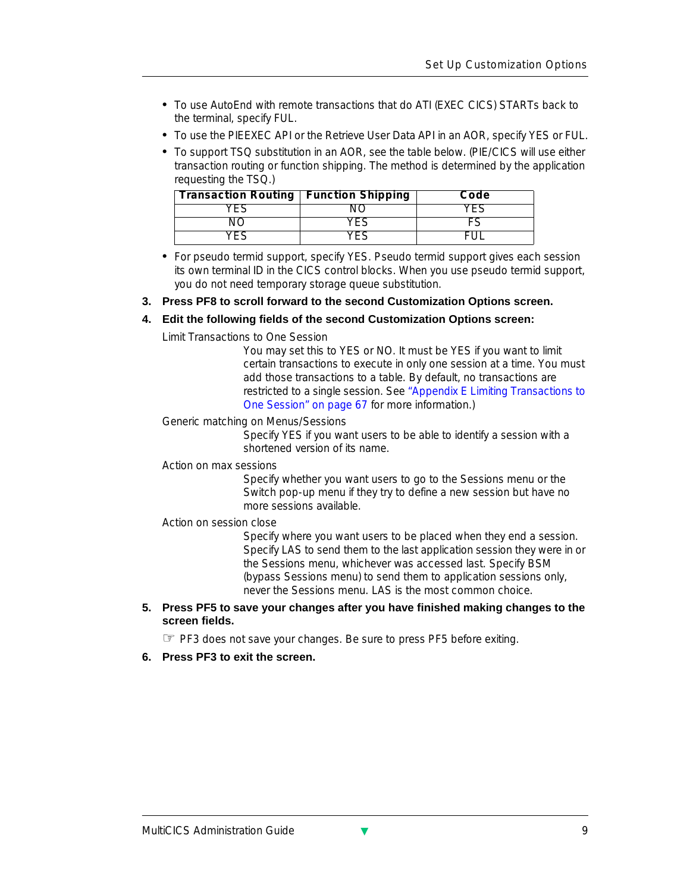- To use AutoEnd with remote transactions that do ATI (EXEC CICS) STARTs back to the terminal, specify FUL.
- To use the PIEEXEC API or the Retrieve User Data API in an AOR, specify YES or FUL.
- To support TSQ substitution in an AOR, see the table below. (PIE/CICS will use either transaction routing or function shipping. The method is determined by the application requesting the TSQ.)

| Transaction Routing | Function Shipping | Code |
|---|---|---|
| YES | NO | YES |
| NO | YES | FS |
| YES | YES | FUL |

- For pseudo termid support, specify YES. Pseudo termid support gives each session its own terminal ID in the CICS control blocks. When you use pseudo termid support, you do not need temporary storage queue substitution.

3. **Press PF8 to scroll forward to the second Customization Options screen.**

4. **Edit the following fields of the second Customization Options screen:**

   Limit Transactions to One Session

   > You may set this to YES or NO. It must be YES if you want to limit certain transactions to execute in only one session at a time. You must add those transactions to a table. By default, no transactions are restricted to a single session. See "Appendix E Limiting Transactions to One Session" on page 67 for more information.)

   Generic matching on Menus/Sessions

   > Specify YES if you want users to be able to identify a session with a shortened version of its name.

   Action on max sessions

   > Specify whether you want users to go to the Sessions menu or the Switch pop-up menu if they try to define a new session but have no more sessions available.

   Action on session close

   > Specify where you want users to be placed when they end a session. Specify LAS to send them to the last application session they were in or the Sessions menu, whichever was accessed last. Specify BSM (bypass Sessions menu) to send them to application sessions only, never the Sessions menu. LAS is the most common choice.

5. **Press PF5 to save your changes after you have finished making changes to the screen fields.**

   ☞ PF3 does not save your changes. Be sure to press PF5 before exiting.

6. **Press PF3 to exit the screen.**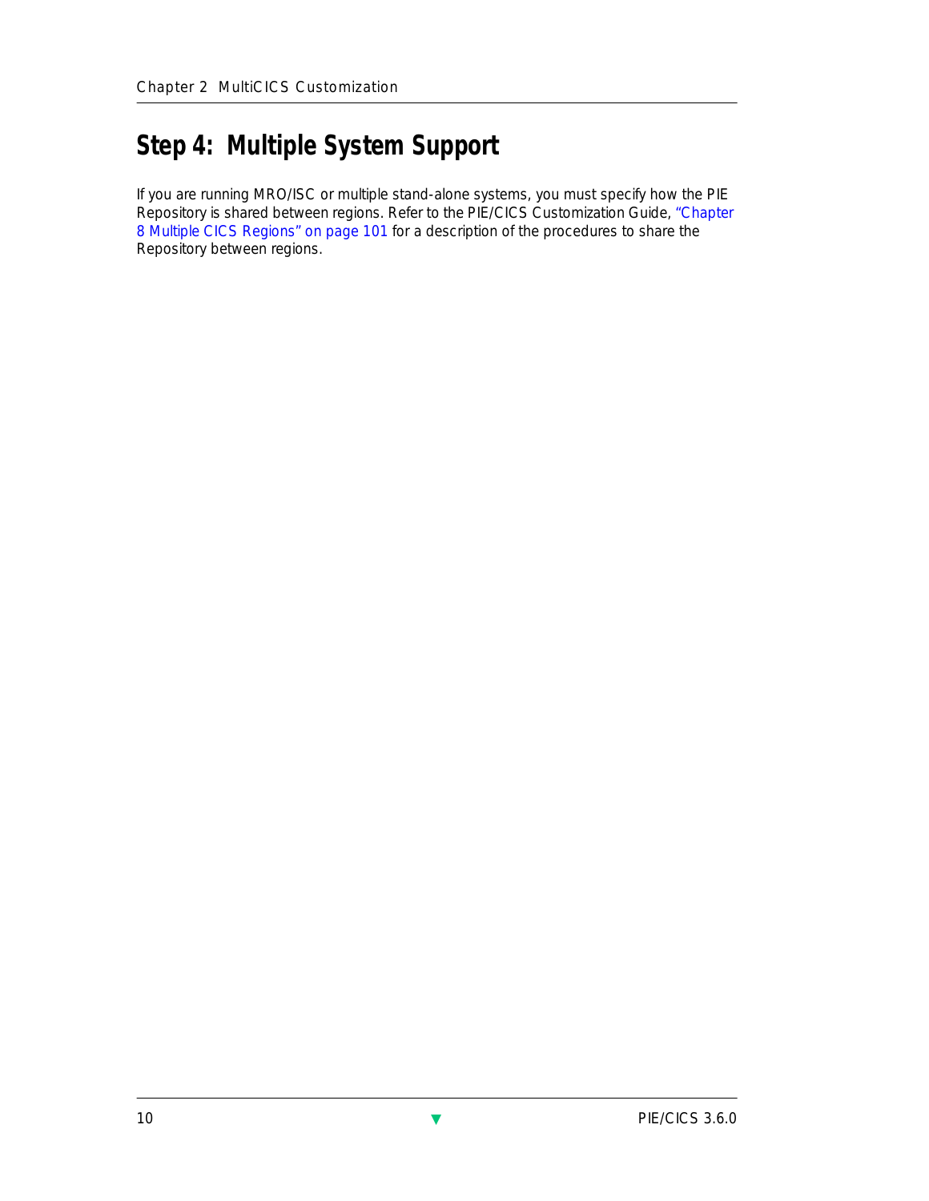## Step 4: Multiple System Support

If you are running MRO/ISC or multiple stand-alone systems, you must specify how the PIE Repository is shared between regions. Refer to the PIE/CICS Customization Guide, "Chapter 8 Multiple CICS Regions" on page 101 for a description of the procedures to share the Repository between regions.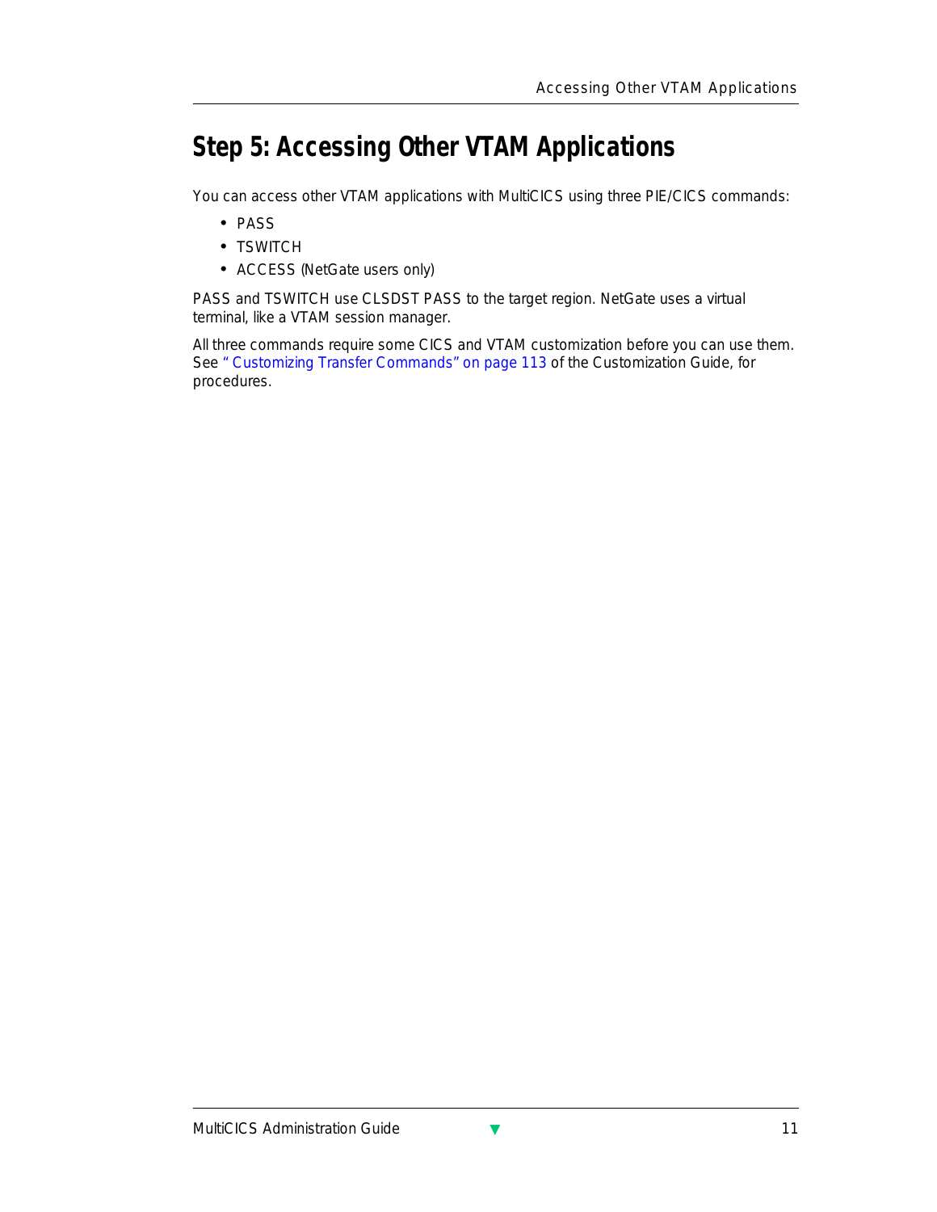## Step 5: Accessing Other VTAM Applications

You can access other VTAM applications with MultiCICS using three PIE/CICS commands:

- PASS
- TSWITCH
- ACCESS (NetGate users only)

PASS and TSWITCH use CLSDST PASS to the target region. NetGate uses a virtual terminal, like a VTAM session manager.

All three commands require some CICS and VTAM customization before you can use them. See " Customizing Transfer Commands" on page 113 of the Customization Guide, for procedures.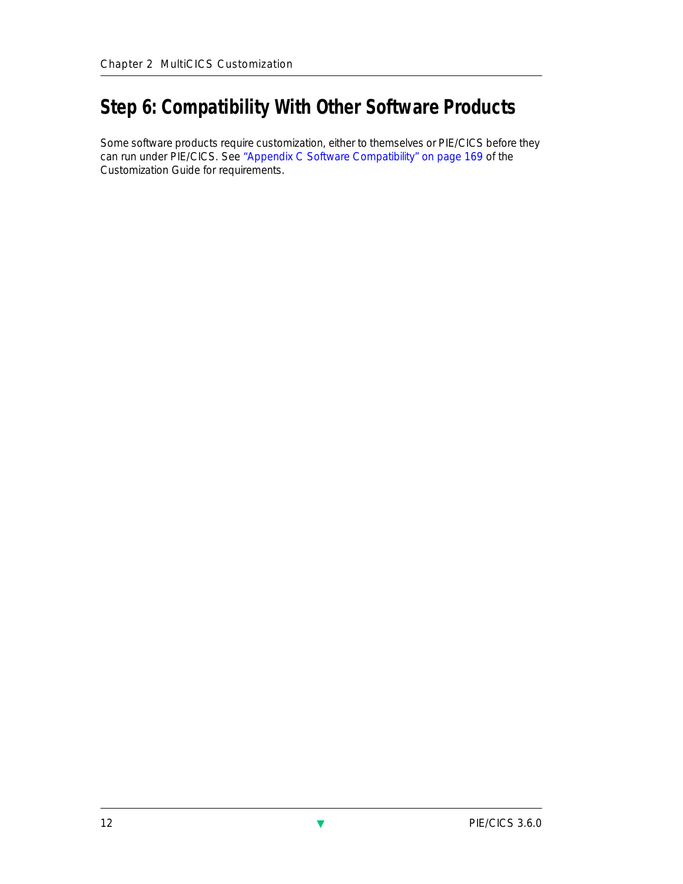## Step 6: Compatibility With Other Software Products

Some software products require customization, either to themselves or PIE/CICS before they can run under PIE/CICS. See "Appendix C Software Compatibility" on page 169 of the Customization Guide for requirements.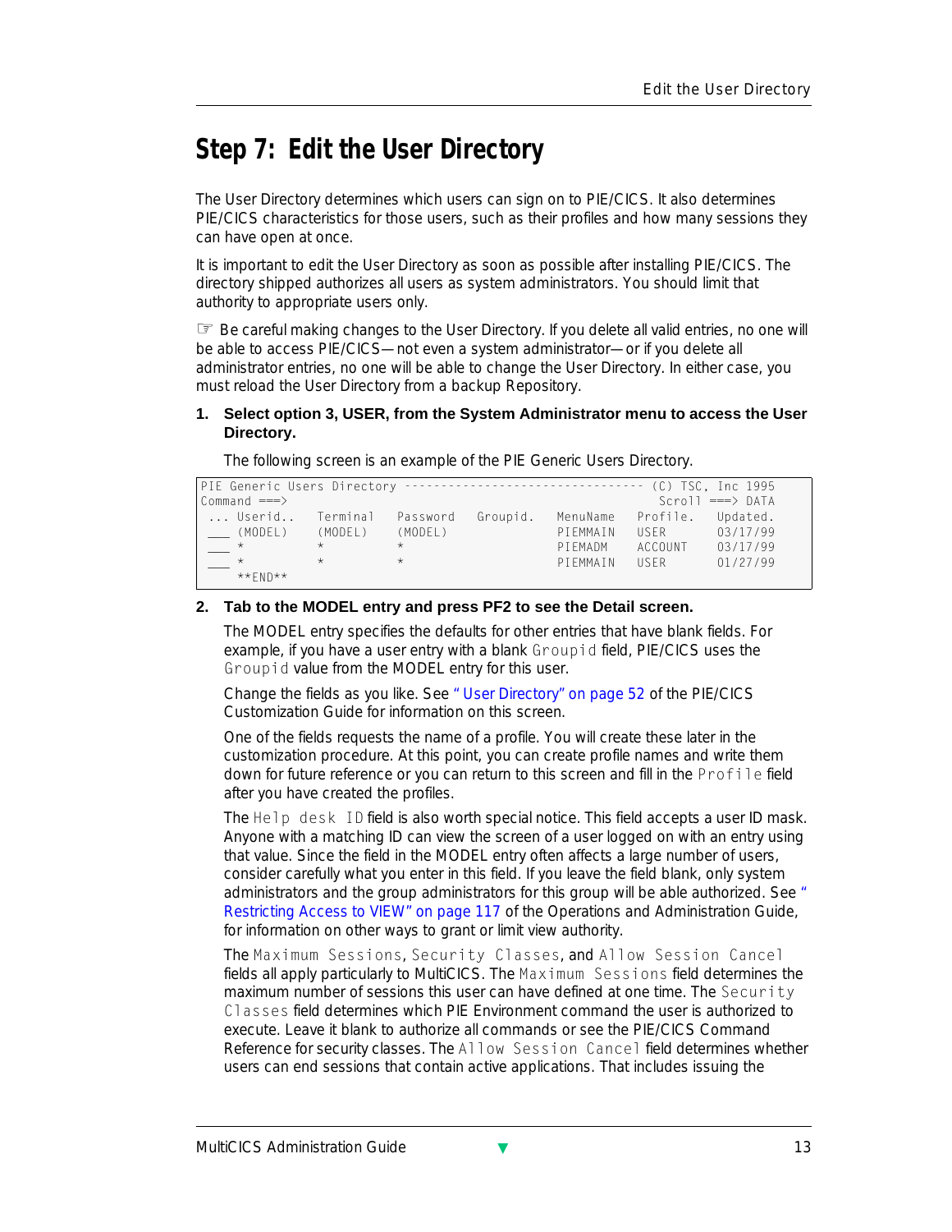# Step 7: Edit the User Directory

The User Directory determines which users can sign on to PIE/CICS. It also determines PIE/CICS characteristics for those users, such as their profiles and how many sessions they can have open at once.

It is important to edit the User Directory as soon as possible after installing PIE/CICS. The directory shipped authorizes all users as system administrators. You should limit that authority to appropriate users only.

☞ Be careful making changes to the User Directory. If you delete all valid entries, no one will be able to access PIE/CICS—not even a system administrator—or if you delete all administrator entries, no one will be able to change the User Directory. In either case, you must reload the User Directory from a backup Repository.

**1. Select option 3, USER, from the System Administrator menu to access the User Directory.**

The following screen is an example of the PIE Generic Users Directory.

```
PIE Generic Users Directory -------------------------------- (C) TSC, Inc 1995
Command ===>                                                  Scroll ===> DATA
 ... Userid..  Terminal  Password  Groupid.  MenuName  Profile.  Updated.
 ___ (MODEL)   (MODEL)   (MODEL)             PIEMMAIN  USER      03/17/99
 ___ *         *         *                   PIEMADM   ACCOUNT   03/17/99
 ___ *         *         *                   PIEMMAIN  USER      01/27/99
     **END**
```

**2. Tab to the MODEL entry and press PF2 to see the Detail screen.**

The MODEL entry specifies the defaults for other entries that have blank fields. For example, if you have a user entry with a blank `Groupid` field, PIE/CICS uses the `Groupid` value from the MODEL entry for this user.

Change the fields as you like. See "User Directory" on page 52 of the PIE/CICS Customization Guide for information on this screen.

One of the fields requests the name of a profile. You will create these later in the customization procedure. At this point, you can create profile names and write them down for future reference or you can return to this screen and fill in the `Profile` field after you have created the profiles.

The `Help desk ID` field is also worth special notice. This field accepts a user ID mask. Anyone with a matching ID can view the screen of a user logged on with an entry using that value. Since the field in the MODEL entry often affects a large number of users, consider carefully what you enter in this field. If you leave the field blank, only system administrators and the group administrators for this group will be able authorized. See "Restricting Access to VIEW" on page 117 of the Operations and Administration Guide, for information on other ways to grant or limit view authority.

The `Maximum Sessions`, `Security Classes`, and `Allow Session Cancel` fields all apply particularly to MultiCICS. The `Maximum Sessions` field determines the maximum number of sessions this user can have defined at one time. The `Security Classes` field determines which PIE Environment command the user is authorized to execute. Leave it blank to authorize all commands or see the PIE/CICS Command Reference for security classes. The `Allow Session Cancel` field determines whether users can end sessions that contain active applications. That includes issuing the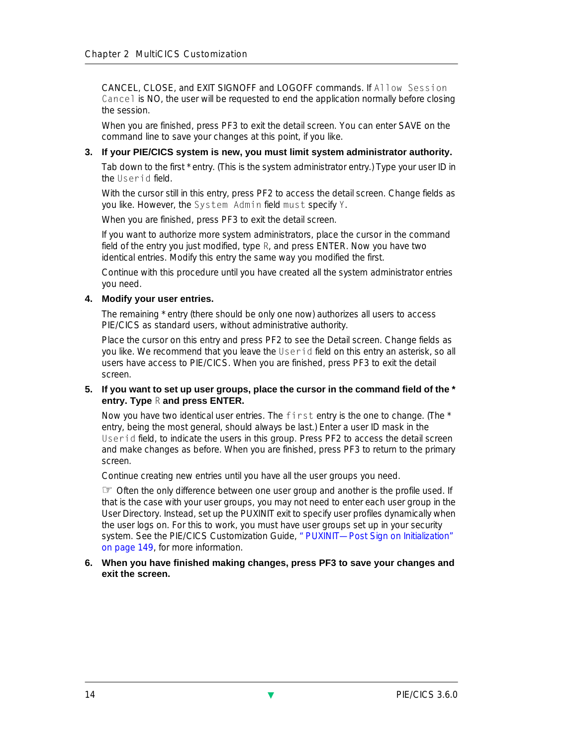CANCEL, CLOSE, and EXIT SIGNOFF and LOGOFF commands. If `Allow Session Cancel` is NO, the user will be requested to end the application normally before closing the session.

When you are finished, press PF3 to exit the detail screen. You can enter SAVE on the command line to save your changes at this point, if you like.

3. **If your PIE/CICS system is new, you must limit system administrator authority.**

   Tab down to the first * entry. (This is the system administrator entry.) Type your user ID in the `Userid` field.

   With the cursor still in this entry, press PF2 to access the detail screen. Change fields as you like. However, the `System Admin` field `must` specify `Y`.

   When you are finished, press PF3 to exit the detail screen.

   If you want to authorize more system administrators, place the cursor in the command field of the entry you just modified, type `R`, and press ENTER. Now you have two identical entries. Modify this entry the same way you modified the first.

   Continue with this procedure until you have created all the system administrator entries you need.

4. **Modify your user entries.**

   The remaining * entry (there should be only one now) authorizes all users to access PIE/CICS as standard users, without administrative authority.

   Place the cursor on this entry and press PF2 to see the Detail screen. Change fields as you like. We recommend that you leave the `Userid` field on this entry an asterisk, so all users have access to PIE/CICS. When you are finished, press PF3 to exit the detail screen.

5. **If you want to set up user groups, place the cursor in the command field of the * entry. Type `R` and press ENTER.**

   Now you have two identical user entries. The `first` entry is the one to change. (The * entry, being the most general, should always be last.) Enter a user ID mask in the `Userid` field, to indicate the users in this group. Press PF2 to access the detail screen and make changes as before. When you are finished, press PF3 to return to the primary screen.

   Continue creating new entries until you have all the user groups you need.

   ☞ Often the only difference between one user group and another is the profile used. If that is the case with your user groups, you may not need to enter each user group in the User Directory. Instead, set up the PUXINIT exit to specify user profiles dynamically when the user logs on. For this to work, you must have user groups set up in your security system. See the PIE/CICS Customization Guide, "PUXINIT—Post Sign on Initialization" on page 149, for more information.

6. **When you have finished making changes, press PF3 to save your changes and exit the screen.**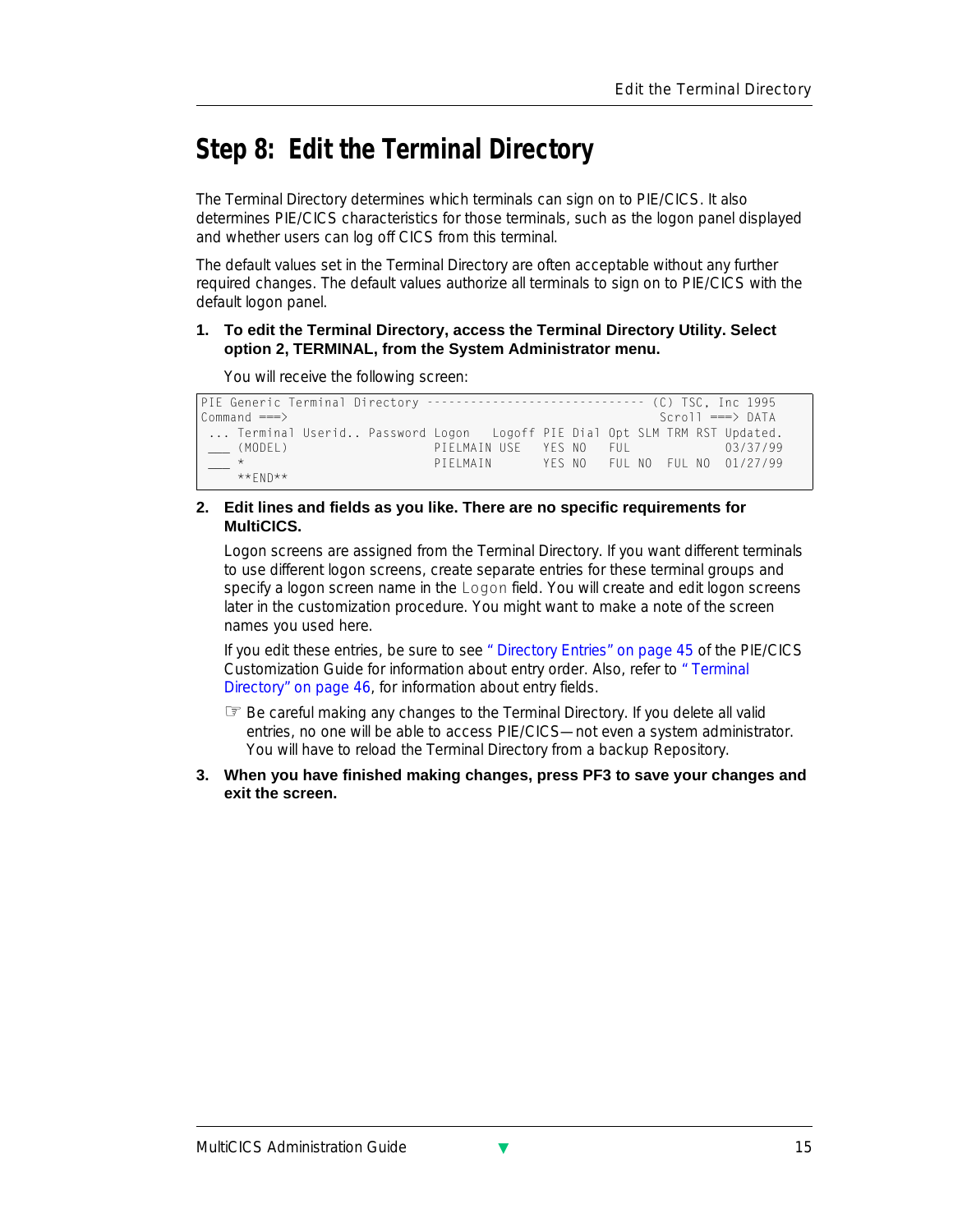# Step 8: Edit the Terminal Directory

The Terminal Directory determines which terminals can sign on to PIE/CICS. It also determines PIE/CICS characteristics for those terminals, such as the logon panel displayed and whether users can log off CICS from this terminal.

The default values set in the Terminal Directory are often acceptable without any further required changes. The default values authorize all terminals to sign on to PIE/CICS with the default logon panel.

1. **To edit the Terminal Directory, access the Terminal Directory Utility. Select option 2, TERMINAL, from the System Administrator menu.**

   You will receive the following screen:

```
PIE Generic Terminal Directory ------------------------------ (C) TSC, Inc 1995
Command ===>                                                   Scroll ===> DATA
 ... Terminal Userid.. Password Logon   Logoff PIE Dial Opt SLM TRM RST Updated.
 ___ (MODEL)                    PIELMAIN USE   YES NO   FUL             03/37/99
 ___ *                          PIELMAIN       YES NO   FUL NO  FUL NO  01/27/99
     **END**
```

2. **Edit lines and fields as you like. There are no specific requirements for MultiCICS.**

   Logon screens are assigned from the Terminal Directory. If you want different terminals to use different logon screens, create separate entries for these terminal groups and specify a logon screen name in the `Logon` field. You will create and edit logon screens later in the customization procedure. You might want to make a note of the screen names you used here.

   If you edit these entries, be sure to see "Directory Entries" on page 45 of the PIE/CICS Customization Guide for information about entry order. Also, refer to "Terminal Directory" on page 46, for information about entry fields.

   ☞ Be careful making any changes to the Terminal Directory. If you delete all valid entries, no one will be able to access PIE/CICS—not even a system administrator. You will have to reload the Terminal Directory from a backup Repository.

3. **When you have finished making changes, press PF3 to save your changes and exit the screen.**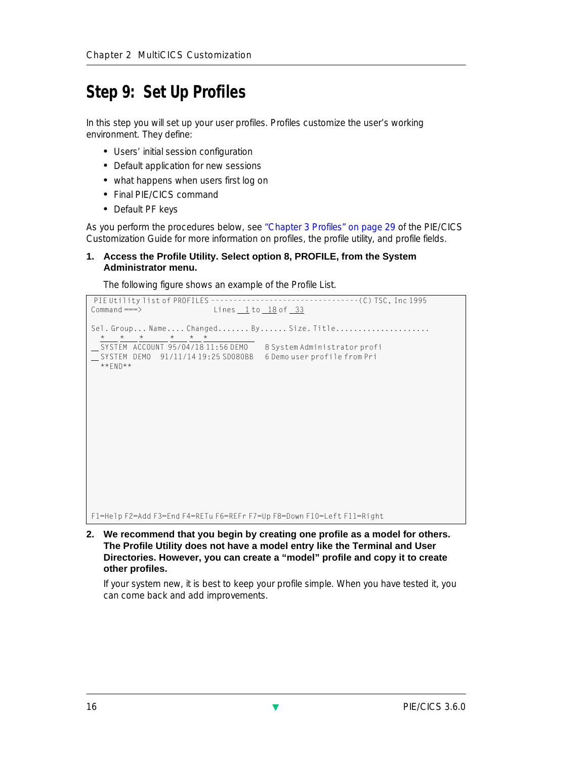# Step 9: Set Up Profiles

In this step you will set up your user profiles. Profiles customize the user's working environment. They define:

- Users' initial session configuration
- Default application for new sessions
- what happens when users first log on
- Final PIE/CICS command
- Default PF keys

As you perform the procedures below, see "Chapter 3 Profiles" on page 29 of the PIE/CICS Customization Guide for more information on profiles, the profile utility, and profile fields.

**1. Access the Profile Utility. Select option 8, PROFILE, from the System Administrator menu.**

The following figure shows an example of the Profile List.

```
 PIE Utility list of PROFILES --------------------------------(C) TSC, Inc 1995
Command ===>                 Lines __1 to __18 of __33

Sel. Group... Name.... Changed....... By...... Size. Title.....................
   *     *     *         *     *   *
__ SYSTEM  ACCOUNT 95/04/18 11:56 DEMO     8 System Administrator profi
__ SYSTEM  DEMO    91/11/14 19:25 SD080BB  6 Demo user profile from Pri
   **END**

















F1=Help F2=Add F3=End F4=RETu F6=REFr F7=Up F8=Down F10=Left F11=Right
```

**2. We recommend that you begin by creating one profile as a model for others. The Profile Utility does not have a model entry like the Terminal and User Directories. However, you can create a "model" profile and copy it to create other profiles.**

If your system new, it is best to keep your profile simple. When you have tested it, you can come back and add improvements.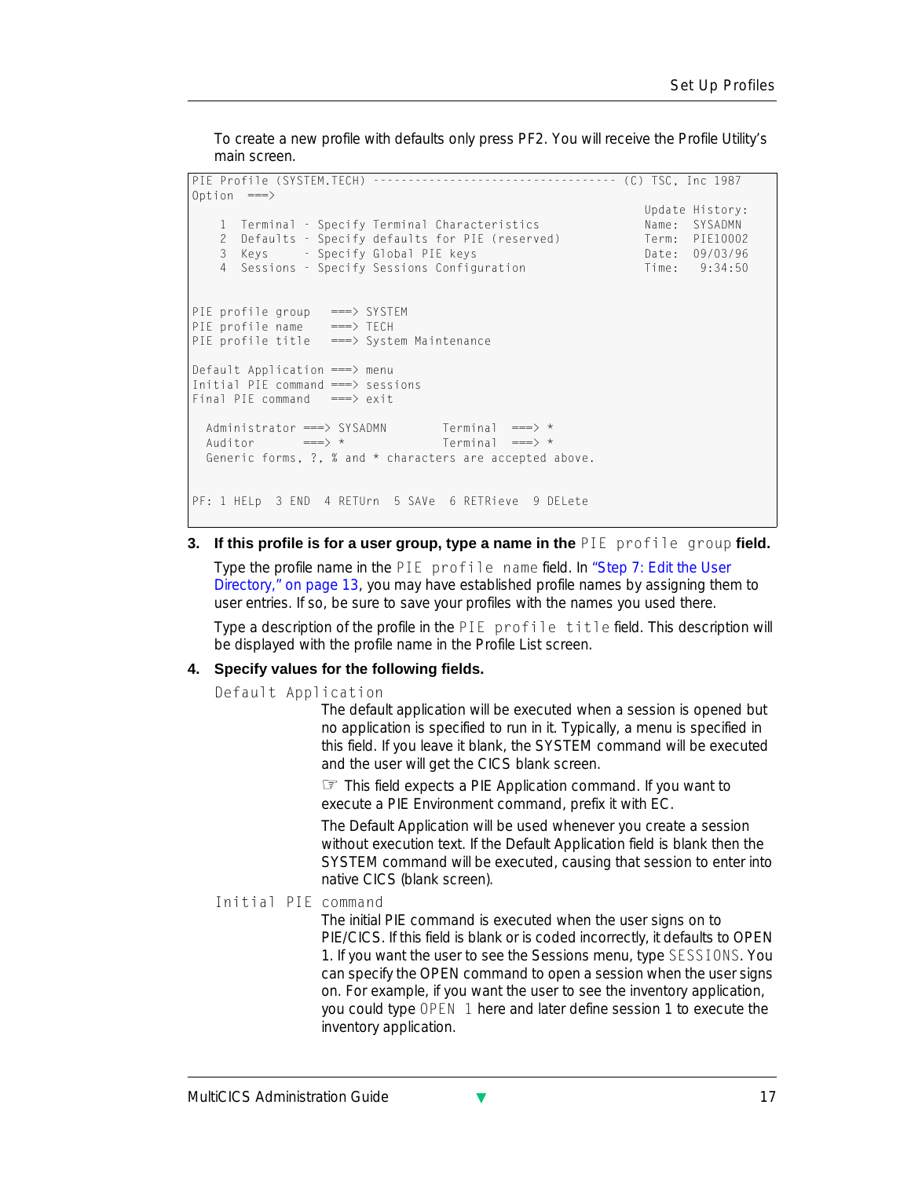To create a new profile with defaults only press PF2. You will receive the Profile Utility's main screen.

```
PIE Profile (SYSTEM.TECH) ----------------------------------- (C) TSC, Inc 1987
Option  ===>
                                                              Update History:
    1  Terminal - Specify Terminal Characteristics            Name:  SYSADMN
    2  Defaults - Specify defaults for PIE (reserved)         Term:  PIE10002
    3  Keys     - Specify Global PIE keys                     Date:  09/03/96
    4  Sessions - Specify Sessions Configuration              Time:   9:34:50


PIE profile group   ===> SYSTEM
PIE profile name    ===> TECH
PIE profile title   ===> System Maintenance

Default Application ===> menu
Initial PIE command ===> sessions
Final PIE command   ===> exit

  Administrator ===> SYSADMN        Terminal  ===> *
  Auditor       ===> *              Terminal  ===> *
  Generic forms, ?, % and * characters are accepted above.


PF: 1 HELp  3 END  4 RETUrn  5 SAVe  6 RETRieve  9 DELete
```

**3. If this profile is for a user group, type a name in the `PIE profile group` field.**

Type the profile name in the `PIE profile name` field. In "Step 7: Edit the User Directory," on page 13, you may have established profile names by assigning them to user entries. If so, be sure to save your profiles with the names you used there.

Type a description of the profile in the `PIE profile title` field. This description will be displayed with the profile name in the Profile List screen.

**4. Specify values for the following fields.**

`Default Application`

The default application will be executed when a session is opened but no application is specified to run in it. Typically, a menu is specified in this field. If you leave it blank, the SYSTEM command will be executed and the user will get the CICS blank screen.

☞ This field expects a PIE Application command. If you want to execute a PIE Environment command, prefix it with EC.

The Default Application will be used whenever you create a session without execution text. If the Default Application field is blank then the SYSTEM command will be executed, causing that session to enter into native CICS (blank screen).

`Initial PIE command`

The initial PIE command is executed when the user signs on to PIE/CICS. If this field is blank or is coded incorrectly, it defaults to OPEN 1. If you want the user to see the Sessions menu, type `SESSIONS`. You can specify the OPEN command to open a session when the user signs on. For example, if you want the user to see the inventory application, you could type `OPEN 1` here and later define session 1 to execute the inventory application.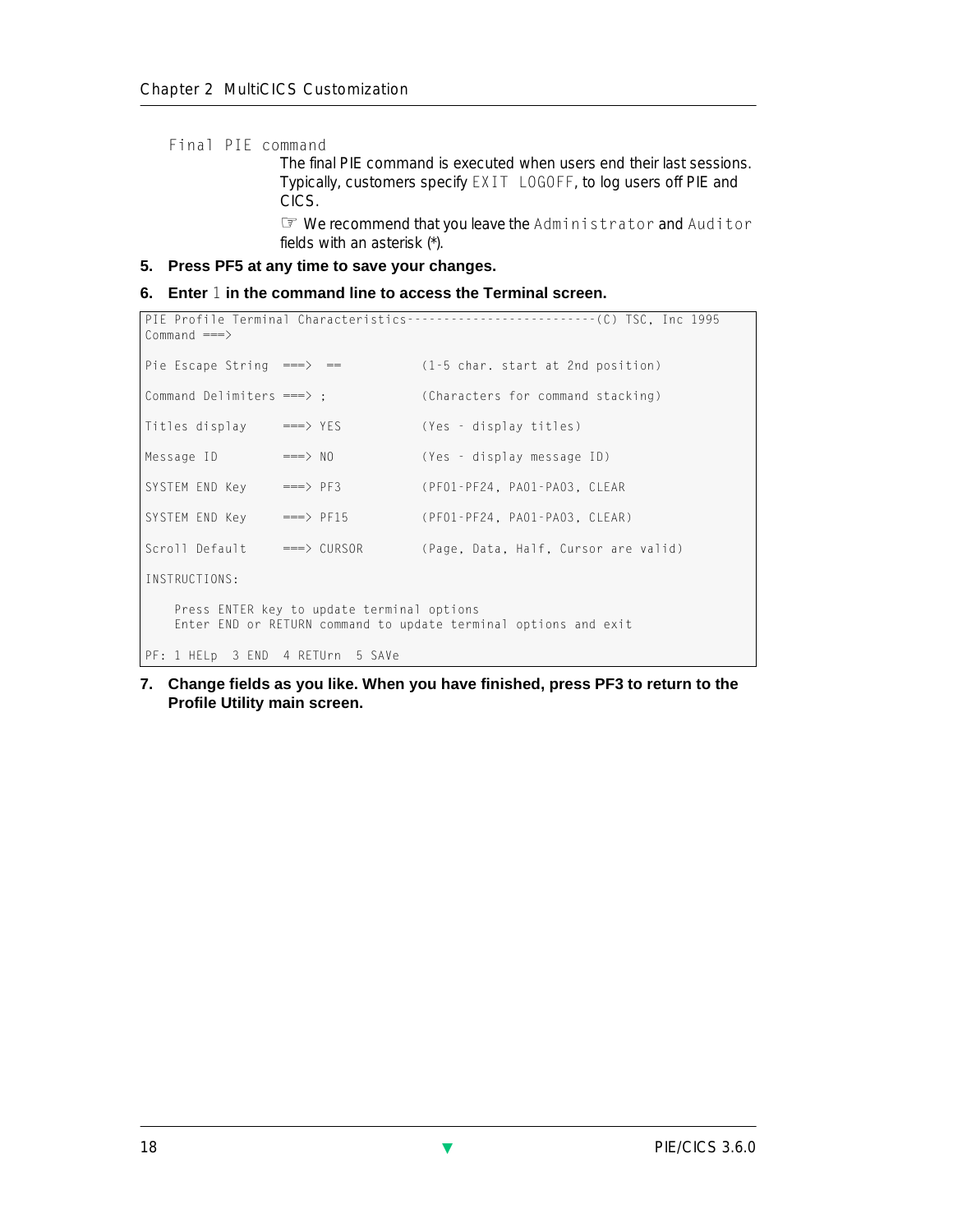Final PIE command

The final PIE command is executed when users end their last sessions. Typically, customers specify `EXIT LOGOFF`, to log users off PIE and CICS.

☞ We recommend that you leave the `Administrator` and `Auditor` fields with an asterisk (*).

5. **Press PF5 at any time to save your changes.**
6. **Enter `1` in the command line to access the Terminal screen.**

```
PIE Profile Terminal Characteristics--------------------------(C) TSC, Inc 1995
Command ===>

Pie Escape String  ===>  ==           (1-5 char. start at 2nd position)

Command Delimiters ===> ;             (Characters for command stacking)

Titles display     ===> YES           (Yes - display titles)

Message ID         ===> NO            (Yes - display message ID)

SYSTEM END Key     ===> PF3           (PF01-PF24, PA01-PA03, CLEAR

SYSTEM END Key     ===> PF15          (PF01-PF24, PA01-PA03, CLEAR)

Scroll Default     ===> CURSOR        (Page, Data, Half, Cursor are valid)

INSTRUCTIONS:

    Press ENTER key to update terminal options
    Enter END or RETURN command to update terminal options and exit

PF: 1 HELp  3 END  4 RETUrn  5 SAVe
```

7. **Change fields as you like. When you have finished, press PF3 to return to the Profile Utility main screen.**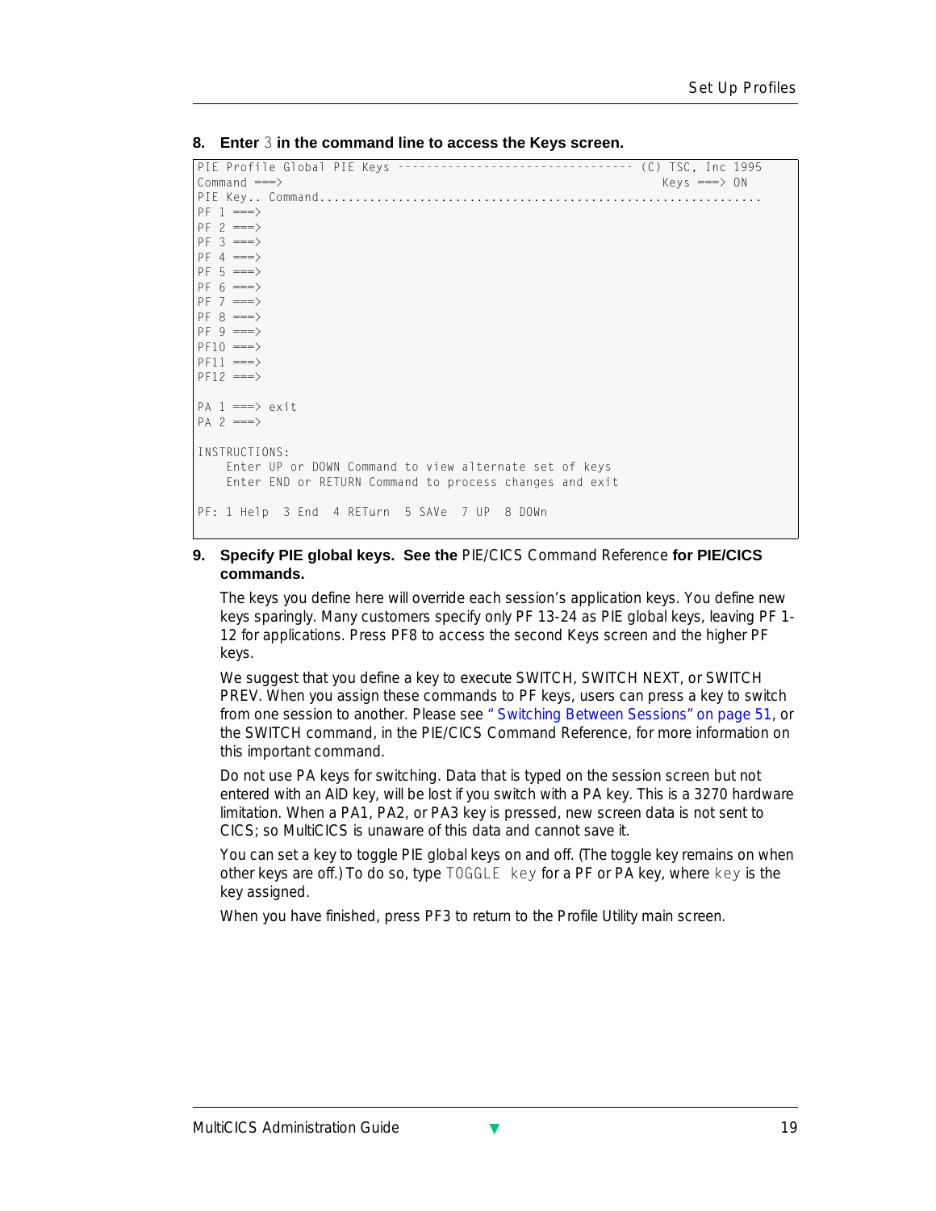8. **Enter** `3` **in the command line to access the Keys screen.**

```
PIE Profile Global PIE Keys -------------------------------- (C) TSC, Inc 1995
Command ===>                                                       Keys ===> ON
PIE Key.. Command.............................................................
PF 1 ===>
PF 2 ===>
PF 3 ===>
PF 4 ===>
PF 5 ===>
PF 6 ===>
PF 7 ===>
PF 8 ===>
PF 9 ===>
PF10 ===>
PF11 ===>
PF12 ===>

PA 1 ===> exit
PA 2 ===>

INSTRUCTIONS:
    Enter UP or DOWN Command to view alternate set of keys
    Enter END or RETURN Command to process changes and exit

PF: 1 Help  3 End  4 RETurn  5 SAVe  7 UP  8 DOWn
```

9. **Specify PIE global keys. See the** PIE/CICS Command Reference **for PIE/CICS commands.**

   The keys you define here will override each session's application keys. You define new keys sparingly. Many customers specify only PF 13-24 as PIE global keys, leaving PF 1-12 for applications. Press PF8 to access the second Keys screen and the higher PF keys.

   We suggest that you define a key to execute SWITCH, SWITCH NEXT, or SWITCH PREV. When you assign these commands to PF keys, users can press a key to switch from one session to another. Please see "Switching Between Sessions" on page 51, or the SWITCH command, in the PIE/CICS Command Reference, for more information on this important command.

   Do not use PA keys for switching. Data that is typed on the session screen but not entered with an AID key, will be lost if you switch with a PA key. This is a 3270 hardware limitation. When a PA1, PA2, or PA3 key is pressed, new screen data is not sent to CICS; so MultiCICS is unaware of this data and cannot save it.

   You can set a key to toggle PIE global keys on and off. (The toggle key remains on when other keys are off.) To do so, type `TOGGLE key` for a PF or PA key, where `key` is the key assigned.

   When you have finished, press PF3 to return to the Profile Utility main screen.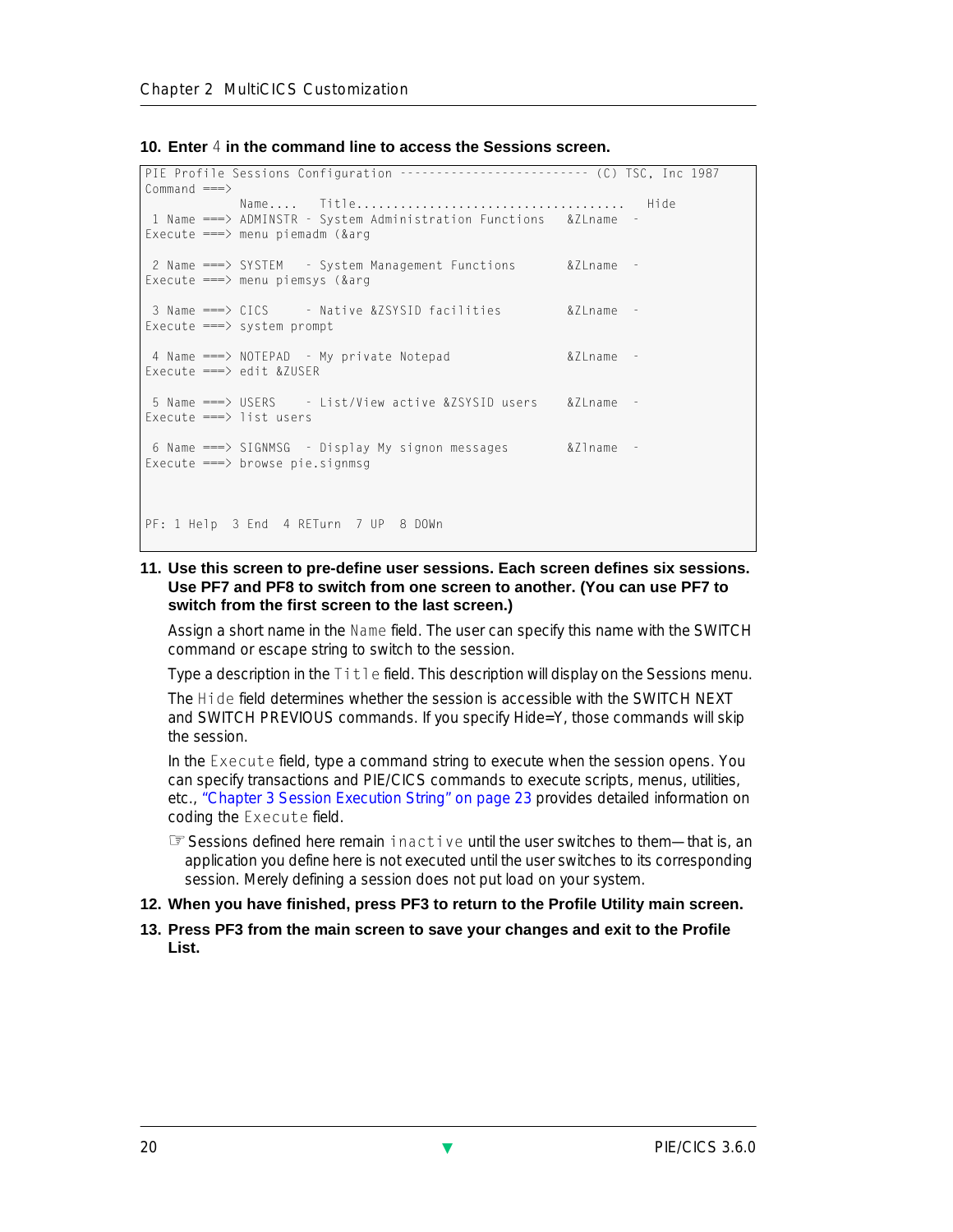**10. Enter** `4` **in the command line to access the Sessions screen.**

```
PIE Profile Sessions Configuration -------------------------- (C) TSC, Inc 1987
Command ===>
             Name....   Title...................................   Hide
 1 Name ===> ADMINSTR - System Administration Functions   &ZLname  -
Execute ===> menu piemadm (&arg

 2 Name ===> SYSTEM   - System Management Functions       &ZLname  -
Execute ===> menu piemsys (&arg

 3 Name ===> CICS     - Native &ZSYSID facilities         &ZLname  -
Execute ===> system prompt

 4 Name ===> NOTEPAD  - My private Notepad                &ZLname  -
Execute ===> edit &ZUSER

 5 Name ===> USERS    - List/View active &ZSYSID users    &ZLname  -
Execute ===> list users

 6 Name ===> SIGNMSG  - Display My signon messages        &Zlname  -
Execute ===> browse pie.signmsg



PF: 1 Help  3 End  4 RETurn  7 UP  8 DOWn
```

**11. Use this screen to pre-define user sessions. Each screen defines six sessions. Use PF7 and PF8 to switch from one screen to another. (You can use PF7 to switch from the first screen to the last screen.)**

Assign a short name in the `Name` field. The user can specify this name with the SWITCH command or escape string to switch to the session.

Type a description in the `Title` field. This description will display on the Sessions menu.

The `Hide` field determines whether the session is accessible with the SWITCH NEXT and SWITCH PREVIOUS commands. If you specify Hide=Y, those commands will skip the session.

In the `Execute` field, type a command string to execute when the session opens. You can specify transactions and PIE/CICS commands to execute scripts, menus, utilities, etc., "Chapter 3 Session Execution String" on page 23 provides detailed information on coding the `Execute` field.

☞ Sessions defined here remain `inactive` until the user switches to them—that is, an application you define here is not executed until the user switches to its corresponding session. Merely defining a session does not put load on your system.

**12. When you have finished, press PF3 to return to the Profile Utility main screen.**

**13. Press PF3 from the main screen to save your changes and exit to the Profile List.**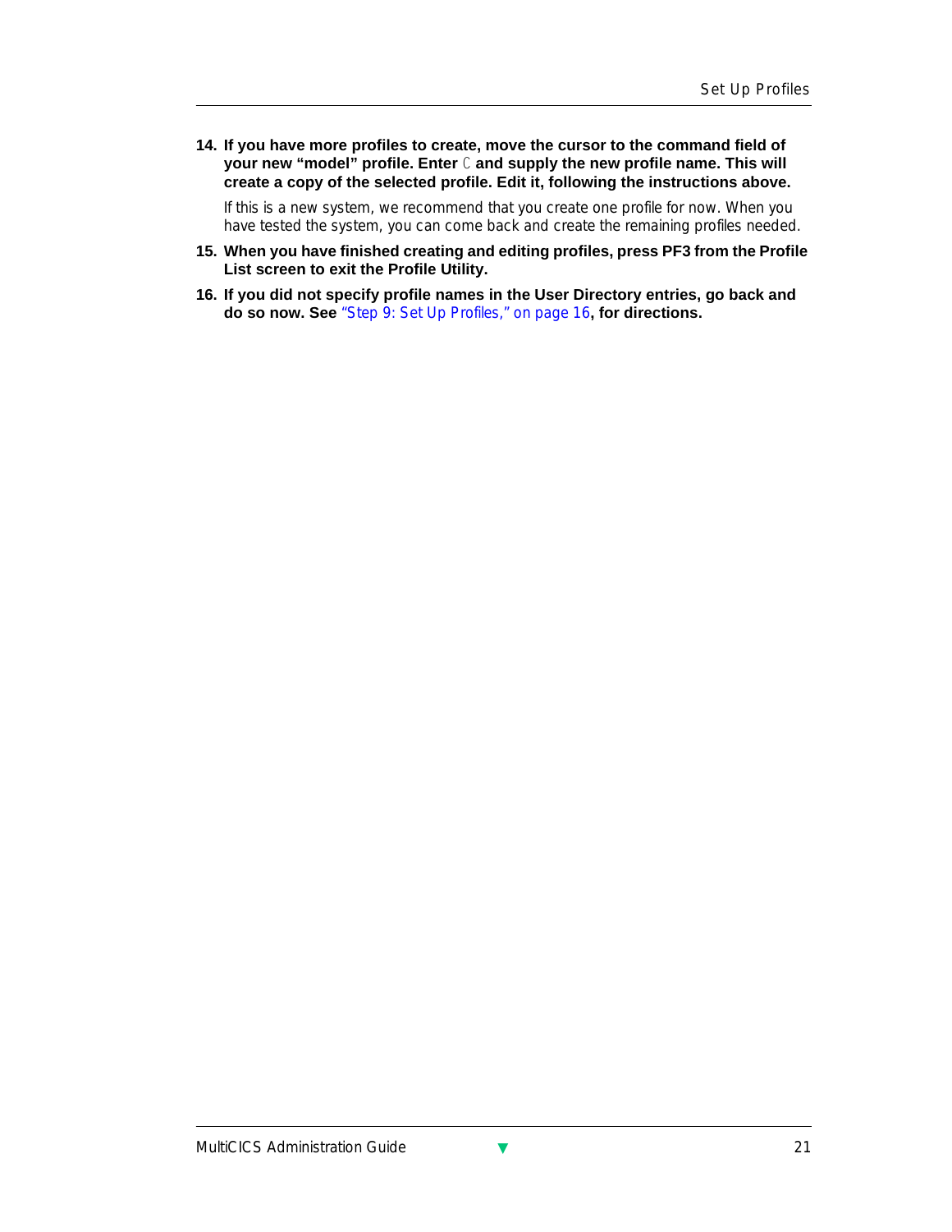14. **If you have more profiles to create, move the cursor to the command field of your new “model” profile. Enter** C **and supply the new profile name. This will create a copy of the selected profile. Edit it, following the instructions above.**

    If this is a new system, we recommend that you create one profile for now. When you have tested the system, you can come back and create the remaining profiles needed.

15. **When you have finished creating and editing profiles, press PF3 from the Profile List screen to exit the Profile Utility.**

16. **If you did not specify profile names in the User Directory entries, go back and do so now. See** “Step 9: Set Up Profiles,” on page 16**, for directions.**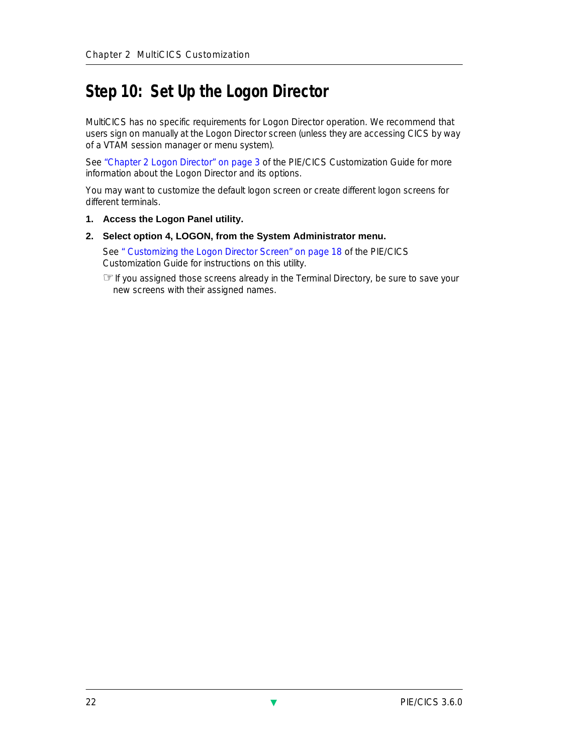# Step 10: Set Up the Logon Director

MultiCICS has no specific requirements for Logon Director operation. We recommend that users sign on manually at the Logon Director screen (unless they are accessing CICS by way of a VTAM session manager or menu system).

See "Chapter 2 Logon Director" on page 3 of the PIE/CICS Customization Guide for more information about the Logon Director and its options.

You may want to customize the default logon screen or create different logon screens for different terminals.

1. **Access the Logon Panel utility.**
2. **Select option 4, LOGON, from the System Administrator menu.**

   See " Customizing the Logon Director Screen" on page 18 of the PIE/CICS Customization Guide for instructions on this utility.

   ☞ If you assigned those screens already in the Terminal Directory, be sure to save your new screens with their assigned names.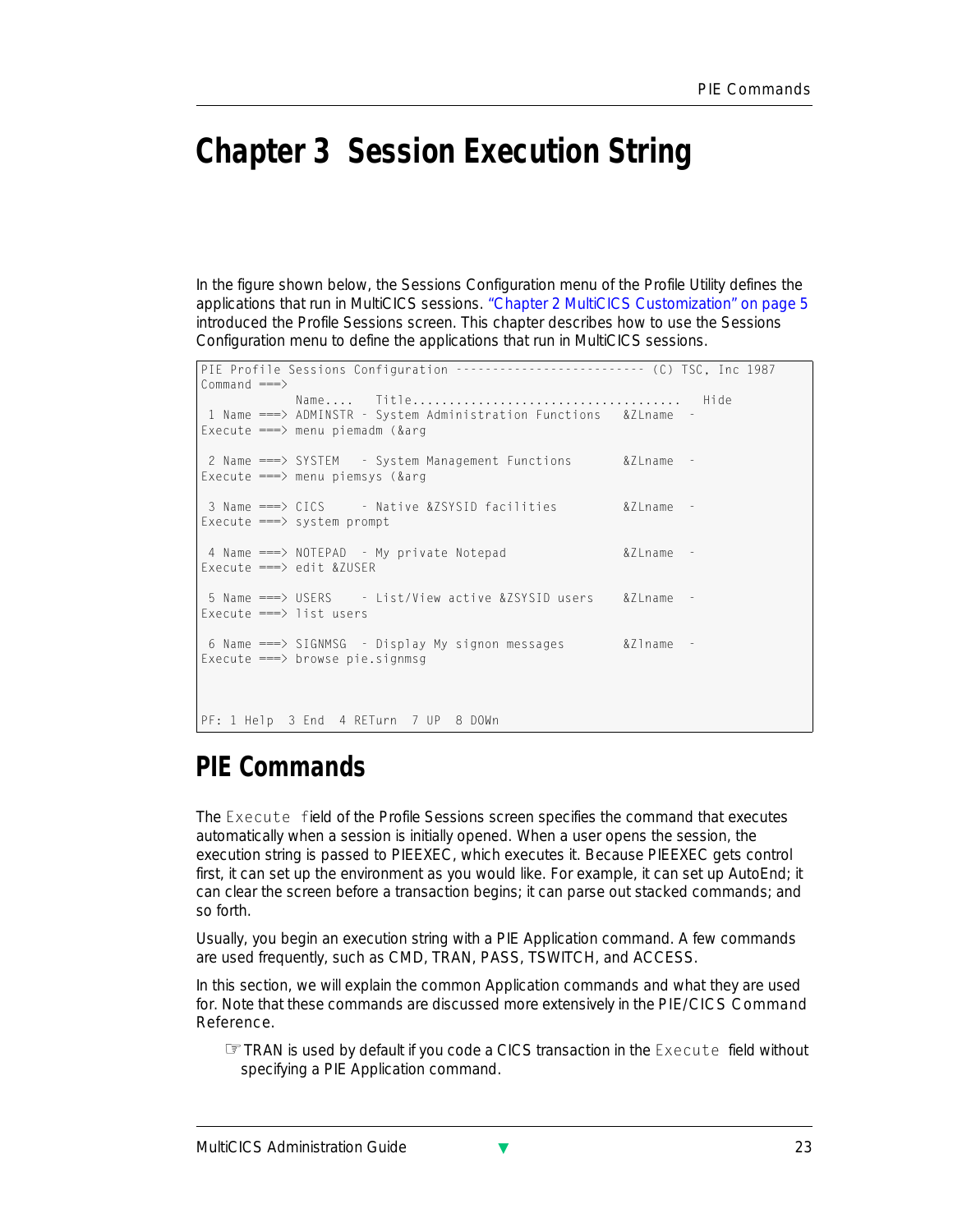# Chapter 3 Session Execution String

In the figure shown below, the Sessions Configuration menu of the Profile Utility defines the applications that run in MultiCICS sessions. "Chapter 2 MultiCICS Customization" on page 5 introduced the Profile Sessions screen. This chapter describes how to use the Sessions Configuration menu to define the applications that run in MultiCICS sessions.

```
PIE Profile Sessions Configuration -------------------------- (C) TSC, Inc 1987
Command ===>
            Name....   Title.....................................   Hide
 1 Name ===> ADMINSTR - System Administration Functions   &ZLname  -
Execute ===> menu piemadm (&arg

 2 Name ===> SYSTEM   - System Management Functions       &ZLname  -
Execute ===> menu piemsys (&arg

 3 Name ===> CICS     - Native &ZSYSID facilities         &ZLname  -
Execute ===> system prompt

 4 Name ===> NOTEPAD  - My private Notepad                &ZLname  -
Execute ===> edit &ZUSER

 5 Name ===> USERS    - List/View active &ZSYSID users    &ZLname  -
Execute ===> list users

 6 Name ===> SIGNMSG  - Display My signon messages        &Zlname  -
Execute ===> browse pie.signmsg



PF: 1 Help  3 End  4 RETurn  7 UP  8 DOWn
```

## PIE Commands

The `Execute` field of the Profile Sessions screen specifies the command that executes automatically when a session is initially opened. When a user opens the session, the execution string is passed to PIEEXEC, which executes it. Because PIEEXEC gets control first, it can set up the environment as you would like. For example, it can set up AutoEnd; it can clear the screen before a transaction begins; it can parse out stacked commands; and so forth.

Usually, you begin an execution string with a PIE Application command. A few commands are used frequently, such as CMD, TRAN, PASS, TSWITCH, and ACCESS.

In this section, we will explain the common Application commands and what they are used for. Note that these commands are discussed more extensively in the PIE/CICS *Command Reference*.

☞ TRAN is used by default if you code a CICS transaction in the `Execute` field without specifying a PIE Application command.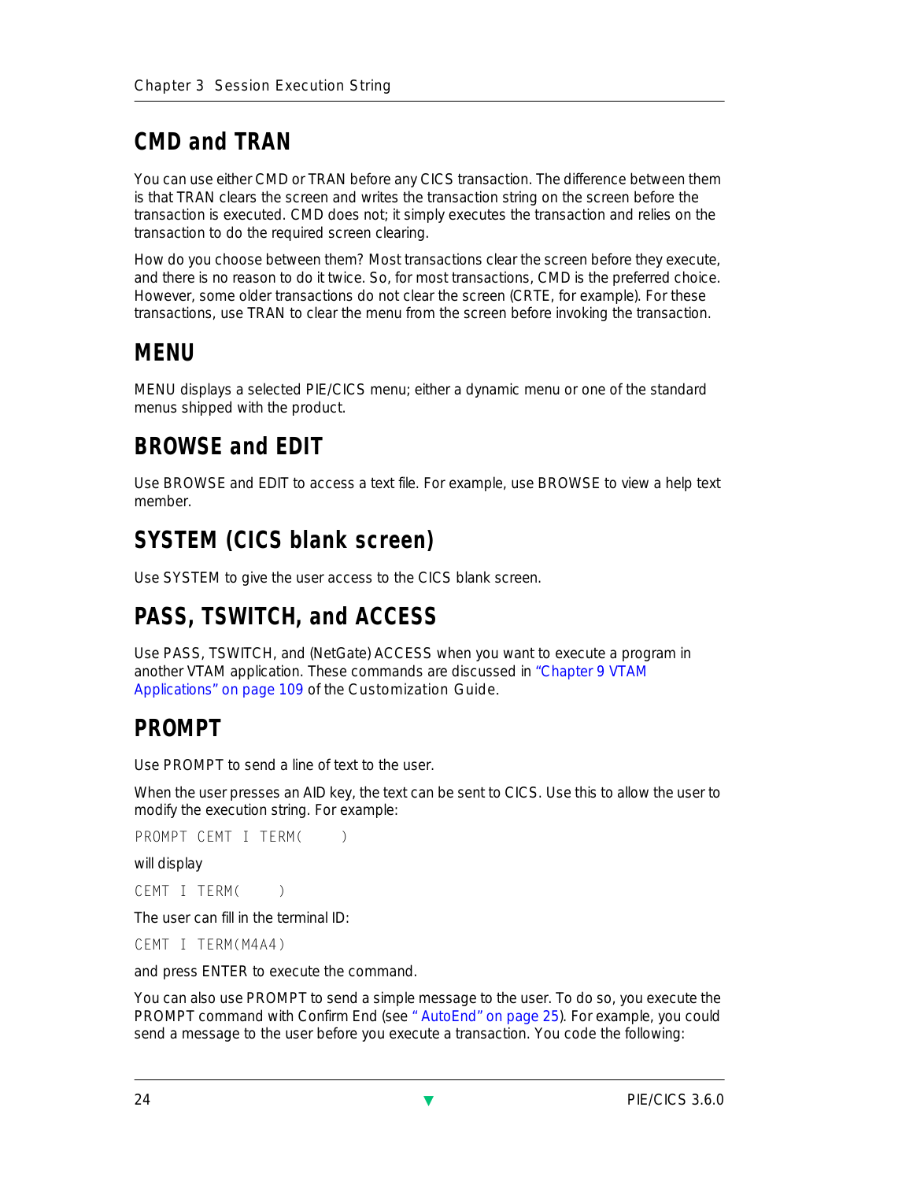## CMD and TRAN

You can use either CMD or TRAN before any CICS transaction. The difference between them is that TRAN clears the screen and writes the transaction string on the screen before the transaction is executed. CMD does not; it simply executes the transaction and relies on the transaction to do the required screen clearing.

How do you choose between them? Most transactions clear the screen before they execute, and there is no reason to do it twice. So, for most transactions, CMD is the preferred choice. However, some older transactions do not clear the screen (CRTE, for example). For these transactions, use TRAN to clear the menu from the screen before invoking the transaction.

## MENU

MENU displays a selected PIE/CICS menu; either a dynamic menu or one of the standard menus shipped with the product.

## BROWSE and EDIT

Use BROWSE and EDIT to access a text file. For example, use BROWSE to view a help text member.

## SYSTEM (CICS blank screen)

Use SYSTEM to give the user access to the CICS blank screen.

## PASS, TSWITCH, and ACCESS

Use PASS, TSWITCH, and (NetGate) ACCESS when you want to execute a program in another VTAM application. These commands are discussed in "Chapter 9 VTAM Applications" on page 109 of the Customization Guide.

## PROMPT

Use PROMPT to send a line of text to the user.

When the user presses an AID key, the text can be sent to CICS. Use this to allow the user to modify the execution string. For example:

```
PROMPT CEMT I TERM(     )
```

will display

```
CEMT I TERM(     )
```

The user can fill in the terminal ID:

```
CEMT I TERM(M4A4)
```

and press ENTER to execute the command.

You can also use PROMPT to send a simple message to the user. To do so, you execute the PROMPT command with Confirm End (see " AutoEnd" on page 25). For example, you could send a message to the user before you execute a transaction. You code the following: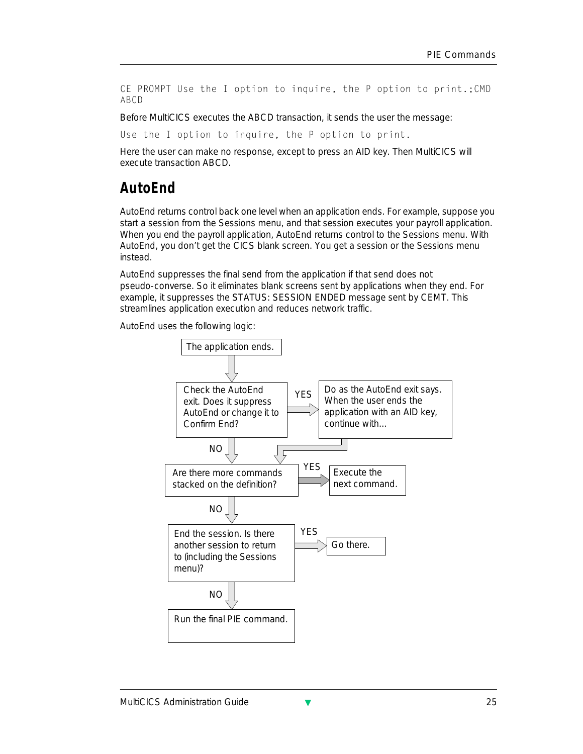```
CE PROMPT Use the I option to inquire, the P option to print.;CMD
ABCD
```

Before MultiCICS executes the ABCD transaction, it sends the user the message:

```
Use the I option to inquire, the P option to print.
```

Here the user can make no response, except to press an AID key. Then MultiCICS will execute transaction ABCD.

## AutoEnd

AutoEnd returns control back one level when an application ends. For example, suppose you start a session from the Sessions menu, and that session executes your payroll application. When you end the payroll application, AutoEnd returns control to the Sessions menu. With AutoEnd, you don't get the CICS blank screen. You get a session or the Sessions menu instead.

AutoEnd suppresses the final send from the application if that send does not pseudo-converse. So it eliminates blank screens sent by applications when they end. For example, it suppresses the STATUS: SESSION ENDED message sent by CEMT. This streamlines application execution and reduces network traffic.

AutoEnd uses the following logic:

- The application ends.
- Check the AutoEnd exit. Does it suppress AutoEnd or change it to Confirm End?
  - YES: Do as the AutoEnd exit says. When the user ends the application with an AID key, continue with...
  - NO: (continue)
- Are there more commands stacked on the definition?
  - YES: Execute the next command.
  - NO: (continue)
- End the session. Is there another session to return to (including the Sessions menu)?
  - YES: Go there.
  - NO: (continue)
- Run the final PIE command.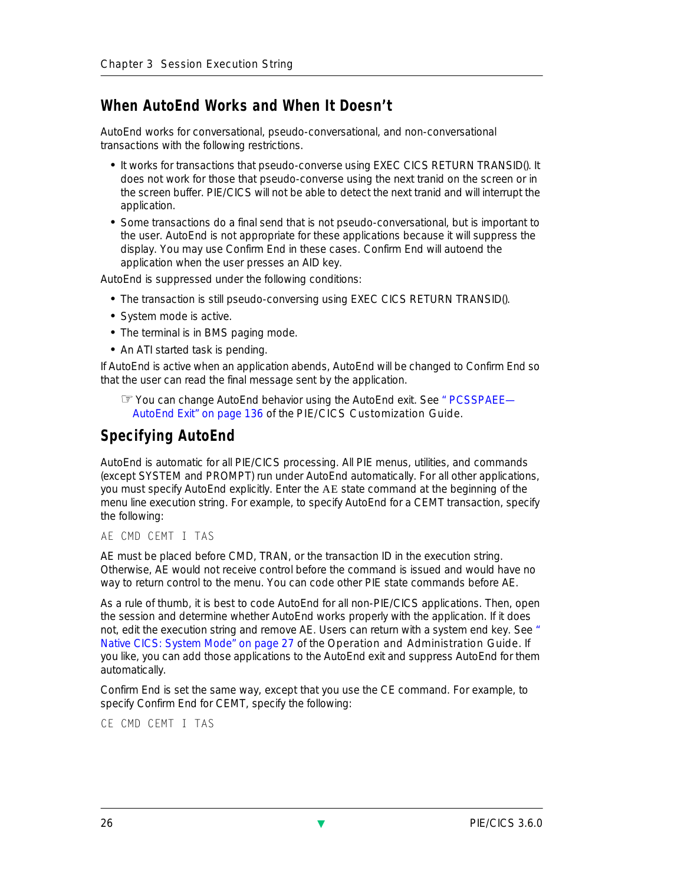## When AutoEnd Works and When It Doesn't

AutoEnd works for conversational, pseudo-conversational, and non-conversational transactions with the following restrictions.

- It works for transactions that pseudo-converse using EXEC CICS RETURN TRANSID(). It does not work for those that pseudo-converse using the next tranid on the screen or in the screen buffer. PIE/CICS will not be able to detect the next tranid and will interrupt the application.
- Some transactions do a final send that is not pseudo-conversational, but is important to the user. AutoEnd is not appropriate for these applications because it will suppress the display. You may use Confirm End in these cases. Confirm End will autoend the application when the user presses an AID key.

AutoEnd is suppressed under the following conditions:

- The transaction is still pseudo-conversing using EXEC CICS RETURN TRANSID().
- System mode is active.
- The terminal is in BMS paging mode.
- An ATI started task is pending.

If AutoEnd is active when an application abends, AutoEnd will be changed to Confirm End so that the user can read the final message sent by the application.

> ☞ You can change AutoEnd behavior using the AutoEnd exit. See "PCSSPAEE—AutoEnd Exit" on page 136 of the PIE/CICS Customization Guide.

## Specifying AutoEnd

AutoEnd is automatic for all PIE/CICS processing. All PIE menus, utilities, and commands (except SYSTEM and PROMPT) run under AutoEnd automatically. For all other applications, you must specify AutoEnd explicitly. Enter the AE state command at the beginning of the menu line execution string. For example, to specify AutoEnd for a CEMT transaction, specify the following:

```
AE CMD CEMT I TAS
```

AE must be placed before CMD, TRAN, or the transaction ID in the execution string. Otherwise, AE would not receive control before the command is issued and would have no way to return control to the menu. You can code other PIE state commands before AE.

As a rule of thumb, it is best to code AutoEnd for all non-PIE/CICS applications. Then, open the session and determine whether AutoEnd works properly with the application. If it does not, edit the execution string and remove AE. Users can return with a system end key. See "Native CICS: System Mode" on page 27 of the Operation and Administration Guide. If you like, you can add those applications to the AutoEnd exit and suppress AutoEnd for them automatically.

Confirm End is set the same way, except that you use the CE command. For example, to specify Confirm End for CEMT, specify the following:

```
CE CMD CEMT I TAS
```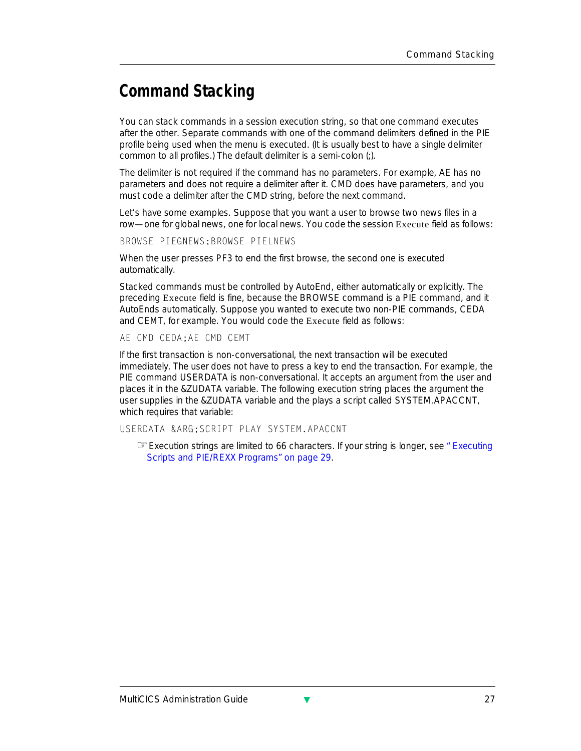# Command Stacking

You can stack commands in a session execution string, so that one command executes after the other. Separate commands with one of the command delimiters defined in the PIE profile being used when the menu is executed. (It is usually best to have a single delimiter common to all profiles.) The default delimiter is a semi-colon (;).

The delimiter is not required if the command has no parameters. For example, AE has no parameters and does not require a delimiter after it. CMD does have parameters, and you must code a delimiter after the CMD string, before the next command.

Let's have some examples. Suppose that you want a user to browse two news files in a row—one for global news, one for local news. You code the session Execute field as follows:

```
BROWSE PIEGNEWS;BROWSE PIELNEWS
```

When the user presses PF3 to end the first browse, the second one is executed automatically.

Stacked commands must be controlled by AutoEnd, either automatically or explicitly. The preceding Execute field is fine, because the BROWSE command is a PIE command, and it AutoEnds automatically. Suppose you wanted to execute two non-PIE commands, CEDA and CEMT, for example. You would code the Execute field as follows:

```
AE CMD CEDA;AE CMD CEMT
```

If the first transaction is non-conversational, the next transaction will be executed immediately. The user does not have to press a key to end the transaction. For example, the PIE command USERDATA is non-conversational. It accepts an argument from the user and places it in the &ZUDATA variable. The following execution string places the argument the user supplies in the &ZUDATA variable and the plays a script called SYSTEM.APACCNT, which requires that variable:

```
USERDATA &ARG;SCRIPT PLAY SYSTEM.APACCNT
```

☞ Execution strings are limited to 66 characters. If your string is longer, see " Executing Scripts and PIE/REXX Programs" on page 29.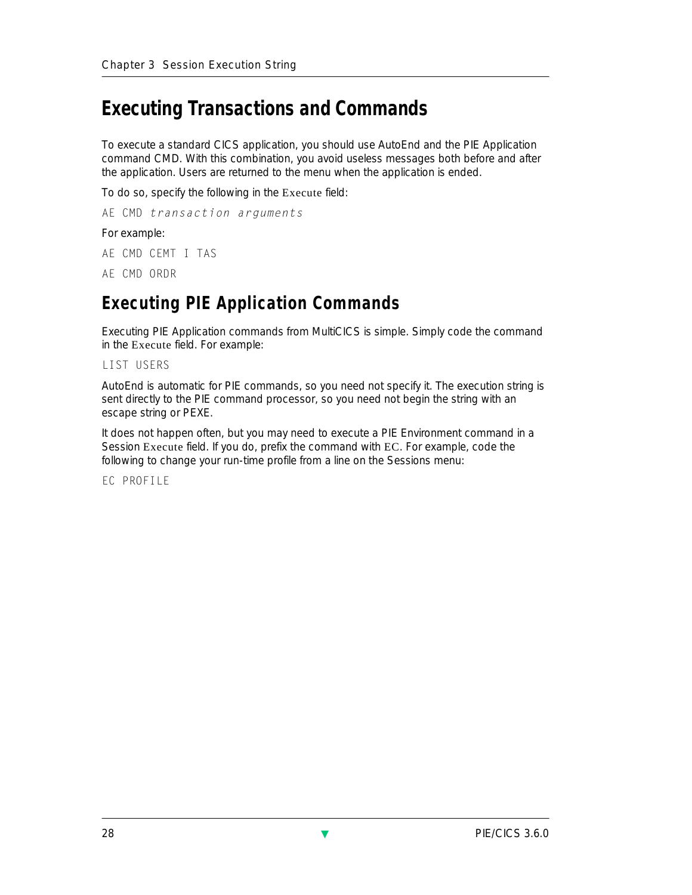# Executing Transactions and Commands

To execute a standard CICS application, you should use AutoEnd and the PIE Application command CMD. With this combination, you avoid useless messages both before and after the application. Users are returned to the menu when the application is ended.

To do so, specify the following in the Execute field:

```
AE CMD transaction arguments
```

For example:

```
AE CMD CEMT I TAS
```

```
AE CMD ORDR
```

## Executing PIE Application Commands

Executing PIE Application commands from MultiCICS is simple. Simply code the command in the Execute field. For example:

```
LIST USERS
```

AutoEnd is automatic for PIE commands, so you need not specify it. The execution string is sent directly to the PIE command processor, so you need not begin the string with an escape string or PEXE.

It does not happen often, but you may need to execute a PIE Environment command in a Session Execute field. If you do, prefix the command with EC. For example, code the following to change your run-time profile from a line on the Sessions menu:

```
EC PROFILE
```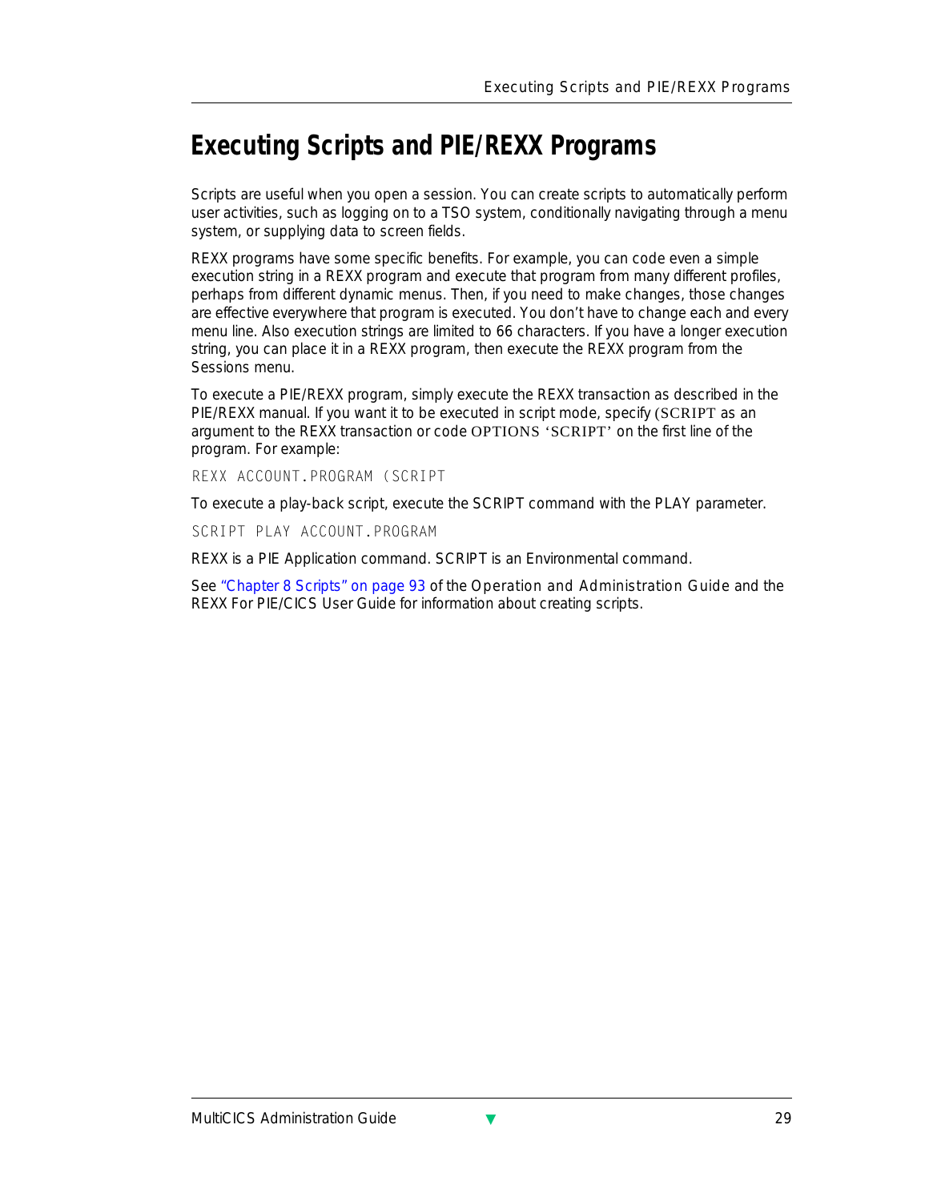# Executing Scripts and PIE/REXX Programs

Scripts are useful when you open a session. You can create scripts to automatically perform user activities, such as logging on to a TSO system, conditionally navigating through a menu system, or supplying data to screen fields.

REXX programs have some specific benefits. For example, you can code even a simple execution string in a REXX program and execute that program from many different profiles, perhaps from different dynamic menus. Then, if you need to make changes, those changes are effective everywhere that program is executed. You don't have to change each and every menu line. Also execution strings are limited to 66 characters. If you have a longer execution string, you can place it in a REXX program, then execute the REXX program from the Sessions menu.

To execute a PIE/REXX program, simply execute the REXX transaction as described in the PIE/REXX manual. If you want it to be executed in script mode, specify (SCRIPT as an argument to the REXX transaction or code OPTIONS 'SCRIPT' on the first line of the program. For example:

```
REXX ACCOUNT.PROGRAM (SCRIPT
```

To execute a play-back script, execute the SCRIPT command with the PLAY parameter.

```
SCRIPT PLAY ACCOUNT.PROGRAM
```

REXX is a PIE Application command. SCRIPT is an Environmental command.

See "Chapter 8 Scripts" on page 93 of the *Operation and Administration Guide* and the *REXX For PIE/CICS User Guide* for information about creating scripts.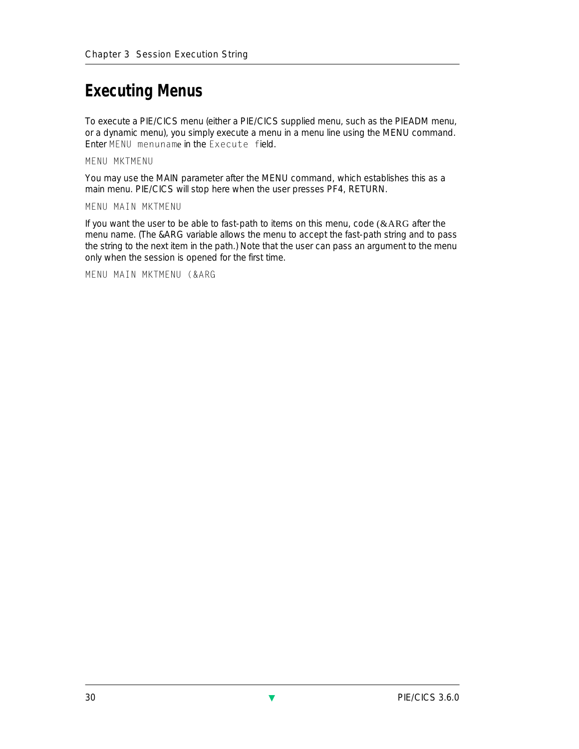## Executing Menus

To execute a PIE/CICS menu (either a PIE/CICS supplied menu, such as the PIEADM menu, or a dynamic menu), you simply execute a menu in a menu line using the MENU command. Enter `MENU menuname` in the `Execute field`.

```
MENU MKTMENU
```

You may use the MAIN parameter after the MENU command, which establishes this as a main menu. PIE/CICS will stop here when the user presses PF4, RETURN.

```
MENU MAIN MKTMENU
```

If you want the user to be able to fast-path to items on this menu, code (&ARG after the menu name. (The &ARG variable allows the menu to accept the fast-path string and to pass the string to the next item in the path.) Note that the user can pass an argument to the menu only when the session is opened for the first time.

```
MENU MAIN MKTMENU (&ARG
```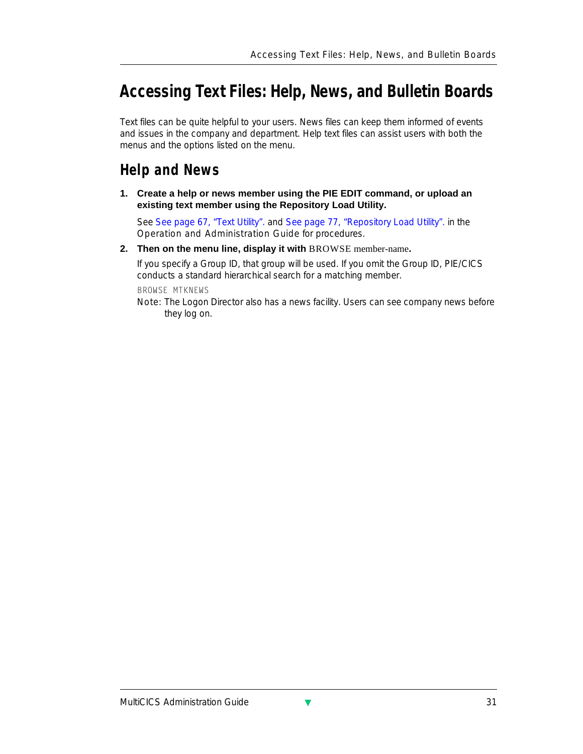# Accessing Text Files: Help, News, and Bulletin Boards

Text files can be quite helpful to your users. News files can keep them informed of events and issues in the company and department. Help text files can assist users with both the menus and the options listed on the menu.

## Help and News

1. **Create a help or news member using the PIE EDIT command, or upload an existing text member using the Repository Load Utility.**

   See See page 67, "Text Utility". and See page 77, "Repository Load Utility". in the *Operation and Administration Guide* for procedures.

2. **Then on the menu line, display it with** BROWSE member-name**.**

   If you specify a Group ID, that group will be used. If you omit the Group ID, PIE/CICS conducts a standard hierarchical search for a matching member.

   ```
   BROWSE MTKNEWS
   ```

   Note: The Logon Director also has a news facility. Users can see company news before they log on.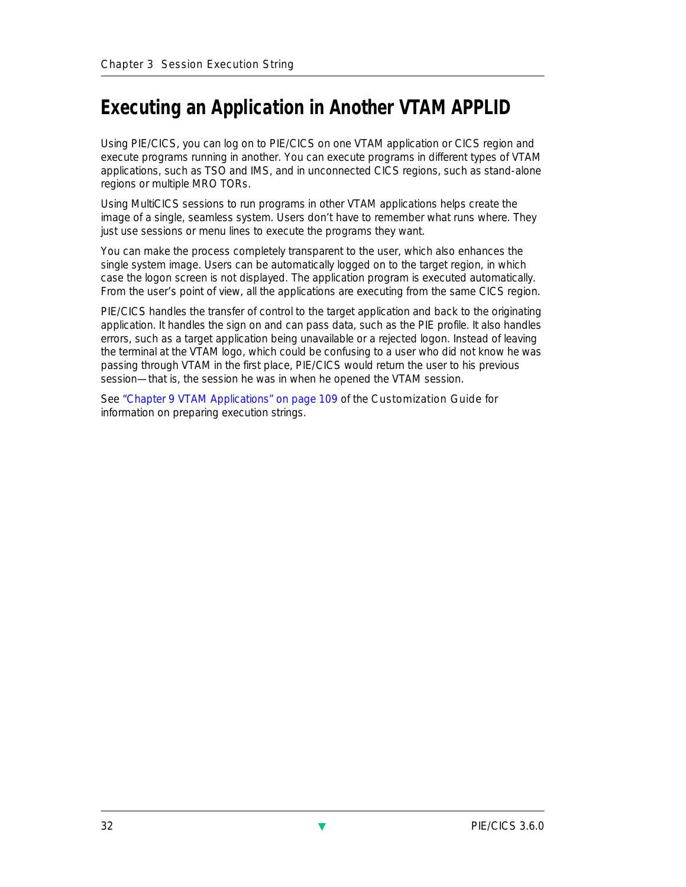# Executing an Application in Another VTAM APPLID

Using PIE/CICS, you can log on to PIE/CICS on one VTAM application or CICS region and execute programs running in another. You can execute programs in different types of VTAM applications, such as TSO and IMS, and in unconnected CICS regions, such as stand-alone regions or multiple MRO TORs.

Using MultiCICS sessions to run programs in other VTAM applications helps create the image of a single, seamless system. Users don't have to remember what runs where. They just use sessions or menu lines to execute the programs they want.

You can make the process completely transparent to the user, which also enhances the single system image. Users can be automatically logged on to the target region, in which case the logon screen is not displayed. The application program is executed automatically. From the user's point of view, all the applications are executing from the same CICS region.

PIE/CICS handles the transfer of control to the target application and back to the originating application. It handles the sign on and can pass data, such as the PIE profile. It also handles errors, such as a target application being unavailable or a rejected logon. Instead of leaving the terminal at the VTAM logo, which could be confusing to a user who did not know he was passing through VTAM in the first place, PIE/CICS would return the user to his previous session—that is, the session he was in when he opened the VTAM session.

See "Chapter 9 VTAM Applications" on page 109 of the Customization Guide for information on preparing execution strings.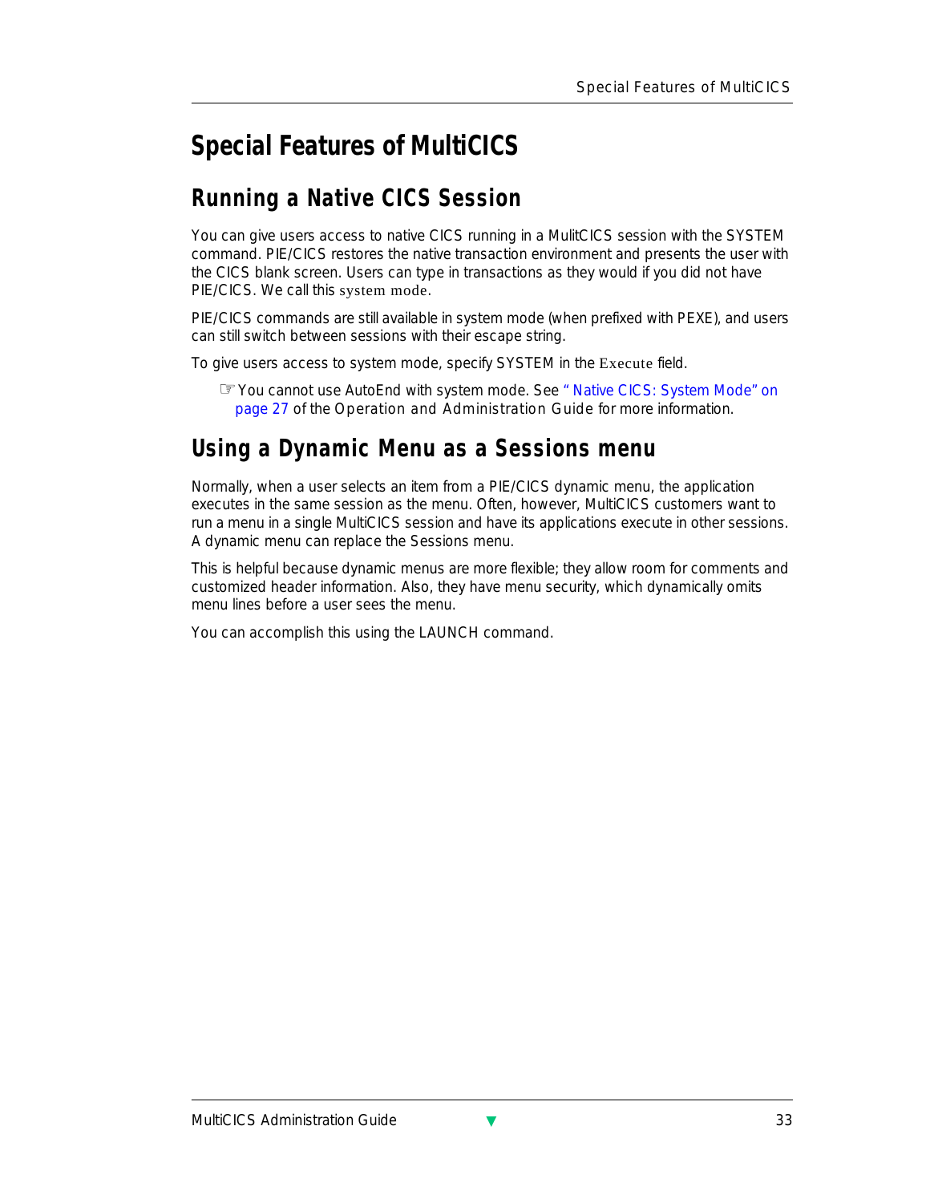# Special Features of MultiCICS

## Running a Native CICS Session

You can give users access to native CICS running in a MulitCICS session with the SYSTEM command. PIE/CICS restores the native transaction environment and presents the user with the CICS blank screen. Users can type in transactions as they would if you did not have PIE/CICS. We call this system mode.

PIE/CICS commands are still available in system mode (when prefixed with PEXE), and users can still switch between sessions with their escape string.

To give users access to system mode, specify SYSTEM in the Execute field.

> ☞ You cannot use AutoEnd with system mode. See "Native CICS: System Mode" on page 27 of the Operation and Administration Guide for more information.

## Using a Dynamic Menu as a Sessions menu

Normally, when a user selects an item from a PIE/CICS dynamic menu, the application executes in the same session as the menu. Often, however, MultiCICS customers want to run a menu in a single MultiCICS session and have its applications execute in other sessions. A dynamic menu can replace the Sessions menu.

This is helpful because dynamic menus are more flexible; they allow room for comments and customized header information. Also, they have menu security, which dynamically omits menu lines before a user sees the menu.

You can accomplish this using the LAUNCH command.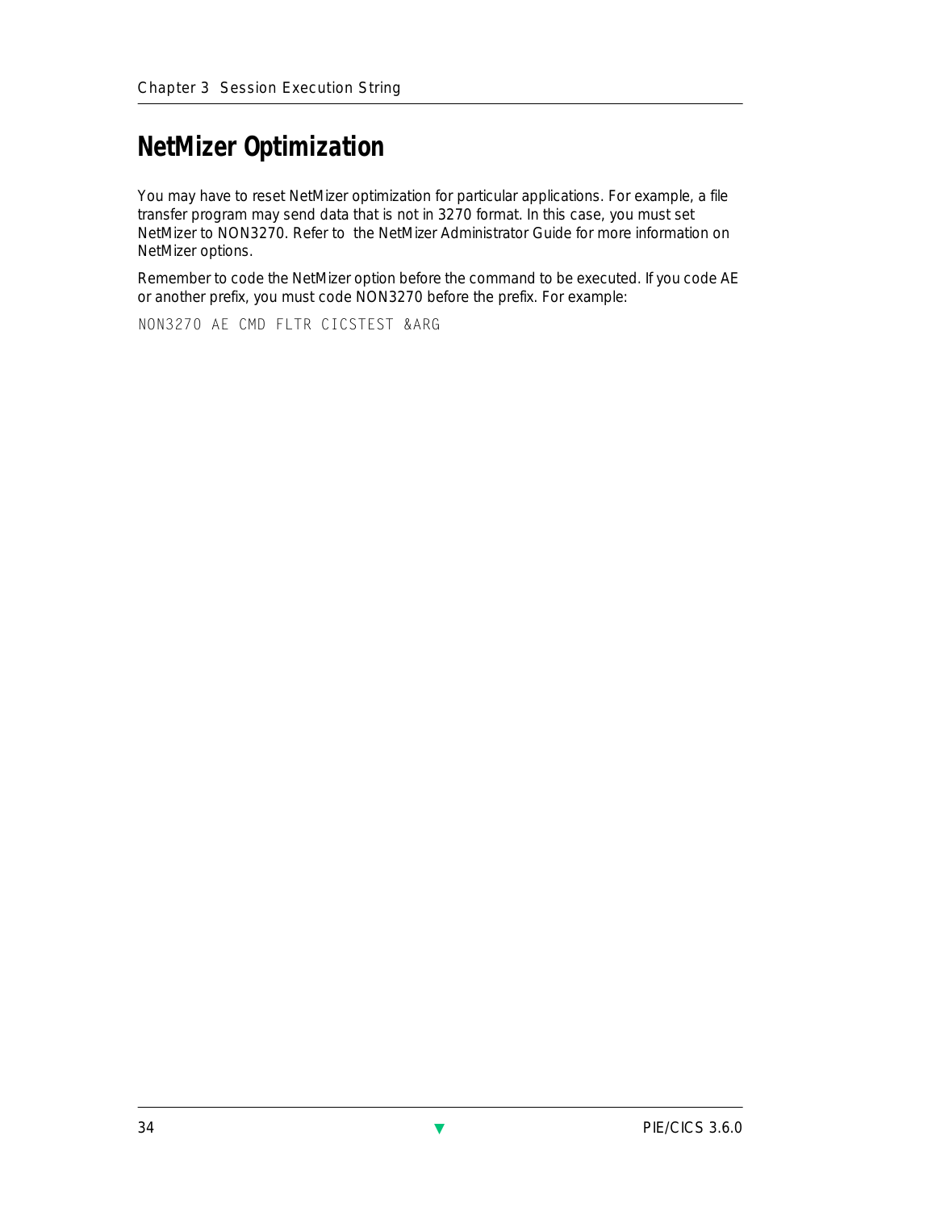# NetMizer Optimization

You may have to reset NetMizer optimization for particular applications. For example, a file transfer program may send data that is not in 3270 format. In this case, you must set NetMizer to NON3270. Refer to the NetMizer Administrator Guide for more information on NetMizer options.

Remember to code the NetMizer option before the command to be executed. If you code AE or another prefix, you must code NON3270 before the prefix. For example:

```
NON3270 AE CMD FLTR CICSTEST &ARG
```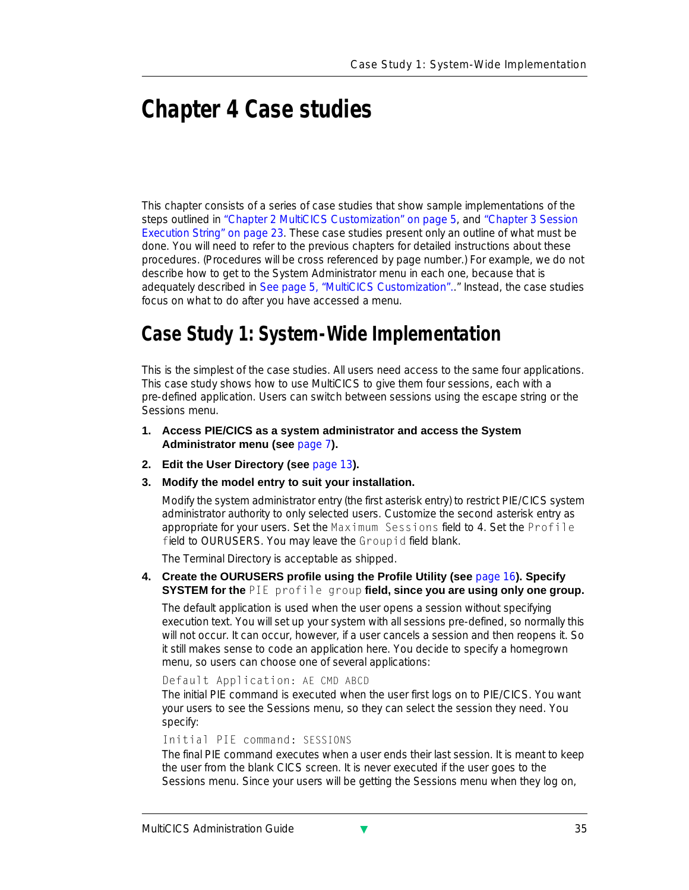# Chapter 4 Case studies

This chapter consists of a series of case studies that show sample implementations of the steps outlined in "Chapter 2 MultiCICS Customization" on page 5, and "Chapter 3 Session Execution String" on page 23. These case studies present only an outline of what must be done. You will need to refer to the previous chapters for detailed instructions about these procedures. (Procedures will be cross referenced by page number.) For example, we do not describe how to get to the System Administrator menu in each one, because that is adequately described in See page 5, "MultiCICS Customization".." Instead, the case studies focus on what to do after you have accessed a menu.

## Case Study 1: System-Wide Implementation

This is the simplest of the case studies. All users need access to the same four applications. This case study shows how to use MultiCICS to give them four sessions, each with a pre-defined application. Users can switch between sessions using the escape string or the Sessions menu.

1. **Access PIE/CICS as a system administrator and access the System Administrator menu (see page 7).**
2. **Edit the User Directory (see page 13).**
3. **Modify the model entry to suit your installation.**

   Modify the system administrator entry (the first asterisk entry) to restrict PIE/CICS system administrator authority to only selected users. Customize the second asterisk entry as appropriate for your users. Set the `Maximum Sessions` field to 4. Set the `Profile` field to OURUSERS. You may leave the `Groupid` field blank.

   The Terminal Directory is acceptable as shipped.

4. **Create the OURUSERS profile using the Profile Utility (see page 16). Specify SYSTEM for the `PIE profile group` field, since you are using only one group.**

   The default application is used when the user opens a session without specifying execution text. You will set up your system with all sessions pre-defined, so normally this will not occur. It can occur, however, if a user cancels a session and then reopens it. So it still makes sense to code an application here. You decide to specify a homegrown menu, so users can choose one of several applications:

   `Default Application: AE CMD ABCD`

   The initial PIE command is executed when the user first logs on to PIE/CICS. You want your users to see the Sessions menu, so they can select the session they need. You specify:

   `Initial PIE command: SESSIONS`

   The final PIE command executes when a user ends their last session. It is meant to keep the user from the blank CICS screen. It is never executed if the user goes to the Sessions menu. Since your users will be getting the Sessions menu when they log on,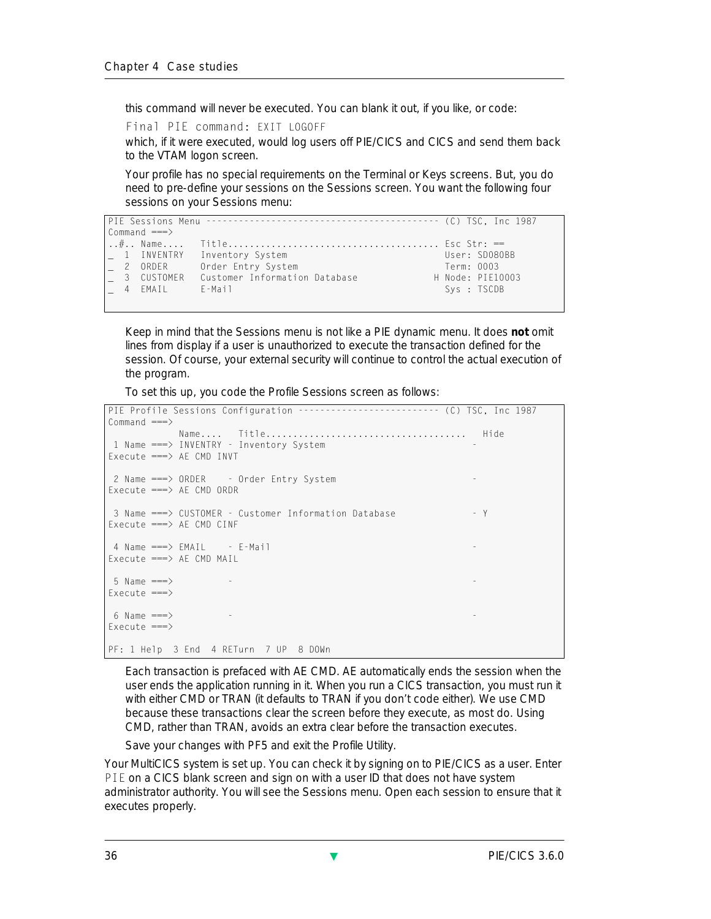this command will never be executed. You can blank it out, if you like, or code:

Final PIE command: EXIT LOGOFF

which, if it were executed, would log users off PIE/CICS and CICS and send them back to the VTAM logon screen.

Your profile has no special requirements on the Terminal or Keys screens. But, you do need to pre-define your sessions on the Sessions screen. You want the following four sessions on your Sessions menu:

```
PIE Sessions Menu ------------------------------------------- (C) TSC, Inc 1987
Command ===>
..#.. Name....  Title...................................... Esc Str: ==
_  1  INVENTRY  Inventory System                            User: SD080BB
_  2  ORDER     Order Entry System                          Term: 0003
_  3  CUSTOMER  Customer Information Database             H Node: PIE10003
_  4  EMAIL     E-Mail                                      Sys : TSCDB
```

Keep in mind that the Sessions menu is not like a PIE dynamic menu. It does **not** omit lines from display if a user is unauthorized to execute the transaction defined for the session. Of course, your external security will continue to control the actual execution of the program.

To set this up, you code the Profile Sessions screen as follows:

```
PIE Profile Sessions Configuration -------------------------- (C) TSC, Inc 1987
Command ===>
             Name....   Title....................................   Hide
 1 Name ===> INVENTRY - Inventory System                          -
Execute ===> AE CMD INVT

 2 Name ===> ORDER    - Order Entry System                        -
Execute ===> AE CMD ORDR

 3 Name ===> CUSTOMER - Customer Information Database             - Y
Execute ===> AE CMD CINF

 4 Name ===> EMAIL    - E-Mail                                    -
Execute ===> AE CMD MAIL

 5 Name ===>          -                                           -
Execute ===>

 6 Name ===>          -                                           -
Execute ===>

PF: 1 Help  3 End  4 RETurn  7 UP  8 DOWn
```

Each transaction is prefaced with AE CMD. AE automatically ends the session when the user ends the application running in it. When you run a CICS transaction, you must run it with either CMD or TRAN (it defaults to TRAN if you don't code either). We use CMD because these transactions clear the screen before they execute, as most do. Using CMD, rather than TRAN, avoids an extra clear before the transaction executes.

Save your changes with PF5 and exit the Profile Utility.

Your MultiCICS system is set up. You can check it by signing on to PIE/CICS as a user. Enter PIE on a CICS blank screen and sign on with a user ID that does not have system administrator authority. You will see the Sessions menu. Open each session to ensure that it executes properly.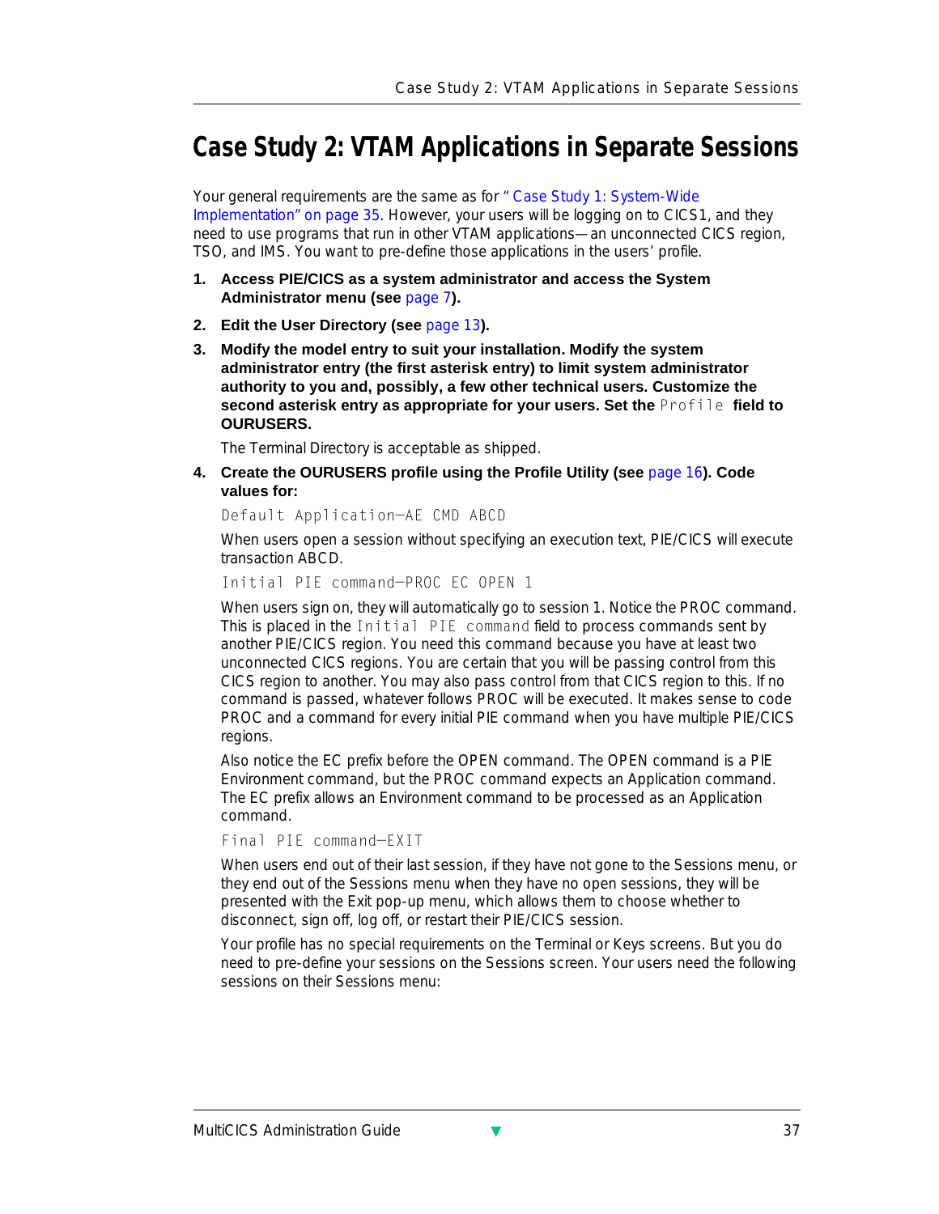# Case Study 2: VTAM Applications in Separate Sessions

Your general requirements are the same as for "Case Study 1: System-Wide Implementation" on page 35. However, your users will be logging on to CICS1, and they need to use programs that run in other VTAM applications—an unconnected CICS region, TSO, and IMS. You want to pre-define those applications in the users' profile.

1. **Access PIE/CICS as a system administrator and access the System Administrator menu (see page 7).**

2. **Edit the User Directory (see page 13).**

3. **Modify the model entry to suit your installation. Modify the system administrator entry (the first asterisk entry) to limit system administrator authority to you and, possibly, a few other technical users. Customize the second asterisk entry as appropriate for your users. Set the `Profile` field to OURUSERS.**

   The Terminal Directory is acceptable as shipped.

4. **Create the OURUSERS profile using the Profile Utility (see page 16). Code values for:**

   `Default Application—AE CMD ABCD`

   When users open a session without specifying an execution text, PIE/CICS will execute transaction ABCD.

   `Initial PIE command—PROC EC OPEN 1`

   When users sign on, they will automatically go to session 1. Notice the PROC command. This is placed in the `Initial PIE command` field to process commands sent by another PIE/CICS region. You need this command because you have at least two unconnected CICS regions. You are certain that you will be passing control from this CICS region to another. You may also pass control from that CICS region to this. If no command is passed, whatever follows PROC will be executed. It makes sense to code PROC and a command for every initial PIE command when you have multiple PIE/CICS regions.

   Also notice the EC prefix before the OPEN command. The OPEN command is a PIE Environment command, but the PROC command expects an Application command. The EC prefix allows an Environment command to be processed as an Application command.

   `Final PIE command—EXIT`

   When users end out of their last session, if they have not gone to the Sessions menu, or they end out of the Sessions menu when they have no open sessions, they will be presented with the Exit pop-up menu, which allows them to choose whether to disconnect, sign off, log off, or restart their PIE/CICS session.

   Your profile has no special requirements on the Terminal or Keys screens. But you do need to pre-define your sessions on the Sessions screen. Your users need the following sessions on their Sessions menu: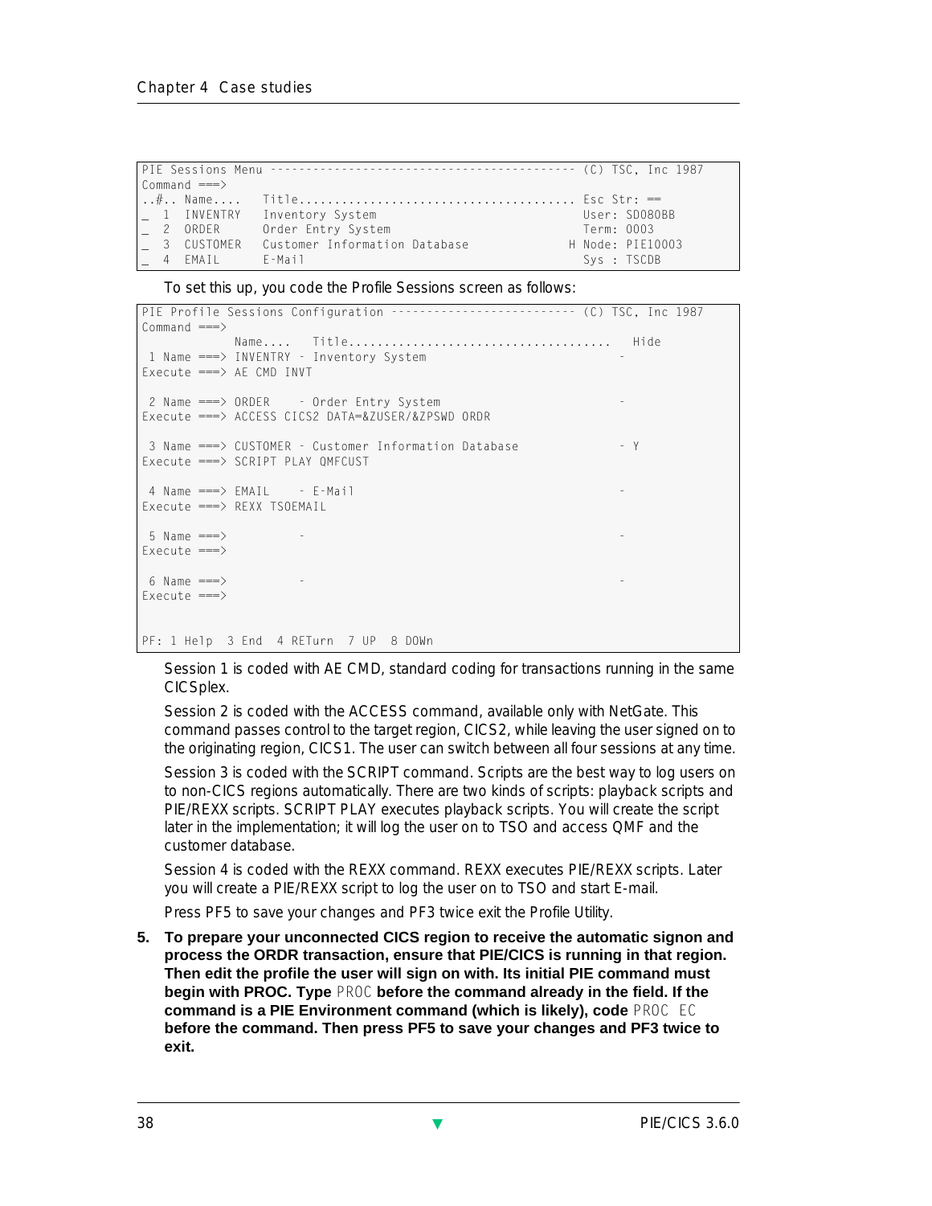```
PIE Sessions Menu ------------------------------------------ (C) TSC, Inc 1987
Command ===>
..#.. Name....   Title...................................... Esc Str: ==
_  1  INVENTRY   Inventory System                             User: SD080BB
_  2  ORDER      Order Entry System                           Term: 0003
_  3  CUSTOMER   Customer Information Database              H Node: PIE10003
_  4  EMAIL      E-Mail                                       Sys : TSCDB
```

To set this up, you code the Profile Sessions screen as follows:

```
PIE Profile Sessions Configuration -------------------------- (C) TSC, Inc 1987
Command ===>
             Name....   Title....................................   Hide
 1 Name ===> INVENTRY - Inventory System                          -
Execute ===> AE CMD INVT

 2 Name ===> ORDER    - Order Entry System                        -
Execute ===> ACCESS CICS2 DATA=&ZUSER/&ZPSWD ORDR

 3 Name ===> CUSTOMER - Customer Information Database             - Y
Execute ===> SCRIPT PLAY QMFCUST

 4 Name ===> EMAIL    - E-Mail                                    -
Execute ===> REXX TSOEMAIL

 5 Name ===>          -                                           -
Execute ===>

 6 Name ===>          -                                           -
Execute ===>


PF: 1 Help  3 End  4 RETurn  7 UP  8 DOWn
```

Session 1 is coded with AE CMD, standard coding for transactions running in the same CICSplex.

Session 2 is coded with the ACCESS command, available only with NetGate. This command passes control to the target region, CICS2, while leaving the user signed on to the originating region, CICS1. The user can switch between all four sessions at any time.

Session 3 is coded with the SCRIPT command. Scripts are the best way to log users on to non-CICS regions automatically. There are two kinds of scripts: playback scripts and PIE/REXX scripts. SCRIPT PLAY executes playback scripts. You will create the script later in the implementation; it will log the user on to TSO and access QMF and the customer database.

Session 4 is coded with the REXX command. REXX executes PIE/REXX scripts. Later you will create a PIE/REXX script to log the user on to TSO and start E-mail.

Press PF5 to save your changes and PF3 twice exit the Profile Utility.

5. **To prepare your unconnected CICS region to receive the automatic signon and process the ORDR transaction, ensure that PIE/CICS is running in that region. Then edit the profile the user will sign on with. Its initial PIE command must begin with PROC. Type** `PROC` **before the command already in the field. If the command is a PIE Environment command (which is likely), code** `PROC EC` **before the command. Then press PF5 to save your changes and PF3 twice to exit.**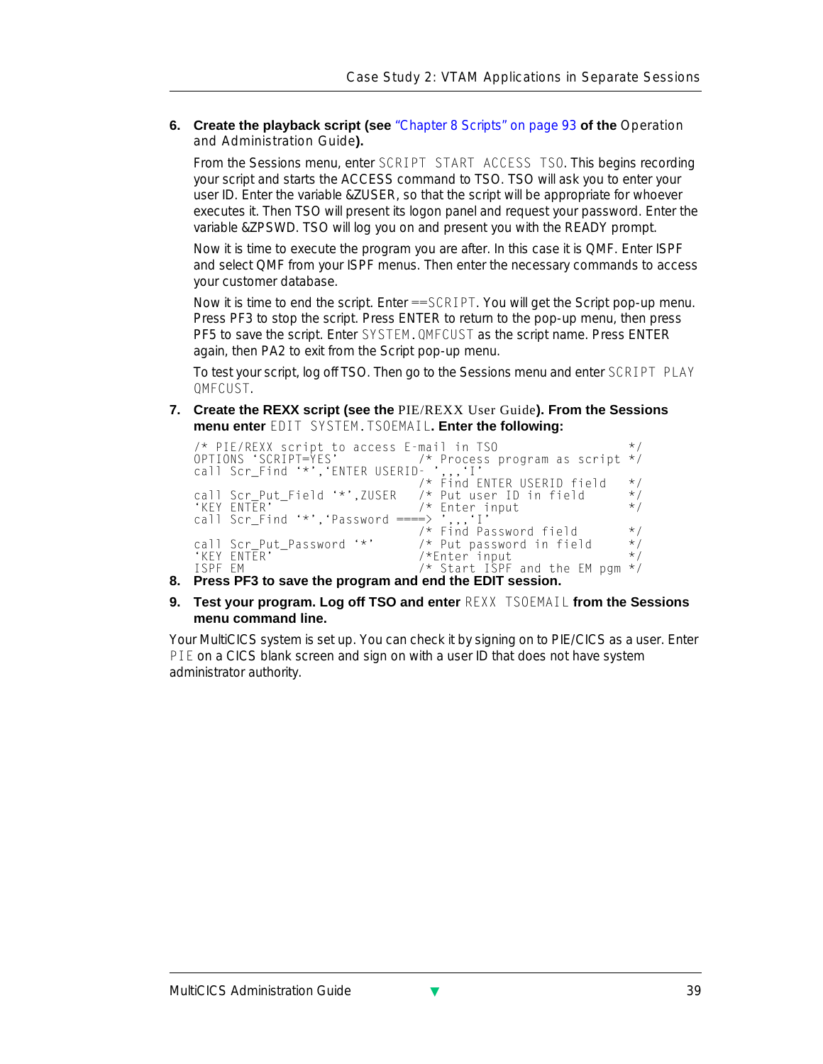6. **Create the playback script (see** "Chapter 8 Scripts" on page 93 **of the** Operation and Administration Guide**).**

   From the Sessions menu, enter `SCRIPT START ACCESS TSO`. This begins recording your script and starts the ACCESS command to TSO. TSO will ask you to enter your user ID. Enter the variable &ZUSER, so that the script will be appropriate for whoever executes it. Then TSO will present its logon panel and request your password. Enter the variable &ZPSWD. TSO will log you on and present you with the READY prompt.

   Now it is time to execute the program you are after. In this case it is QMF. Enter ISPF and select QMF from your ISPF menus. Then enter the necessary commands to access your customer database.

   Now it is time to end the script. Enter `==SCRIPT`. You will get the Script pop-up menu. Press PF3 to stop the script. Press ENTER to return to the pop-up menu, then press PF5 to save the script. Enter `SYSTEM.QMFCUST` as the script name. Press ENTER again, then PA2 to exit from the Script pop-up menu.

   To test your script, log off TSO. Then go to the Sessions menu and enter `SCRIPT PLAY QMFCUST`.

7. **Create the REXX script (see the** PIE/REXX User Guide**). From the Sessions menu enter** `EDIT SYSTEM.TSOEMAIL`**. Enter the following:**

```
/* PIE/REXX script to access E-mail in TSO                  */
OPTIONS 'SCRIPT=YES'          /* Process program as script */
call Scr_Find '*','ENTER USERID- ',,,'I'
                              /* Find ENTER USERID field    */
call Scr_Put_Field '*',ZUSER  /* Put user ID in field       */
'KEY ENTER'                   /* Enter input                */
call Scr_Find '*','Password ===> ',,,'I'
                              /* Find Password field        */
call Scr_Put_Password '*'     /* Put password in field      */
'KEY ENTER'                   /*Enter input                 */
ISPF EM                       /* Start ISPF and the EM pgm */
```

8. **Press PF3 to save the program and end the EDIT session.**

9. **Test your program. Log off TSO and enter** `REXX TSOEMAIL` **from the Sessions menu command line.**

Your MultiCICS system is set up. You can check it by signing on to PIE/CICS as a user. Enter `PIE` on a CICS blank screen and sign on with a user ID that does not have system administrator authority.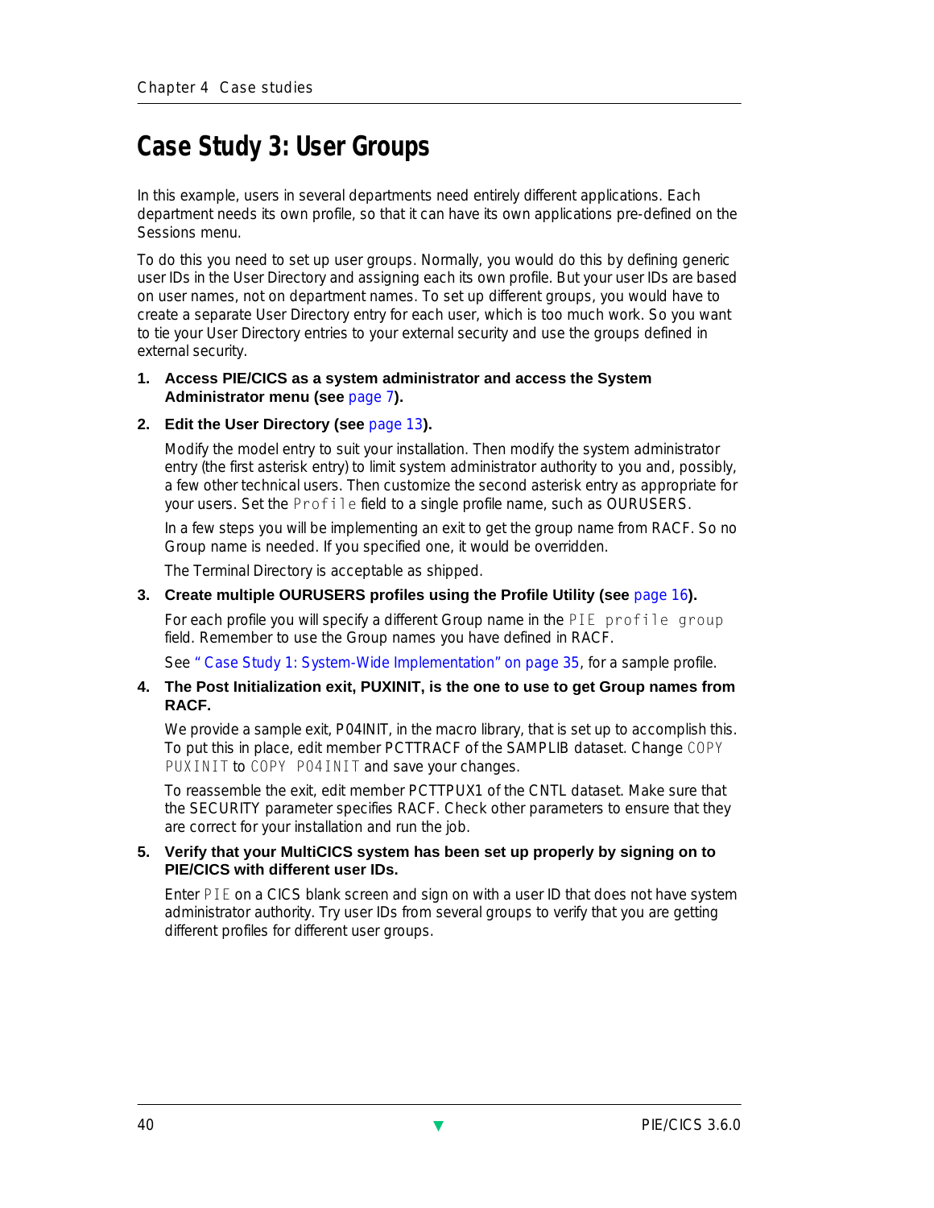# Case Study 3: User Groups

In this example, users in several departments need entirely different applications. Each department needs its own profile, so that it can have its own applications pre-defined on the Sessions menu.

To do this you need to set up user groups. Normally, you would do this by defining generic user IDs in the User Directory and assigning each its own profile. But your user IDs are based on user names, not on department names. To set up different groups, you would have to create a separate User Directory entry for each user, which is too much work. So you want to tie your User Directory entries to your external security and use the groups defined in external security.

1. **Access PIE/CICS as a system administrator and access the System Administrator menu (see page 7).**

2. **Edit the User Directory (see page 13).**

   Modify the model entry to suit your installation. Then modify the system administrator entry (the first asterisk entry) to limit system administrator authority to you and, possibly, a few other technical users. Then customize the second asterisk entry as appropriate for your users. Set the `Profile` field to a single profile name, such as OURUSERS.

   In a few steps you will be implementing an exit to get the group name from RACF. So no Group name is needed. If you specified one, it would be overridden.

   The Terminal Directory is acceptable as shipped.

3. **Create multiple OURUSERS profiles using the Profile Utility (see page 16).**

   For each profile you will specify a different Group name in the `PIE profile group` field. Remember to use the Group names you have defined in RACF.

   See " Case Study 1: System-Wide Implementation" on page 35, for a sample profile.

4. **The Post Initialization exit, PUXINIT, is the one to use to get Group names from RACF.**

   We provide a sample exit, P04INIT, in the macro library, that is set up to accomplish this. To put this in place, edit member PCTTRACF of the SAMPLIB dataset. Change `COPY PUXINIT` to `COPY P04INIT` and save your changes.

   To reassemble the exit, edit member PCTTPUX1 of the CNTL dataset. Make sure that the SECURITY parameter specifies RACF. Check other parameters to ensure that they are correct for your installation and run the job.

5. **Verify that your MultiCICS system has been set up properly by signing on to PIE/CICS with different user IDs.**

   Enter `PIE` on a CICS blank screen and sign on with a user ID that does not have system administrator authority. Try user IDs from several groups to verify that you are getting different profiles for different user groups.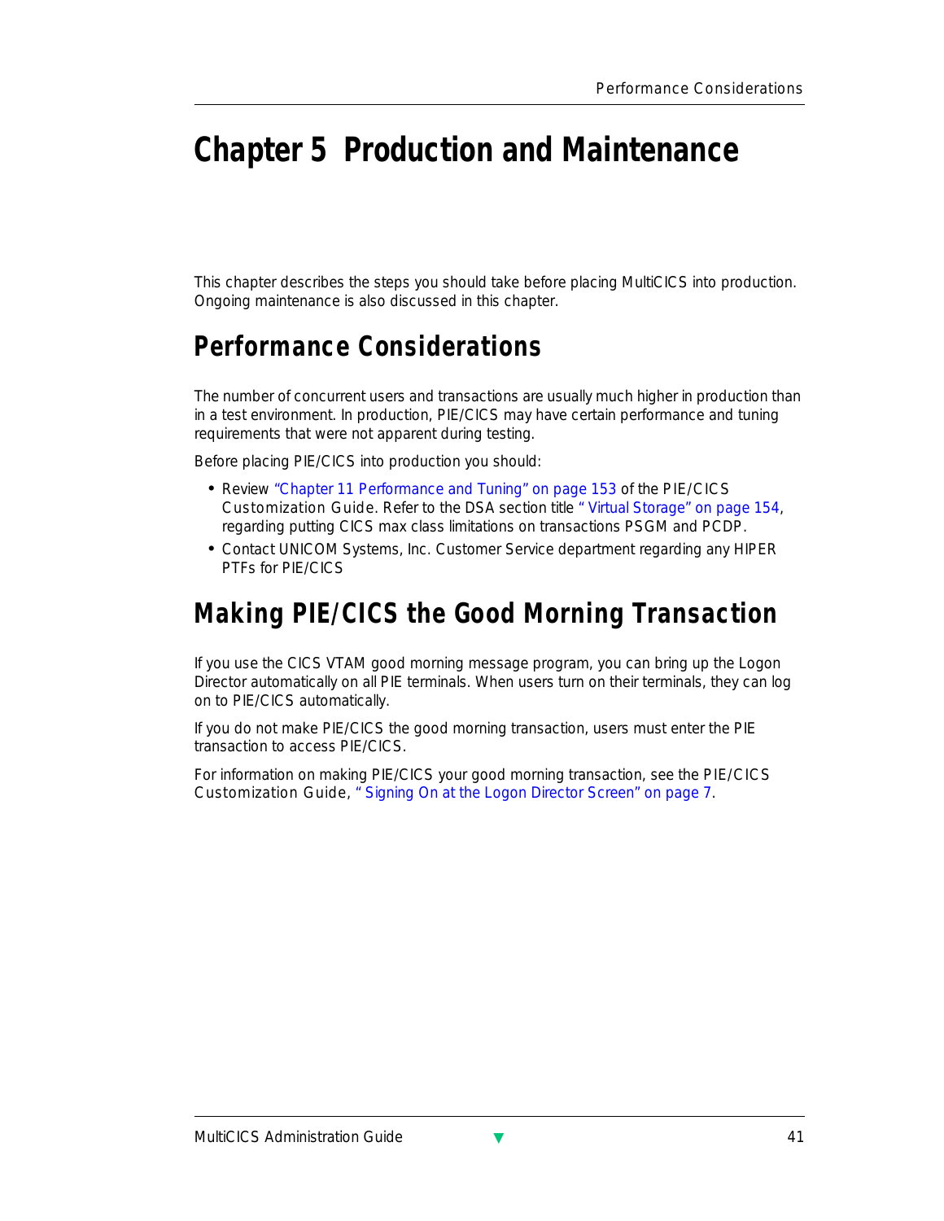# Chapter 5 Production and Maintenance

This chapter describes the steps you should take before placing MultiCICS into production. Ongoing maintenance is also discussed in this chapter.

## Performance Considerations

The number of concurrent users and transactions are usually much higher in production than in a test environment. In production, PIE/CICS may have certain performance and tuning requirements that were not apparent during testing.

Before placing PIE/CICS into production you should:

- Review "Chapter 11 Performance and Tuning" on page 153 of the PIE/CICS Customization Guide. Refer to the DSA section title " Virtual Storage" on page 154, regarding putting CICS max class limitations on transactions PSGM and PCDP.
- Contact UNICOM Systems, Inc. Customer Service department regarding any HIPER PTFs for PIE/CICS

## Making PIE/CICS the Good Morning Transaction

If you use the CICS VTAM good morning message program, you can bring up the Logon Director automatically on all PIE terminals. When users turn on their terminals, they can log on to PIE/CICS automatically.

If you do not make PIE/CICS the good morning transaction, users must enter the PIE transaction to access PIE/CICS.

For information on making PIE/CICS your good morning transaction, see the PIE/CICS Customization Guide, " Signing On at the Logon Director Screen" on page 7.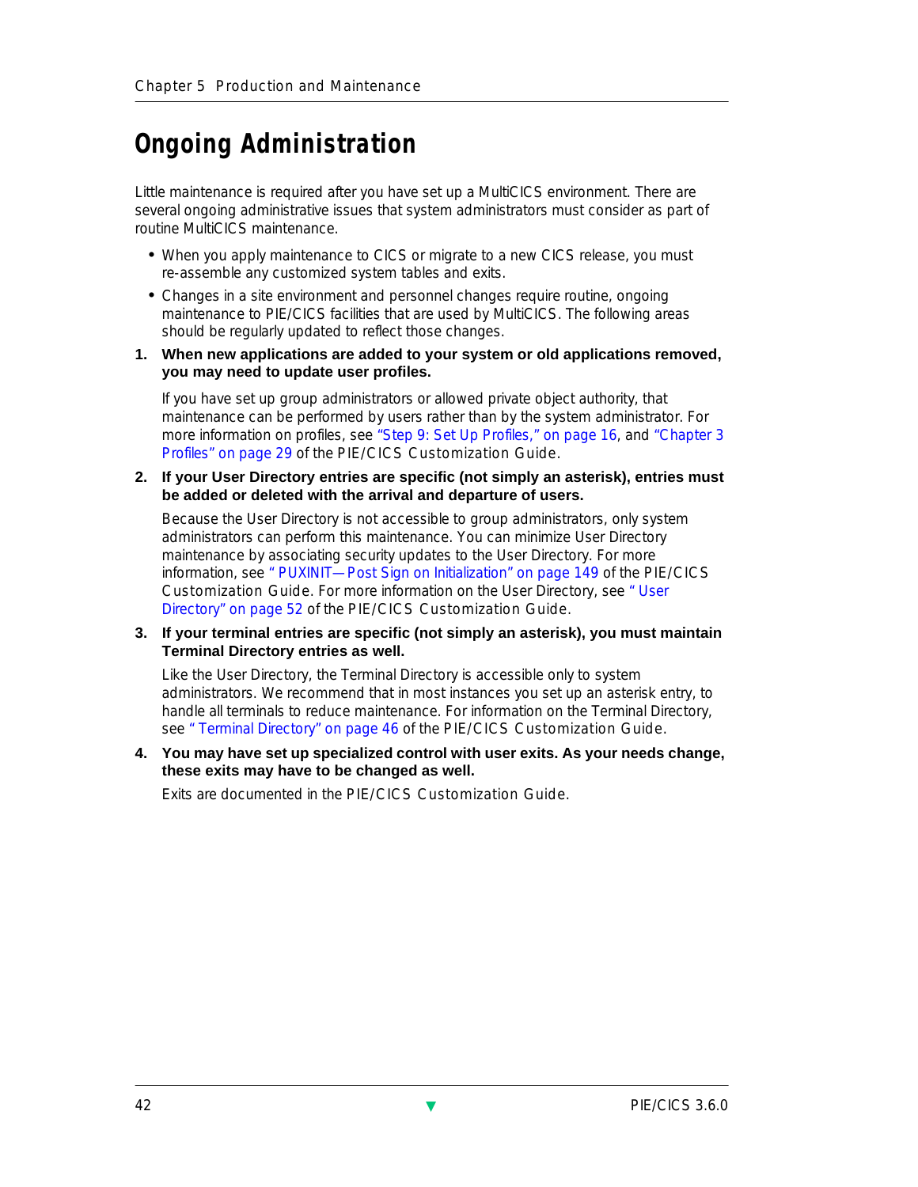# Ongoing Administration

Little maintenance is required after you have set up a MultiCICS environment. There are several ongoing administrative issues that system administrators must consider as part of routine MultiCICS maintenance.

- When you apply maintenance to CICS or migrate to a new CICS release, you must re-assemble any customized system tables and exits.
- Changes in a site environment and personnel changes require routine, ongoing maintenance to PIE/CICS facilities that are used by MultiCICS. The following areas should be regularly updated to reflect those changes.

1. **When new applications are added to your system or old applications removed, you may need to update user profiles.**

   If you have set up group administrators or allowed private object authority, that maintenance can be performed by users rather than by the system administrator. For more information on profiles, see "Step 9: Set Up Profiles," on page 16, and "Chapter 3 Profiles" on page 29 of the PIE/CICS Customization Guide.

2. **If your User Directory entries are specific (not simply an asterisk), entries must be added or deleted with the arrival and departure of users.**

   Because the User Directory is not accessible to group administrators, only system administrators can perform this maintenance. You can minimize User Directory maintenance by associating security updates to the User Directory. For more information, see " PUXINIT—Post Sign on Initialization" on page 149 of the PIE/CICS Customization Guide. For more information on the User Directory, see " User Directory" on page 52 of the PIE/CICS Customization Guide.

3. **If your terminal entries are specific (not simply an asterisk), you must maintain Terminal Directory entries as well.**

   Like the User Directory, the Terminal Directory is accessible only to system administrators. We recommend that in most instances you set up an asterisk entry, to handle all terminals to reduce maintenance. For information on the Terminal Directory, see " Terminal Directory" on page 46 of the PIE/CICS Customization Guide.

4. **You may have set up specialized control with user exits. As your needs change, these exits may have to be changed as well.**

   Exits are documented in the PIE/CICS Customization Guide.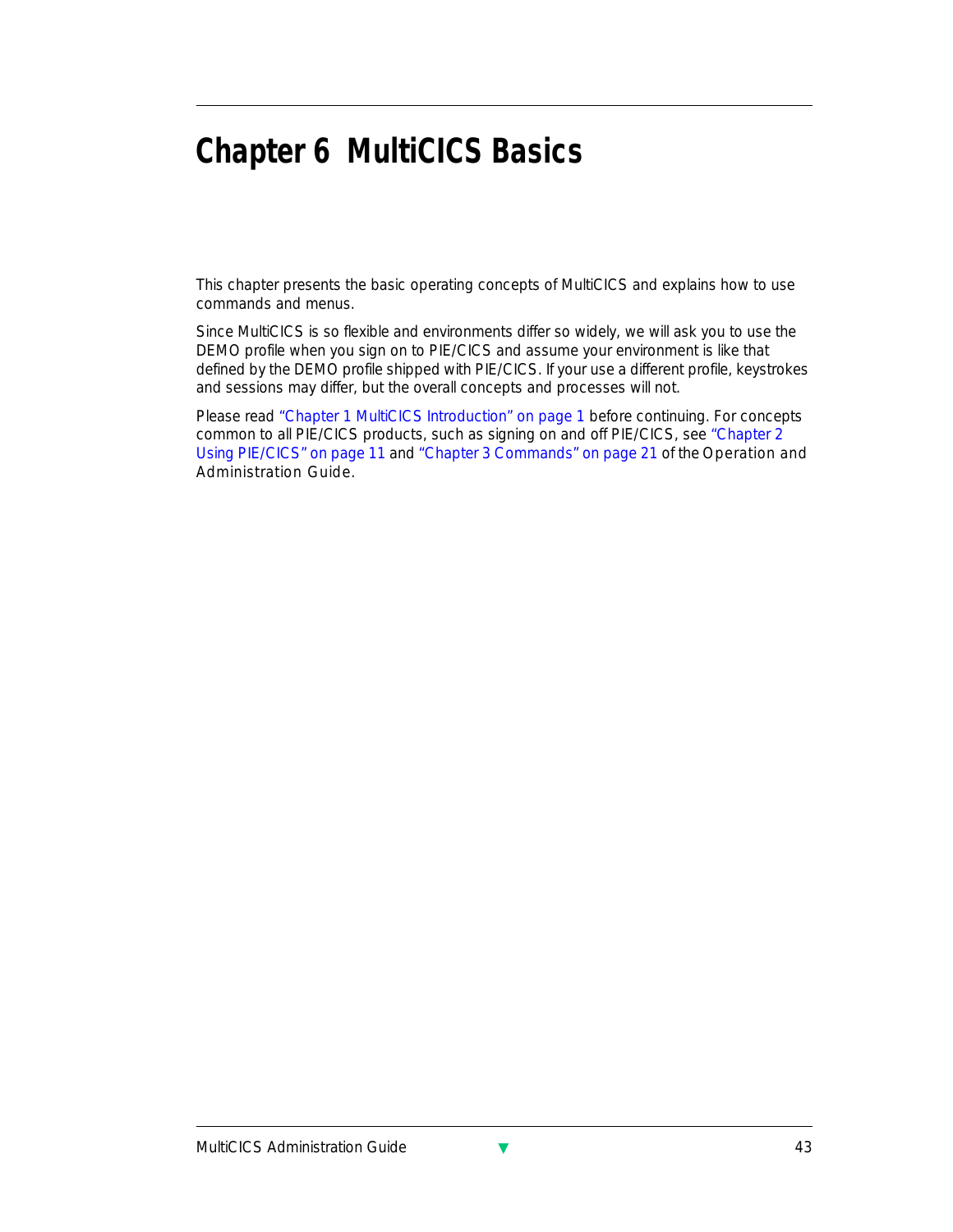# Chapter 6 MultiCICS Basics

This chapter presents the basic operating concepts of MultiCICS and explains how to use commands and menus.

Since MultiCICS is so flexible and environments differ so widely, we will ask you to use the DEMO profile when you sign on to PIE/CICS and assume your environment is like that defined by the DEMO profile shipped with PIE/CICS. If your use a different profile, keystrokes and sessions may differ, but the overall concepts and processes will not.

Please read "Chapter 1 MultiCICS Introduction" on page 1 before continuing. For concepts common to all PIE/CICS products, such as signing on and off PIE/CICS, see "Chapter 2 Using PIE/CICS" on page 11 and "Chapter 3 Commands" on page 21 of the Operation and Administration Guide.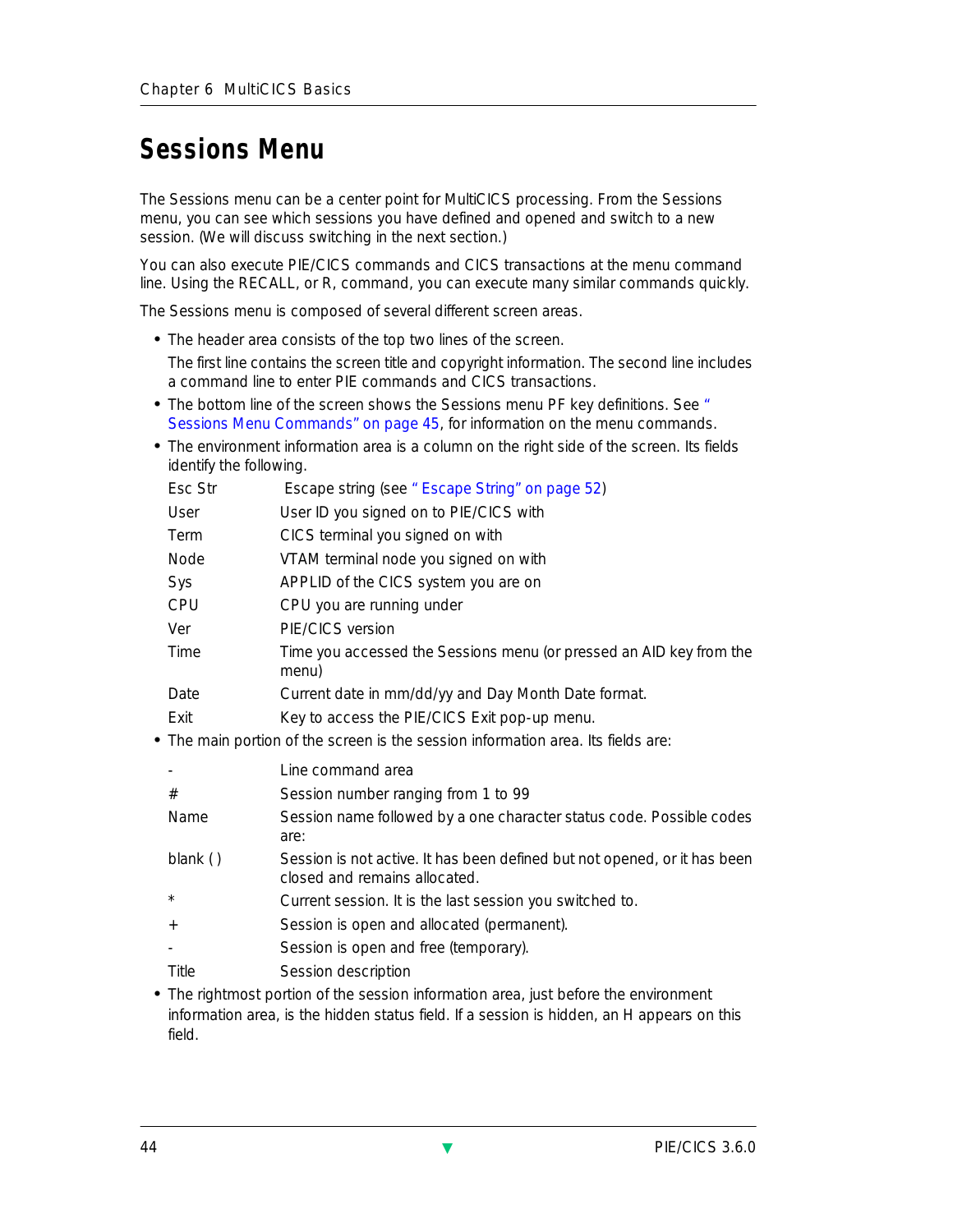# Sessions Menu

The Sessions menu can be a center point for MultiCICS processing. From the Sessions menu, you can see which sessions you have defined and opened and switch to a new session. (We will discuss switching in the next section.)

You can also execute PIE/CICS commands and CICS transactions at the menu command line. Using the RECALL, or R, command, you can execute many similar commands quickly.

The Sessions menu is composed of several different screen areas.

- The header area consists of the top two lines of the screen.

  The first line contains the screen title and copyright information. The second line includes a command line to enter PIE commands and CICS transactions.

- The bottom line of the screen shows the Sessions menu PF key definitions. See " Sessions Menu Commands" on page 45, for information on the menu commands.

- The environment information area is a column on the right side of the screen. Its fields identify the following.

| | |
|---|---|
| Esc Str | Escape string (see " Escape String" on page 52) |
| User | User ID you signed on to PIE/CICS with |
| Term | CICS terminal you signed on with |
| Node | VTAM terminal node you signed on with |
| Sys | APPLID of the CICS system you are on |
| CPU | CPU you are running under |
| Ver | PIE/CICS version |
| Time | Time you accessed the Sessions menu (or pressed an AID key from the menu) |
| Date | Current date in mm/dd/yy and Day Month Date format. |
| Exit | Key to access the PIE/CICS Exit pop-up menu. |

- The main portion of the screen is the session information area. Its fields are:

| | |
|---|---|
| - | Line command area |
| # | Session number ranging from 1 to 99 |
| Name | Session name followed by a one character status code. Possible codes are: |
| blank ( ) | Session is not active. It has been defined but not opened, or it has been closed and remains allocated. |
| * | Current session. It is the last session you switched to. |
| + | Session is open and allocated (permanent). |
| - | Session is open and free (temporary). |
| Title | Session description |

- The rightmost portion of the session information area, just before the environment information area, is the hidden status field. If a session is hidden, an H appears on this field.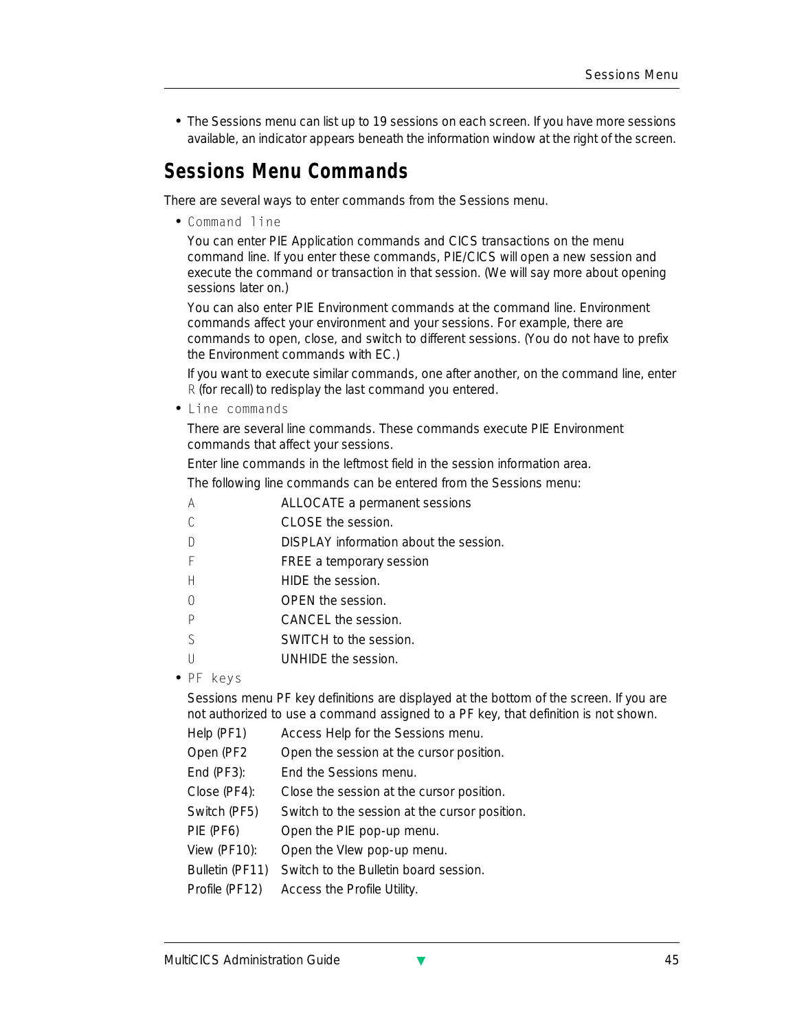- The Sessions menu can list up to 19 sessions on each screen. If you have more sessions available, an indicator appears beneath the information window at the right of the screen.

## Sessions Menu Commands

There are several ways to enter commands from the Sessions menu.

- `Command line`

  You can enter PIE Application commands and CICS transactions on the menu command line. If you enter these commands, PIE/CICS will open a new session and execute the command or transaction in that session. (We will say more about opening sessions later on.)

  You can also enter PIE Environment commands at the command line. Environment commands affect your environment and your sessions. For example, there are commands to open, close, and switch to different sessions. (You do not have to prefix the Environment commands with EC.)

  If you want to execute similar commands, one after another, on the command line, enter `R` (for recall) to redisplay the last command you entered.

- `Line commands`

  There are several line commands. These commands execute PIE Environment commands that affect your sessions.

  Enter line commands in the leftmost field in the session information area.

  The following line commands can be entered from the Sessions menu:

  | | |
  |---|---|
  | A | ALLOCATE a permanent sessions |
  | C | CLOSE the session. |
  | D | DISPLAY information about the session. |
  | F | FREE a temporary session |
  | H | HIDE the session. |
  | O | OPEN the session. |
  | P | CANCEL the session. |
  | S | SWITCH to the session. |
  | U | UNHIDE the session. |

- `PF keys`

  Sessions menu PF key definitions are displayed at the bottom of the screen. If you are not authorized to use a command assigned to a PF key, that definition is not shown.

  | | |
  |---|---|
  | Help (PF1) | Access Help for the Sessions menu. |
  | Open (PF2 | Open the session at the cursor position. |
  | End (PF3): | End the Sessions menu. |
  | Close (PF4): | Close the session at the cursor position. |
  | Switch (PF5) | Switch to the session at the cursor position. |
  | PIE (PF6) | Open the PIE pop-up menu. |
  | View (PF10): | Open the VIew pop-up menu. |
  | Bulletin (PF11) | Switch to the Bulletin board session. |
  | Profile (PF12) | Access the Profile Utility. |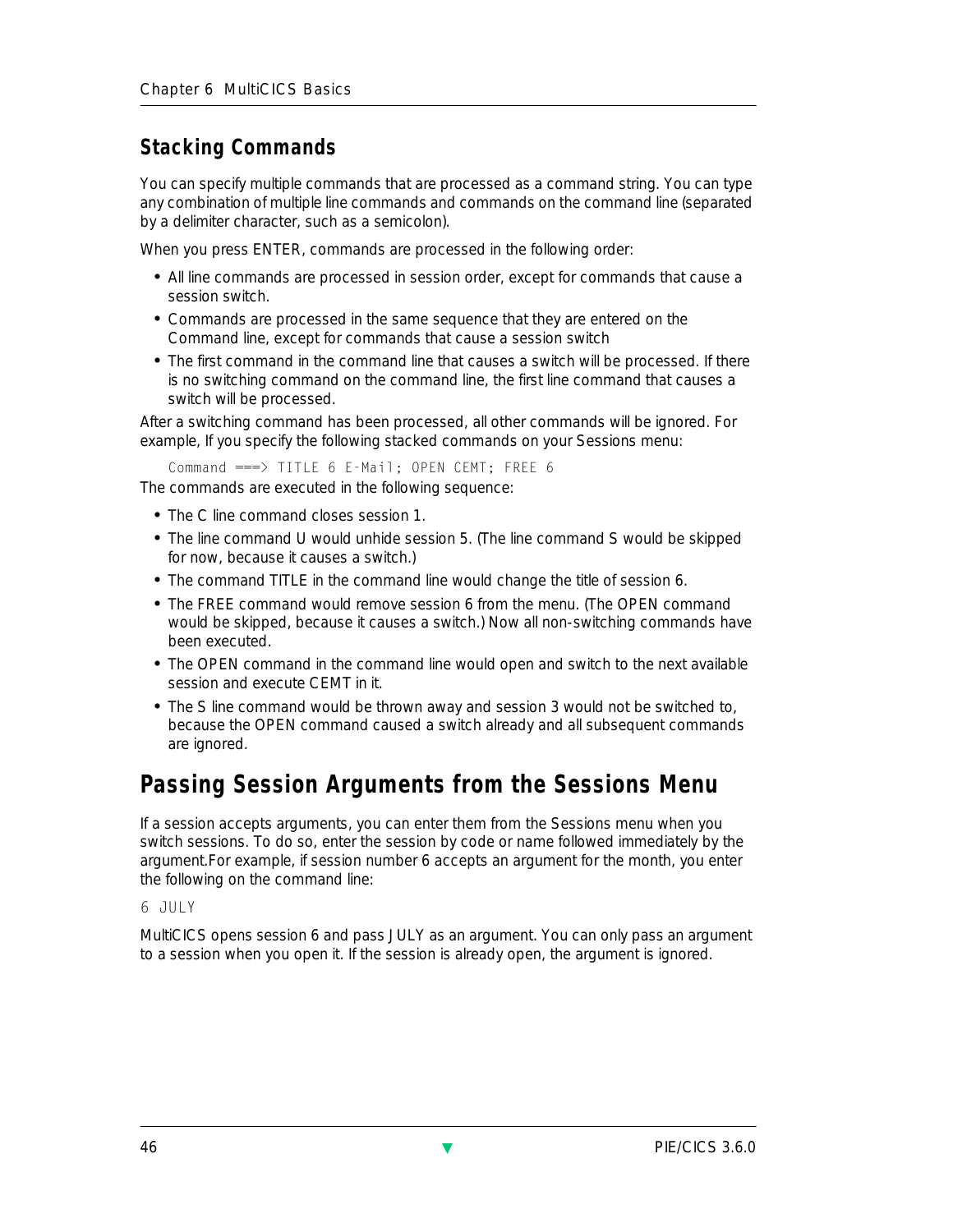## Stacking Commands

You can specify multiple commands that are processed as a command string. You can type any combination of multiple line commands and commands on the command line (separated by a delimiter character, such as a semicolon).

When you press ENTER, commands are processed in the following order:

- All line commands are processed in session order, except for commands that cause a session switch.
- Commands are processed in the same sequence that they are entered on the Command line, except for commands that cause a session switch
- The first command in the command line that causes a switch will be processed. If there is no switching command on the command line, the first line command that causes a switch will be processed.

After a switching command has been processed, all other commands will be ignored. For example, If you specify the following stacked commands on your Sessions menu:

```
Command ===> TITLE 6 E-Mail; OPEN CEMT; FREE 6
```

The commands are executed in the following sequence:

- The C line command closes session 1.
- The line command U would unhide session 5. (The line command S would be skipped for now, because it causes a switch.)
- The command TITLE in the command line would change the title of session 6.
- The FREE command would remove session 6 from the menu. (The OPEN command would be skipped, because it causes a switch.) Now all non-switching commands have been executed.
- The OPEN command in the command line would open and switch to the next available session and execute CEMT in it.
- The S line command would be thrown away and session 3 would not be switched to, because the OPEN command caused a switch already and all subsequent commands are ignored.

# Passing Session Arguments from the Sessions Menu

If a session accepts arguments, you can enter them from the Sessions menu when you switch sessions. To do so, enter the session by code or name followed immediately by the argument.For example, if session number 6 accepts an argument for the month, you enter the following on the command line:

```
6 JULY
```

MultiCICS opens session 6 and pass JULY as an argument. You can only pass an argument to a session when you open it. If the session is already open, the argument is ignored.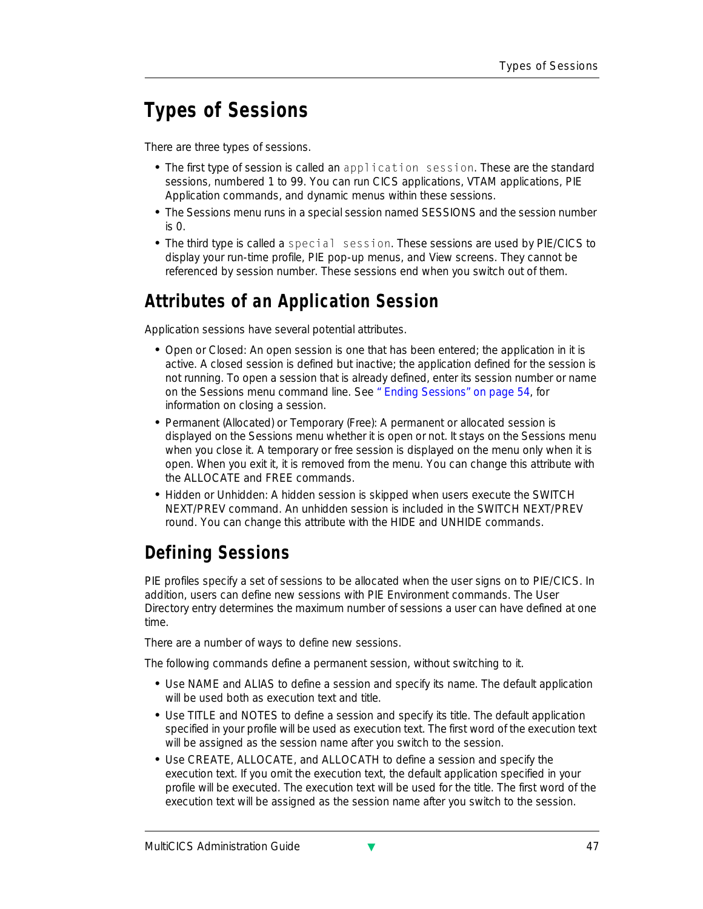# Types of Sessions

There are three types of sessions.

- The first type of session is called an `application session`. These are the standard sessions, numbered 1 to 99. You can run CICS applications, VTAM applications, PIE Application commands, and dynamic menus within these sessions.
- The Sessions menu runs in a special session named SESSIONS and the session number is 0.
- The third type is called a `special session`. These sessions are used by PIE/CICS to display your run-time profile, PIE pop-up menus, and View screens. They cannot be referenced by session number. These sessions end when you switch out of them.

## Attributes of an Application Session

Application sessions have several potential attributes.

- Open or Closed: An open session is one that has been entered; the application in it is active. A closed session is defined but inactive; the application defined for the session is not running. To open a session that is already defined, enter its session number or name on the Sessions menu command line. See " Ending Sessions" on page 54, for information on closing a session.
- Permanent (Allocated) or Temporary (Free): A permanent or allocated session is displayed on the Sessions menu whether it is open or not. It stays on the Sessions menu when you close it. A temporary or free session is displayed on the menu only when it is open. When you exit it, it is removed from the menu. You can change this attribute with the ALLOCATE and FREE commands.
- Hidden or Unhidden: A hidden session is skipped when users execute the SWITCH NEXT/PREV command. An unhidden session is included in the SWITCH NEXT/PREV round. You can change this attribute with the HIDE and UNHIDE commands.

# Defining Sessions

PIE profiles specify a set of sessions to be allocated when the user signs on to PIE/CICS. In addition, users can define new sessions with PIE Environment commands. The User Directory entry determines the maximum number of sessions a user can have defined at one time.

There are a number of ways to define new sessions.

The following commands define a permanent session, without switching to it.

- Use NAME and ALIAS to define a session and specify its name. The default application will be used both as execution text and title.
- Use TITLE and NOTES to define a session and specify its title. The default application specified in your profile will be used as execution text. The first word of the execution text will be assigned as the session name after you switch to the session.
- Use CREATE, ALLOCATE, and ALLOCATH to define a session and specify the execution text. If you omit the execution text, the default application specified in your profile will be executed. The execution text will be used for the title. The first word of the execution text will be assigned as the session name after you switch to the session.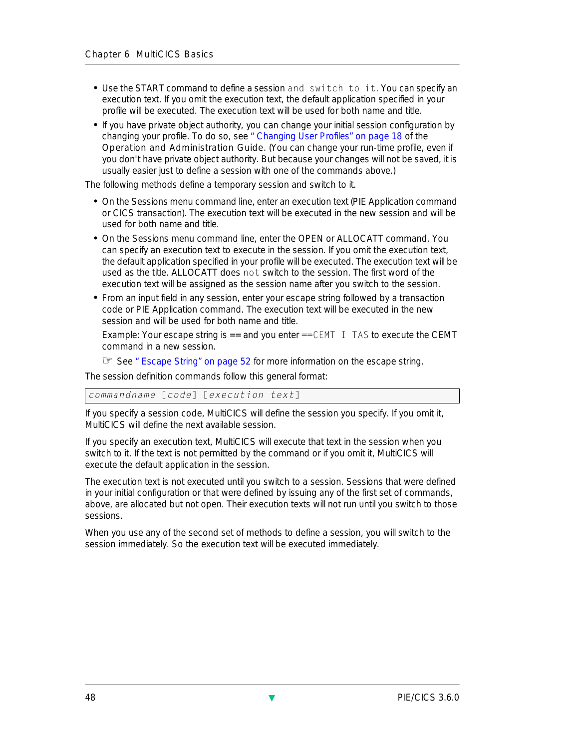- Use the START command to define a session *and switch to it*. You can specify an execution text. If you omit the execution text, the default application specified in your profile will be executed. The execution text will be used for both name and title.
- If you have private object authority, you can change your initial session configuration by changing your profile. To do so, see "Changing User Profiles" on page 18 of the *Operation and Administration Guide*. (You can change your run-time profile, even if you don't have private object authority. But because your changes will not be saved, it is usually easier just to define a session with one of the commands above.)

The following methods define a temporary session and switch to it.

- On the Sessions menu command line, enter an execution text (PIE Application command or CICS transaction). The execution text will be executed in the new session and will be used for both name and title.
- On the Sessions menu command line, enter the OPEN or ALLOCATT command. You can specify an execution text to execute in the session. If you omit the execution text, the default application specified in your profile will be executed. The execution text will be used as the title. ALLOCATT does *not* switch to the session. The first word of the execution text will be assigned as the session name after you switch to the session.
- From an input field in any session, enter your escape string followed by a transaction code or PIE Application command. The execution text will be executed in the new session and will be used for both name and title.

  Example: Your escape string is == and you enter `==CEMT I TAS` to execute the CEMT command in a new session.

  ☞ See "Escape String" on page 52 for more information on the escape string.

The session definition commands follow this general format:

```
commandname [code] [execution text]
```

If you specify a session code, MultiCICS will define the session you specify. If you omit it, MultiCICS will define the next available session.

If you specify an execution text, MultiCICS will execute that text in the session when you switch to it. If the text is not permitted by the command or if you omit it, MultiCICS will execute the default application in the session.

The execution text is not executed until you switch to a session. Sessions that were defined in your initial configuration or that were defined by issuing any of the first set of commands, above, are allocated but not open. Their execution texts will not run until you switch to those sessions.

When you use any of the second set of methods to define a session, you will switch to the session immediately. So the execution text will be executed immediately.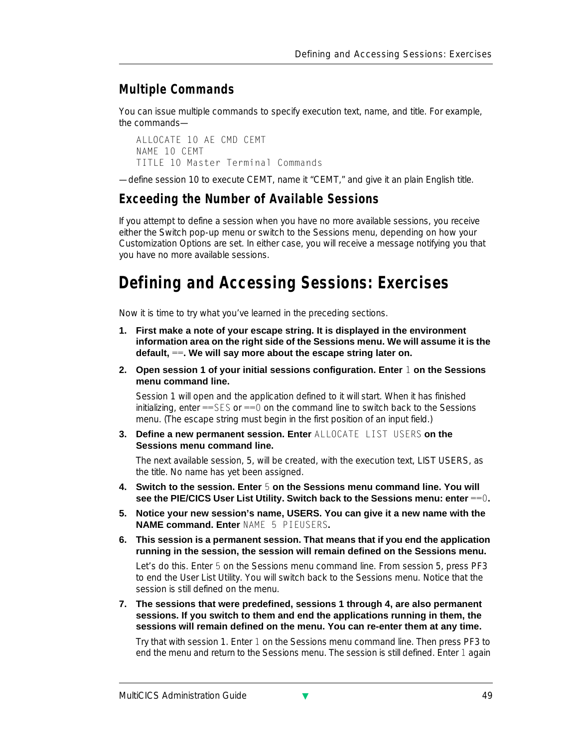### Multiple Commands

You can issue multiple commands to specify execution text, name, and title. For example, the commands—

```
ALLOCATE 10 AE CMD CEMT
NAME 10 CEMT
TITLE 10 Master Terminal Commands
```

—define session 10 to execute CEMT, name it "CEMT," and give it an plain English title.

### Exceeding the Number of Available Sessions

If you attempt to define a session when you have no more available sessions, you receive either the Switch pop-up menu or switch to the Sessions menu, depending on how your Customization Options are set. In either case, you will receive a message notifying you that you have no more available sessions.

## Defining and Accessing Sessions: Exercises

Now it is time to try what you've learned in the preceding sections.

1. **First make a note of your escape string. It is displayed in the environment information area on the right side of the Sessions menu. We will assume it is the default, `==`. We will say more about the escape string later on.**

2. **Open session 1 of your initial sessions configuration. Enter `1` on the Sessions menu command line.**

   Session 1 will open and the application defined to it will start. When it has finished initializing, enter `==SES` or `==0` on the command line to switch back to the Sessions menu. (The escape string must begin in the first position of an input field.)

3. **Define a new permanent session. Enter `ALLOCATE LIST USERS` on the Sessions menu command line.**

   The next available session, 5, will be created, with the execution text, LIST USERS, as the title. No name has yet been assigned.

4. **Switch to the session. Enter `5` on the Sessions menu command line. You will see the PIE/CICS User List Utility. Switch back to the Sessions menu: enter `==0`.**

5. **Notice your new session's name, USERS. You can give it a new name with the NAME command. Enter `NAME 5 PIEUSERS`.**

6. **This session is a permanent session. That means that if you end the application running in the session, the session will remain defined on the Sessions menu.**

   Let's do this. Enter `5` on the Sessions menu command line. From session 5, press PF3 to end the User List Utility. You will switch back to the Sessions menu. Notice that the session is still defined on the menu.

7. **The sessions that were predefined, sessions 1 through 4, are also permanent sessions. If you switch to them and end the applications running in them, the sessions will remain defined on the menu. You can re-enter them at any time.**

   Try that with session 1. Enter `1` on the Sessions menu command line. Then press PF3 to end the menu and return to the Sessions menu. The session is still defined. Enter `1` again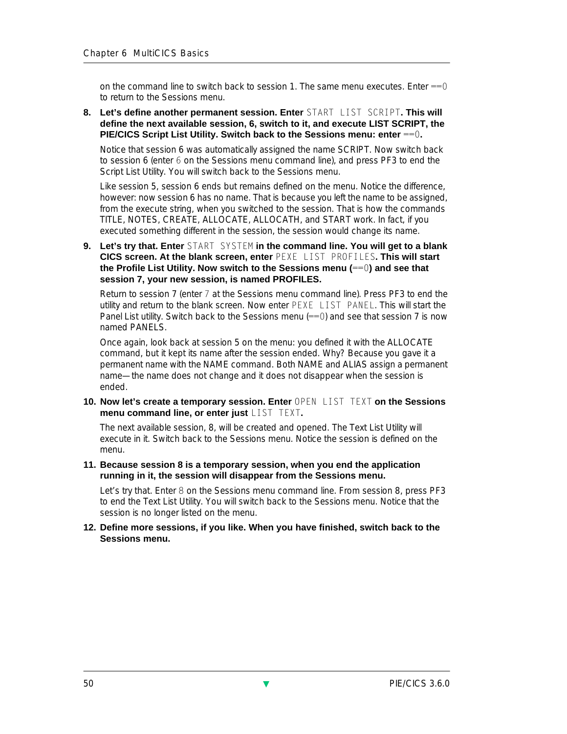on the command line to switch back to session 1. The same menu executes. Enter `==0` to return to the Sessions menu.

8. **Let's define another permanent session. Enter `START LIST SCRIPT`. This will define the next available session, 6, switch to it, and execute LIST SCRIPT, the PIE/CICS Script List Utility. Switch back to the Sessions menu: enter `==0`.**

   Notice that session 6 was automatically assigned the name SCRIPT. Now switch back to session 6 (enter `6` on the Sessions menu command line), and press PF3 to end the Script List Utility. You will switch back to the Sessions menu.

   Like session 5, session 6 ends but remains defined on the menu. Notice the difference, however: now session 6 has no name. That is because you left the name to be assigned, from the execute string, when you switched to the session. That is how the commands TITLE, NOTES, CREATE, ALLOCATE, ALLOCATH, and START work. In fact, if you executed something different in the session, the session would change its name.

9. **Let's try that. Enter `START SYSTEM` in the command line. You will get to a blank CICS screen. At the blank screen, enter `PEXE LIST PROFILES`. This will start the Profile List Utility. Now switch to the Sessions menu (`==0`) and see that session 7, your new session, is named PROFILES.**

   Return to session 7 (enter `7` at the Sessions menu command line). Press PF3 to end the utility and return to the blank screen. Now enter `PEXE LIST PANEL`. This will start the Panel List utility. Switch back to the Sessions menu (`==0`) and see that session 7 is now named PANELS.

   Once again, look back at session 5 on the menu: you defined it with the ALLOCATE command, but it kept its name after the session ended. Why? Because you gave it a permanent name with the NAME command. Both NAME and ALIAS assign a permanent name—the name does not change and it does not disappear when the session is ended.

10. **Now let's create a temporary session. Enter `OPEN LIST TEXT` on the Sessions menu command line, or enter just `LIST TEXT`.**

    The next available session, 8, will be created and opened. The Text List Utility will execute in it. Switch back to the Sessions menu. Notice the session is defined on the menu.

11. **Because session 8 is a temporary session, when you end the application running in it, the session will disappear from the Sessions menu.**

    Let's try that. Enter `8` on the Sessions menu command line. From session 8, press PF3 to end the Text List Utility. You will switch back to the Sessions menu. Notice that the session is no longer listed on the menu.

12. **Define more sessions, if you like. When you have finished, switch back to the Sessions menu.**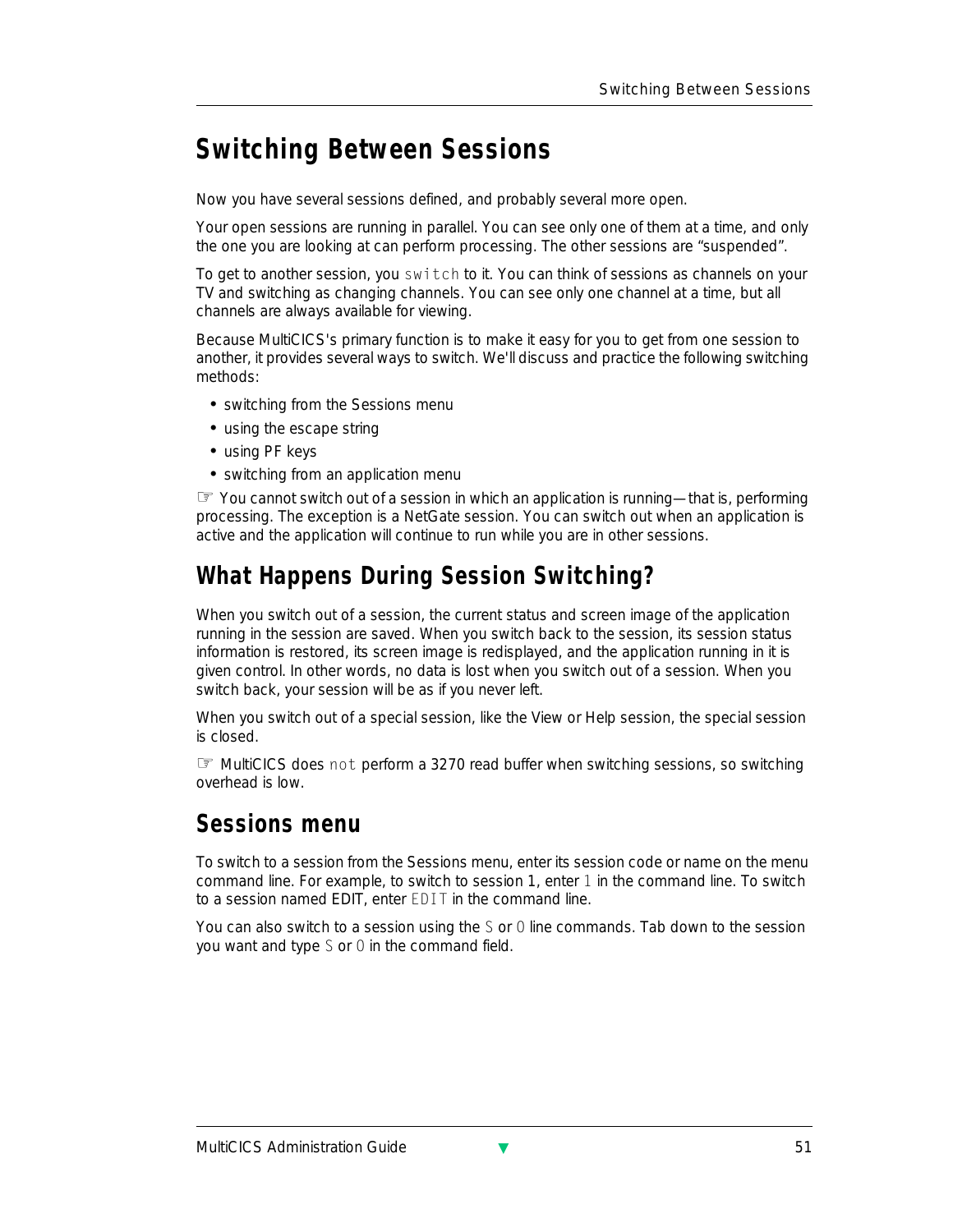# Switching Between Sessions

Now you have several sessions defined, and probably several more open.

Your open sessions are running in parallel. You can see only one of them at a time, and only the one you are looking at can perform processing. The other sessions are “suspended”.

To get to another session, you `switch` to it. You can think of sessions as channels on your TV and switching as changing channels. You can see only one channel at a time, but all channels are always available for viewing.

Because MultiCICS's primary function is to make it easy for you to get from one session to another, it provides several ways to switch. We'll discuss and practice the following switching methods:

- switching from the Sessions menu
- using the escape string
- using PF keys
- switching from an application menu

☞ You cannot switch out of a session in which an application is running—that is, performing processing. The exception is a NetGate session. You can switch out when an application is active and the application will continue to run while you are in other sessions.

## What Happens During Session Switching?

When you switch out of a session, the current status and screen image of the application running in the session are saved. When you switch back to the session, its session status information is restored, its screen image is redisplayed, and the application running in it is given control. In other words, no data is lost when you switch out of a session. When you switch back, your session will be as if you never left.

When you switch out of a special session, like the View or Help session, the special session is closed.

☞ MultiCICS does `not` perform a 3270 read buffer when switching sessions, so switching overhead is low.

## Sessions menu

To switch to a session from the Sessions menu, enter its session code or name on the menu command line. For example, to switch to session 1, enter `1` in the command line. To switch to a session named EDIT, enter `EDIT` in the command line.

You can also switch to a session using the `S` or `O` line commands. Tab down to the session you want and type `S` or `O` in the command field.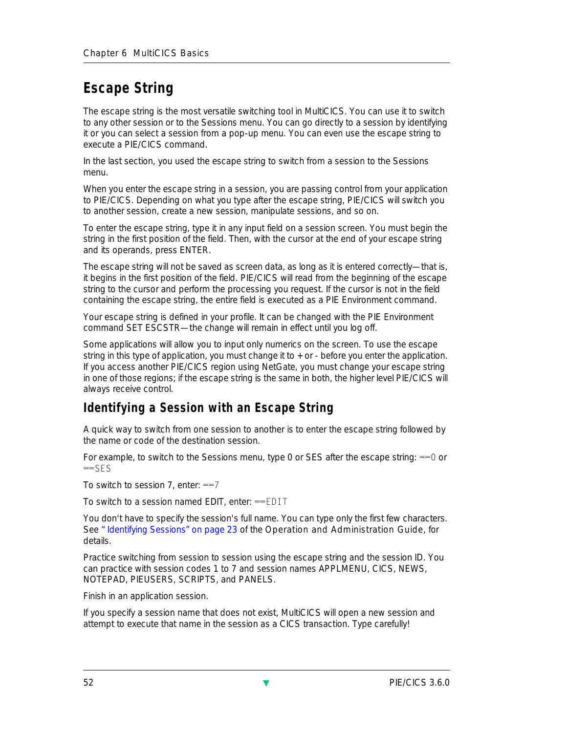## Escape String

The escape string is the most versatile switching tool in MultiCICS. You can use it to switch to any other session or to the Sessions menu. You can go directly to a session by identifying it or you can select a session from a pop-up menu. You can even use the escape string to execute a PIE/CICS command.

In the last section, you used the escape string to switch from a session to the Sessions menu.

When you enter the escape string in a session, you are passing control from your application to PIE/CICS. Depending on what you type after the escape string, PIE/CICS will switch you to another session, create a new session, manipulate sessions, and so on.

To enter the escape string, type it in any input field on a session screen. You must begin the string in the first position of the field. Then, with the cursor at the end of your escape string and its operands, press ENTER.

The escape string will not be saved as screen data, as long as it is entered correctly—that is, it begins in the first position of the field. PIE/CICS will read from the beginning of the escape string to the cursor and perform the processing you request. If the cursor is not in the field containing the escape string, the entire field is executed as a PIE Environment command.

Your escape string is defined in your profile. It can be changed with the PIE Environment command SET ESCSTR—the change will remain in effect until you log off.

Some applications will allow you to input only numerics on the screen. To use the escape string in this type of application, you must change it to + or - before you enter the application. If you access another PIE/CICS region using NetGate, you must change your escape string in one of those regions; if the escape string is the same in both, the higher level PIE/CICS will always receive control.

### Identifying a Session with an Escape String

A quick way to switch from one session to another is to enter the escape string followed by the name or code of the destination session.

For example, to switch to the Sessions menu, type 0 or SES after the escape string: `==0` or `==SES`

To switch to session 7, enter: `==7`

To switch to a session named EDIT, enter: `==EDIT`

You don't have to specify the session's full name. You can type only the first few characters. See "Identifying Sessions" on page 23 of the Operation and Administration Guide, for details.

Practice switching from session to session using the escape string and the session ID. You can practice with session codes 1 to 7 and session names APPLMENU, CICS, NEWS, NOTEPAD, PIEUSERS, SCRIPTS, and PANELS.

Finish in an application session.

If you specify a session name that does not exist, MultiCICS will open a new session and attempt to execute that name in the session as a CICS transaction. Type carefully!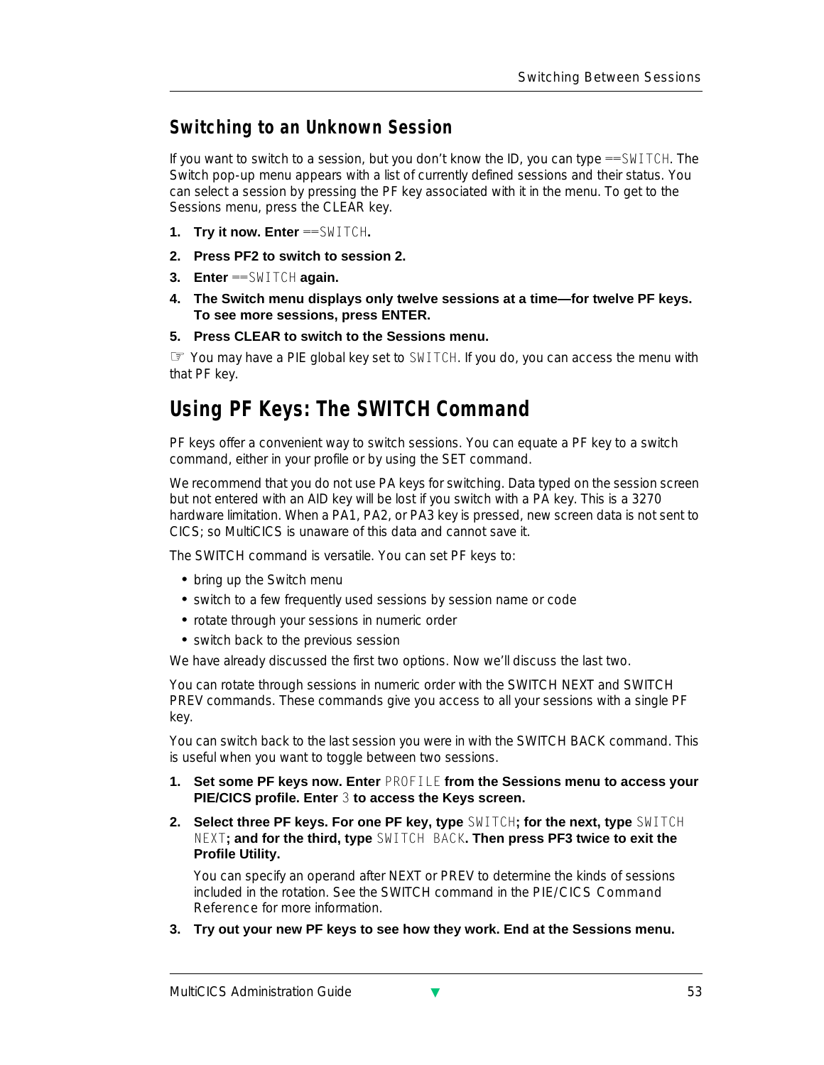## Switching to an Unknown Session

If you want to switch to a session, but you don't know the ID, you can type `==SWITCH`. The Switch pop-up menu appears with a list of currently defined sessions and their status. You can select a session by pressing the PF key associated with it in the menu. To get to the Sessions menu, press the CLEAR key.

1. **Try it now. Enter** `==SWITCH`**.**
2. **Press PF2 to switch to session 2.**
3. **Enter** `==SWITCH` **again.**
4. **The Switch menu displays only twelve sessions at a time—for twelve PF keys. To see more sessions, press ENTER.**
5. **Press CLEAR to switch to the Sessions menu.**

☞ You may have a PIE global key set to `SWITCH`. If you do, you can access the menu with that PF key.

# Using PF Keys: The SWITCH Command

PF keys offer a convenient way to switch sessions. You can equate a PF key to a switch command, either in your profile or by using the SET command.

We recommend that you do not use PA keys for switching. Data typed on the session screen but not entered with an AID key will be lost if you switch with a PA key. This is a 3270 hardware limitation. When a PA1, PA2, or PA3 key is pressed, new screen data is not sent to CICS; so MultiCICS is unaware of this data and cannot save it.

The SWITCH command is versatile. You can set PF keys to:

- bring up the Switch menu
- switch to a few frequently used sessions by session name or code
- rotate through your sessions in numeric order
- switch back to the previous session

We have already discussed the first two options. Now we'll discuss the last two.

You can rotate through sessions in numeric order with the SWITCH NEXT and SWITCH PREV commands. These commands give you access to all your sessions with a single PF key.

You can switch back to the last session you were in with the SWITCH BACK command. This is useful when you want to toggle between two sessions.

1. **Set some PF keys now. Enter** `PROFILE` **from the Sessions menu to access your PIE/CICS profile. Enter** `3` **to access the Keys screen.**
2. **Select three PF keys. For one PF key, type** `SWITCH`**; for the next, type** `SWITCH NEXT`**; and for the third, type** `SWITCH BACK`**. Then press PF3 twice to exit the Profile Utility.**

   You can specify an operand after NEXT or PREV to determine the kinds of sessions included in the rotation. See the SWITCH command in the *PIE/CICS Command Reference* for more information.
3. **Try out your new PF keys to see how they work. End at the Sessions menu.**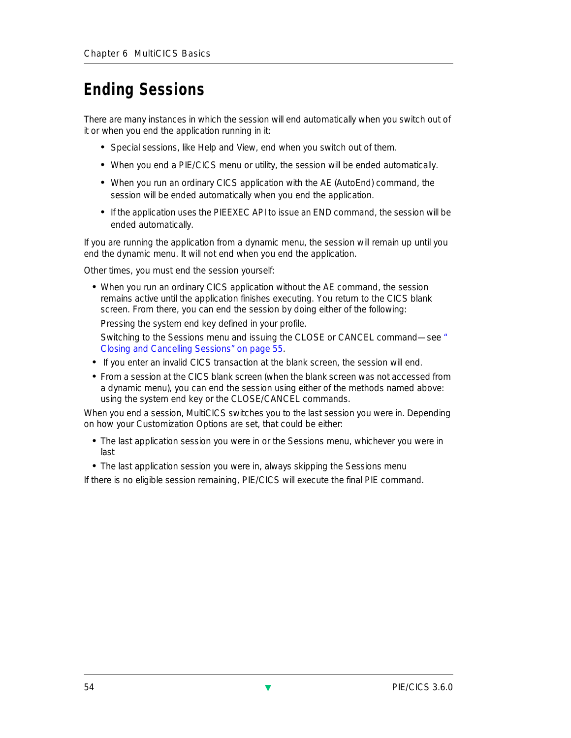# Ending Sessions

There are many instances in which the session will end automatically when you switch out of it or when you end the application running in it:

- Special sessions, like Help and View, end when you switch out of them.
- When you end a PIE/CICS menu or utility, the session will be ended automatically.
- When you run an ordinary CICS application with the AE (AutoEnd) command, the session will be ended automatically when you end the application.
- If the application uses the PIEEXEC API to issue an END command, the session will be ended automatically.

If you are running the application from a dynamic menu, the session will remain up until you end the dynamic menu. It will not end when you end the application.

Other times, you must end the session yourself:

- When you run an ordinary CICS application without the AE command, the session remains active until the application finishes executing. You return to the CICS blank screen. From there, you can end the session by doing either of the following:

  Pressing the system end key defined in your profile.

  Switching to the Sessions menu and issuing the CLOSE or CANCEL command—see " Closing and Cancelling Sessions" on page 55.
- If you enter an invalid CICS transaction at the blank screen, the session will end.
- From a session at the CICS blank screen (when the blank screen was not accessed from a dynamic menu), you can end the session using either of the methods named above: using the system end key or the CLOSE/CANCEL commands.

When you end a session, MultiCICS switches you to the last session you were in. Depending on how your Customization Options are set, that could be either:

- The last application session you were in or the Sessions menu, whichever you were in last
- The last application session you were in, always skipping the Sessions menu

If there is no eligible session remaining, PIE/CICS will execute the final PIE command.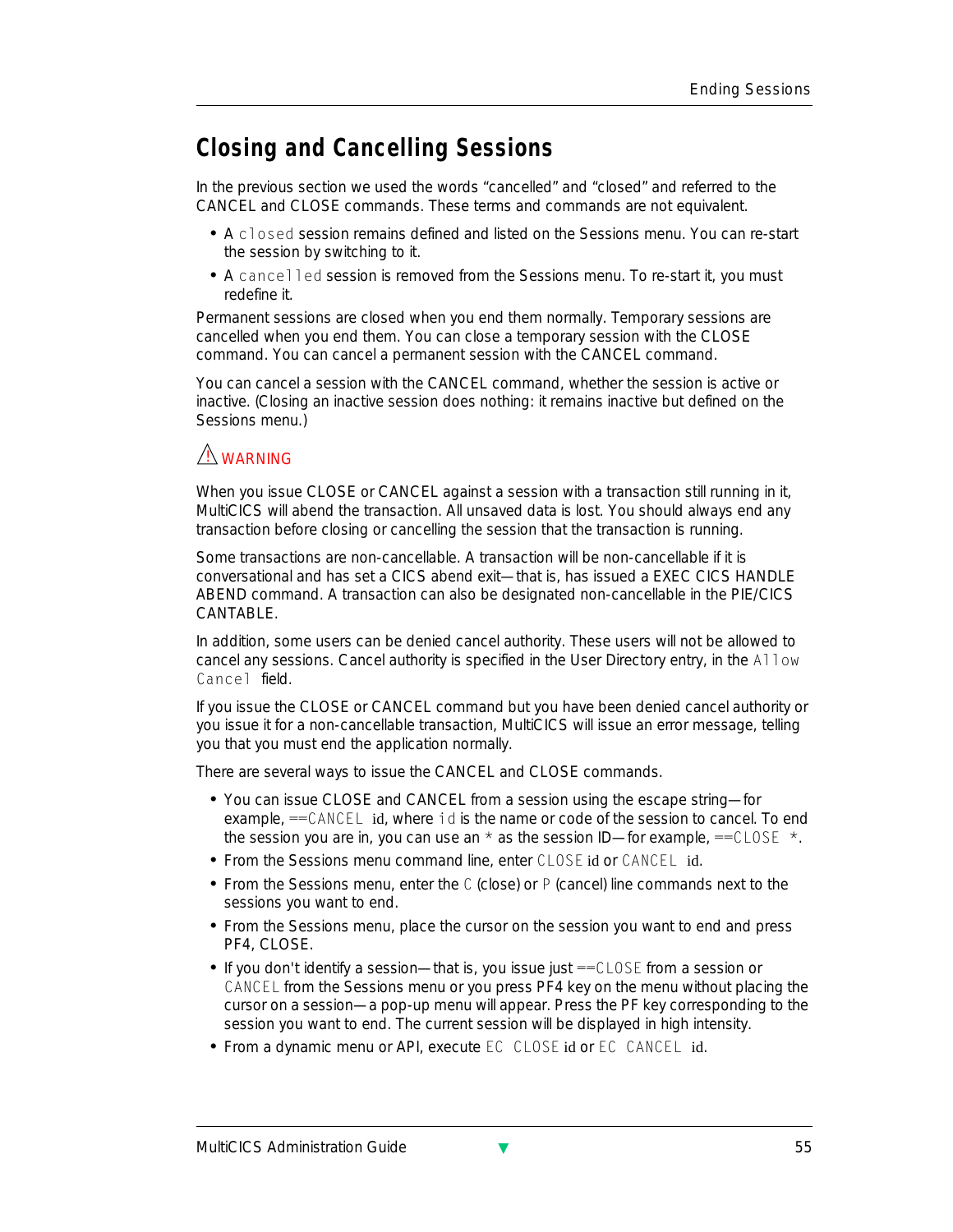## Closing and Cancelling Sessions

In the previous section we used the words "cancelled" and "closed" and referred to the CANCEL and CLOSE commands. These terms and commands are not equivalent.

- A `closed` session remains defined and listed on the Sessions menu. You can re-start the session by switching to it.
- A `cancelled` session is removed from the Sessions menu. To re-start it, you must redefine it.

Permanent sessions are closed when you end them normally. Temporary sessions are cancelled when you end them. You can close a temporary session with the CLOSE command. You can cancel a permanent session with the CANCEL command.

You can cancel a session with the CANCEL command, whether the session is active or inactive. (Closing an inactive session does nothing: it remains inactive but defined on the Sessions menu.)

⚠ WARNING

When you issue CLOSE or CANCEL against a session with a transaction still running in it, MultiCICS will abend the transaction. All unsaved data is lost. You should always end any transaction before closing or cancelling the session that the transaction is running.

Some transactions are non-cancellable. A transaction will be non-cancellable if it is conversational and has set a CICS abend exit—that is, has issued a EXEC CICS HANDLE ABEND command. A transaction can also be designated non-cancellable in the PIE/CICS CANTABLE.

In addition, some users can be denied cancel authority. These users will not be allowed to cancel any sessions. Cancel authority is specified in the User Directory entry, in the `Allow Cancel` field.

If you issue the CLOSE or CANCEL command but you have been denied cancel authority or you issue it for a non-cancellable transaction, MultiCICS will issue an error message, telling you that you must end the application normally.

There are several ways to issue the CANCEL and CLOSE commands.

- You can issue CLOSE and CANCEL from a session using the escape string—for example, `==CANCEL` id, where `id` is the name or code of the session to cancel. To end the session you are in, you can use an `*` as the session ID—for example, `==CLOSE *`.
- From the Sessions menu command line, enter `CLOSE` id or `CANCEL` id.
- From the Sessions menu, enter the `C` (close) or `P` (cancel) line commands next to the sessions you want to end.
- From the Sessions menu, place the cursor on the session you want to end and press PF4, CLOSE.
- If you don't identify a session—that is, you issue just `==CLOSE` from a session or `CANCEL` from the Sessions menu or you press PF4 key on the menu without placing the cursor on a session—a pop-up menu will appear. Press the PF key corresponding to the session you want to end. The current session will be displayed in high intensity.
- From a dynamic menu or API, execute `EC CLOSE` id or `EC CANCEL` id.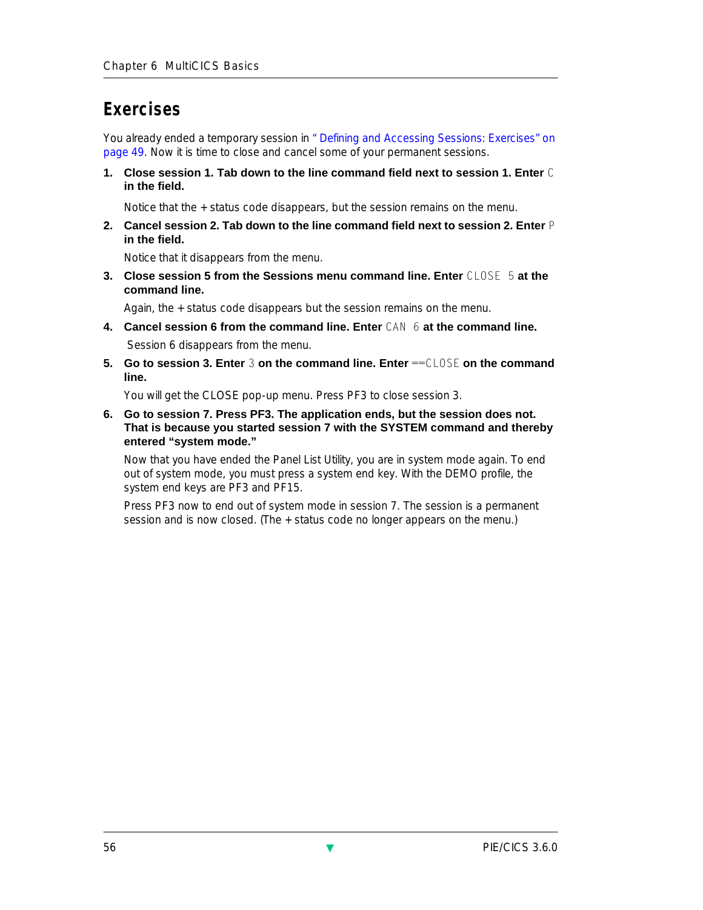## Exercises

You already ended a temporary session in "Defining and Accessing Sessions: Exercises" on page 49. Now it is time to close and cancel some of your permanent sessions.

1. **Close session 1. Tab down to the line command field next to session 1. Enter** `C` **in the field.**

   Notice that the + status code disappears, but the session remains on the menu.

2. **Cancel session 2. Tab down to the line command field next to session 2. Enter** `P` **in the field.**

   Notice that it disappears from the menu.

3. **Close session 5 from the Sessions menu command line. Enter** `CLOSE 5` **at the command line.**

   Again, the + status code disappears but the session remains on the menu.

4. **Cancel session 6 from the command line. Enter** `CAN 6` **at the command line.**

   Session 6 disappears from the menu.

5. **Go to session 3. Enter** `3` **on the command line. Enter** `==CLOSE` **on the command line.**

   You will get the CLOSE pop-up menu. Press PF3 to close session 3.

6. **Go to session 7. Press PF3. The application ends, but the session does not. That is because you started session 7 with the SYSTEM command and thereby entered "system mode."**

   Now that you have ended the Panel List Utility, you are in system mode again. To end out of system mode, you must press a system end key. With the DEMO profile, the system end keys are PF3 and PF15.

   Press PF3 now to end out of system mode in session 7. The session is a permanent session and is now closed. (The + status code no longer appears on the menu.)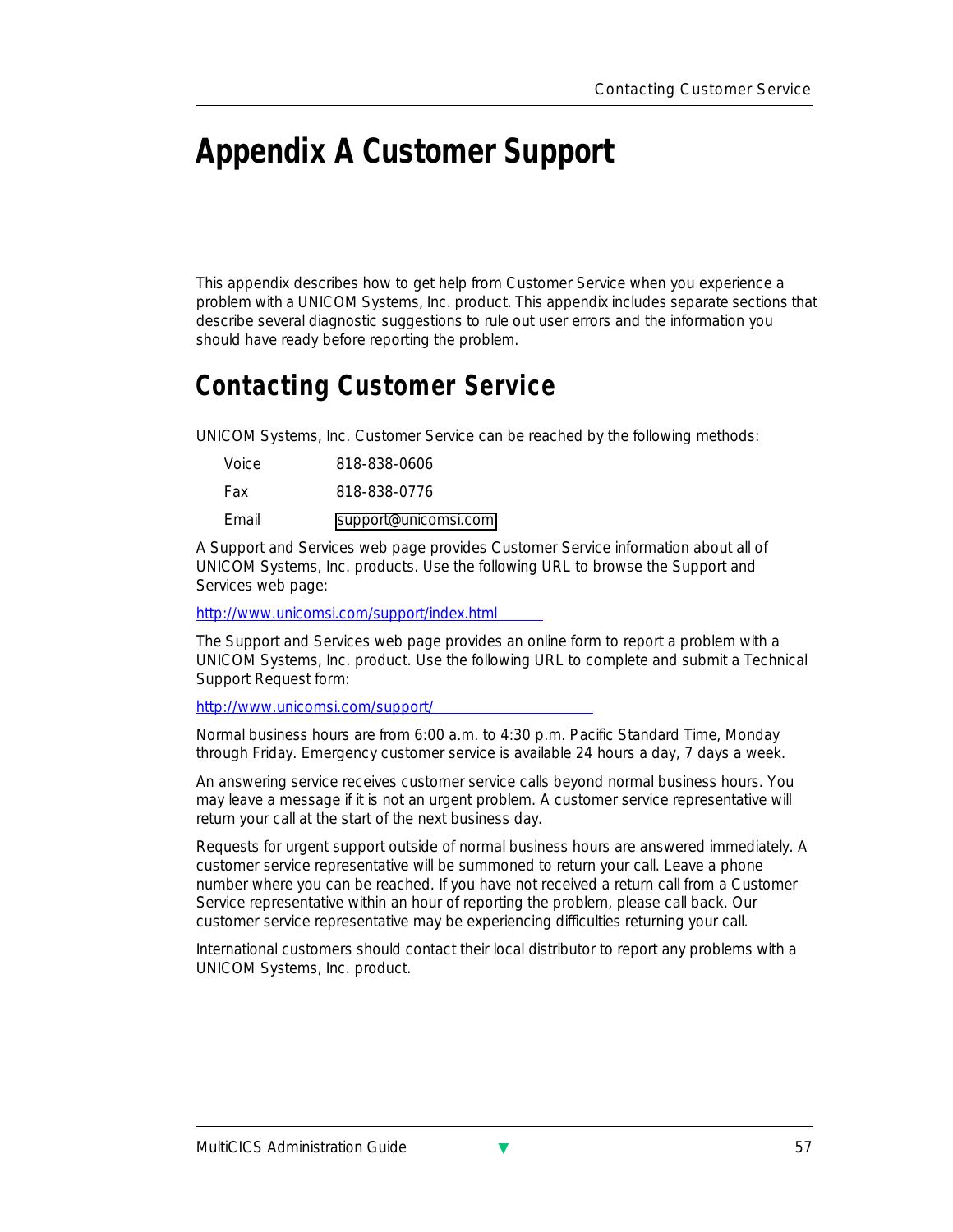# Appendix A Customer Support

This appendix describes how to get help from Customer Service when you experience a problem with a UNICOM Systems, Inc. product. This appendix includes separate sections that describe several diagnostic suggestions to rule out user errors and the information you should have ready before reporting the problem.

## Contacting Customer Service

UNICOM Systems, Inc. Customer Service can be reached by the following methods:

| | |
|---|---|
| Voice | 818-838-0606 |
| Fax | 818-838-0776 |
| Email | support@unicomsi.com |

A Support and Services web page provides Customer Service information about all of UNICOM Systems, Inc. products. Use the following URL to browse the Support and Services web page:

http://www.unicomsi.com/support/index.html

The Support and Services web page provides an online form to report a problem with a UNICOM Systems, Inc. product. Use the following URL to complete and submit a Technical Support Request form:

http://www.unicomsi.com/support/

Normal business hours are from 6:00 a.m. to 4:30 p.m. Pacific Standard Time, Monday through Friday. Emergency customer service is available 24 hours a day, 7 days a week.

An answering service receives customer service calls beyond normal business hours. You may leave a message if it is not an urgent problem. A customer service representative will return your call at the start of the next business day.

Requests for urgent support outside of normal business hours are answered immediately. A customer service representative will be summoned to return your call. Leave a phone number where you can be reached. If you have not received a return call from a Customer Service representative within an hour of reporting the problem, please call back. Our customer service representative may be experiencing difficulties returning your call.

International customers should contact their local distributor to report any problems with a UNICOM Systems, Inc. product.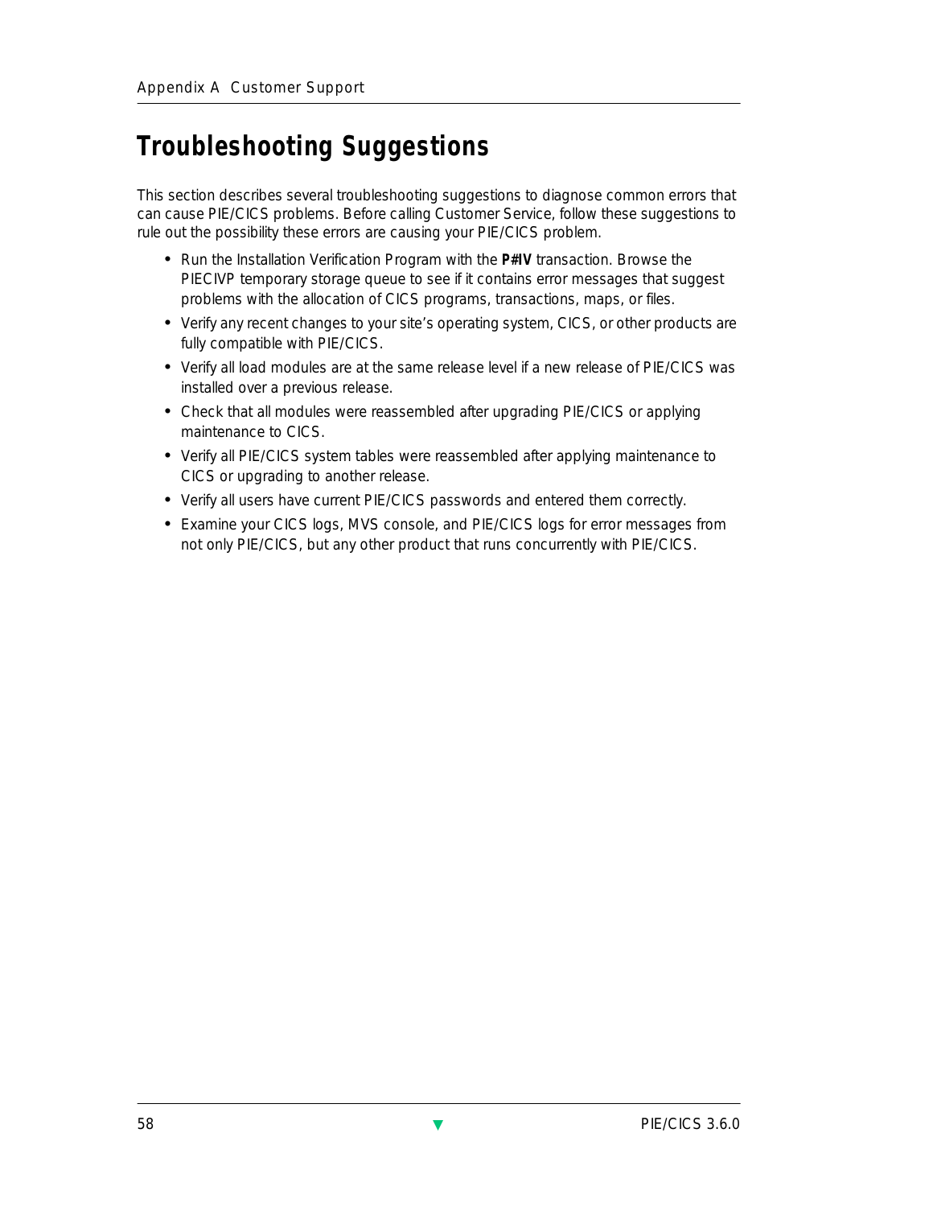# Troubleshooting Suggestions

This section describes several troubleshooting suggestions to diagnose common errors that can cause PIE/CICS problems. Before calling Customer Service, follow these suggestions to rule out the possibility these errors are causing your PIE/CICS problem.

- Run the Installation Verification Program with the **P#IV** transaction. Browse the PIECIVP temporary storage queue to see if it contains error messages that suggest problems with the allocation of CICS programs, transactions, maps, or files.
- Verify any recent changes to your site's operating system, CICS, or other products are fully compatible with PIE/CICS.
- Verify all load modules are at the same release level if a new release of PIE/CICS was installed over a previous release.
- Check that all modules were reassembled after upgrading PIE/CICS or applying maintenance to CICS.
- Verify all PIE/CICS system tables were reassembled after applying maintenance to CICS or upgrading to another release.
- Verify all users have current PIE/CICS passwords and entered them correctly.
- Examine your CICS logs, MVS console, and PIE/CICS logs for error messages from not only PIE/CICS, but any other product that runs concurrently with PIE/CICS.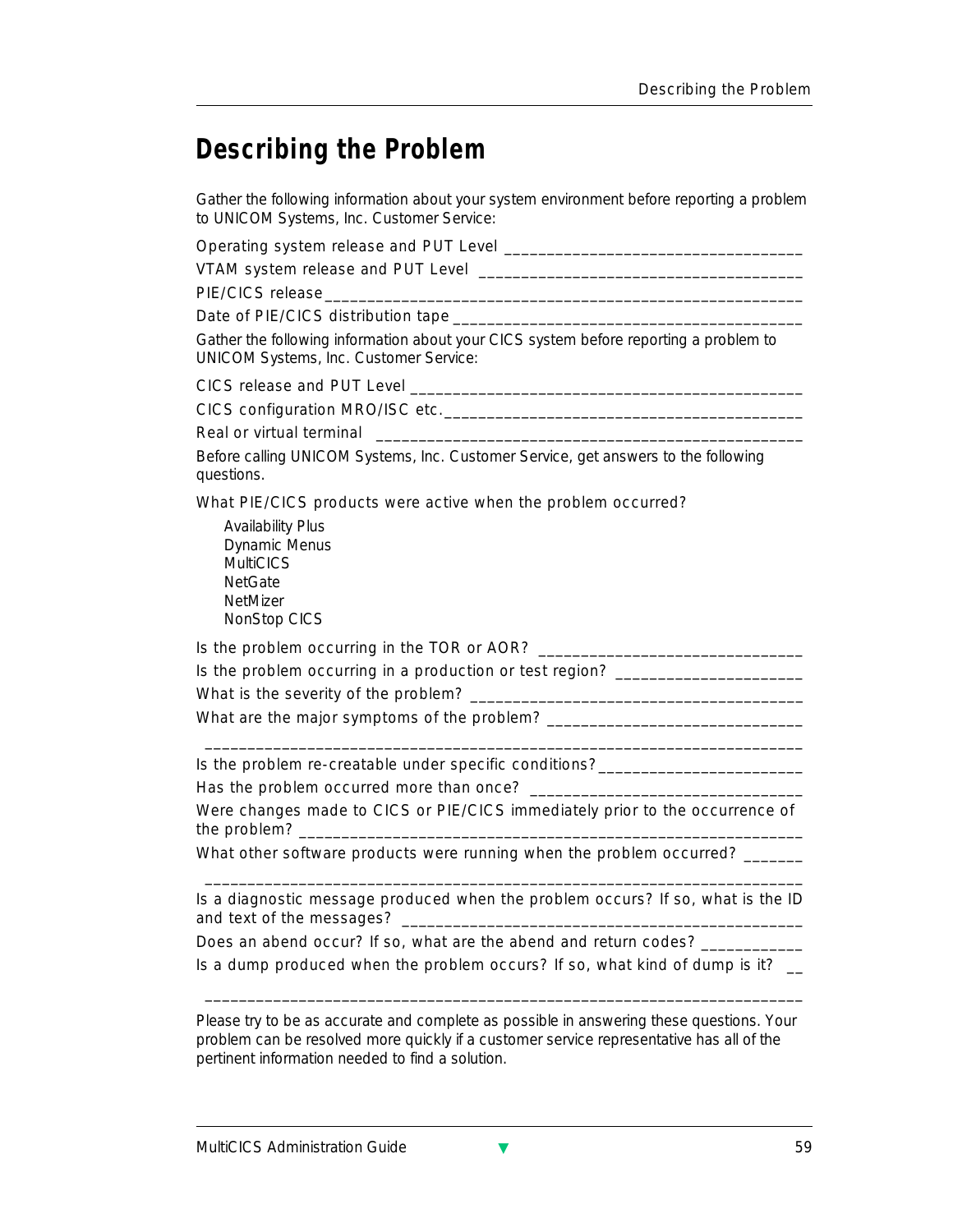# Describing the Problem

Gather the following information about your system environment before reporting a problem to UNICOM Systems, Inc. Customer Service:

Operating system release and PUT Level ___________________________________

VTAM system release and PUT Level ___________________________________

PIE/CICS release___________________________________________________________

Date of PIE/CICS distribution tape ________________________________________

Gather the following information about your CICS system before reporting a problem to UNICOM Systems, Inc. Customer Service:

CICS release and PUT Level _______________________________________________

CICS configuration MRO/ISC etc.____________________________________________

Real or virtual terminal _________________________________________________

Before calling UNICOM Systems, Inc. Customer Service, get answers to the following questions.

What PIE/CICS products were active when the problem occurred?

- Availability Plus
- Dynamic Menus
- MultiCICS
- NetGate
- NetMizer
- NonStop CICS

Is the problem occurring in the TOR or AOR? ______________________________

Is the problem occurring in a production or test region? _____________________

What is the severity of the problem? _____________________________________

What are the major symptoms of the problem? _____________________________

___________________________________________________________________________

Is the problem re-creatable under specific conditions?_______________________

Has the problem occurred more than once? ________________________________

Were changes made to CICS or PIE/CICS immediately prior to the occurrence of the problem? __________________________________________________________

What other software products were running when the problem occurred? _______

___________________________________________________________________________

Is a diagnostic message produced when the problem occurs? If so, what is the ID and text of the messages? ________________________________________________

Does an abend occur? If so, what are the abend and return codes? ____________

Is a dump produced when the problem occurs? If so, what kind of dump is it? __

___________________________________________________________________________

Please try to be as accurate and complete as possible in answering these questions. Your problem can be resolved more quickly if a customer service representative has all of the pertinent information needed to find a solution.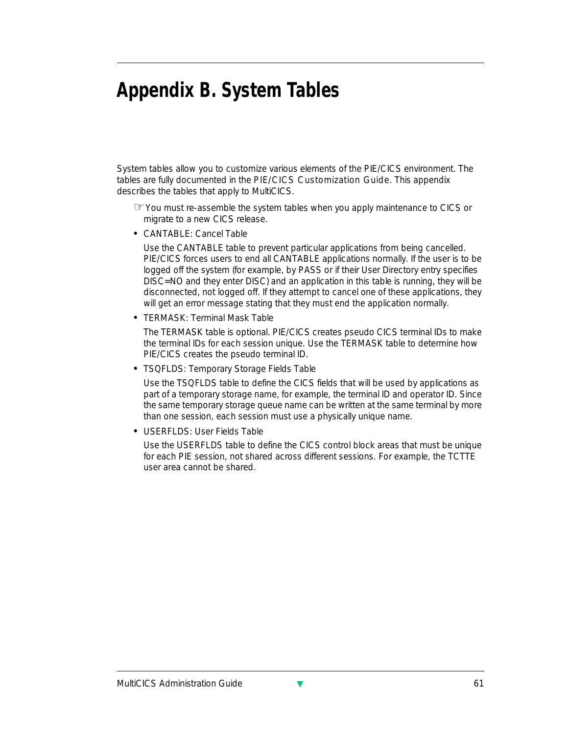# Appendix B. System Tables

System tables allow you to customize various elements of the PIE/CICS environment. The tables are fully documented in the *PIE/CICS Customization Guide*. This appendix describes the tables that apply to MultiCICS.

☞ You must re-assemble the system tables when you apply maintenance to CICS or migrate to a new CICS release.

- CANTABLE: Cancel Table

  Use the CANTABLE table to prevent particular applications from being cancelled. PIE/CICS forces users to end all CANTABLE applications normally. If the user is to be logged off the system (for example, by PASS or if their User Directory entry specifies DISC=NO and they enter DISC) and an application in this table is running, they will be disconnected, not logged off. If they attempt to cancel one of these applications, they will get an error message stating that they must end the application normally.

- TERMASK: Terminal Mask Table

  The TERMASK table is optional. PIE/CICS creates pseudo CICS terminal IDs to make the terminal IDs for each session unique. Use the TERMASK table to determine how PIE/CICS creates the pseudo terminal ID.

- TSQFLDS: Temporary Storage Fields Table

  Use the TSQFLDS table to define the CICS fields that will be used by applications as part of a temporary storage name, for example, the terminal ID and operator ID. Since the same temporary storage queue name can be written at the same terminal by more than one session, each session must use a physically unique name.

- USERFLDS: User Fields Table

  Use the USERFLDS table to define the CICS control block areas that must be unique for each PIE session, not shared across different sessions. For example, the TCTTE user area cannot be shared.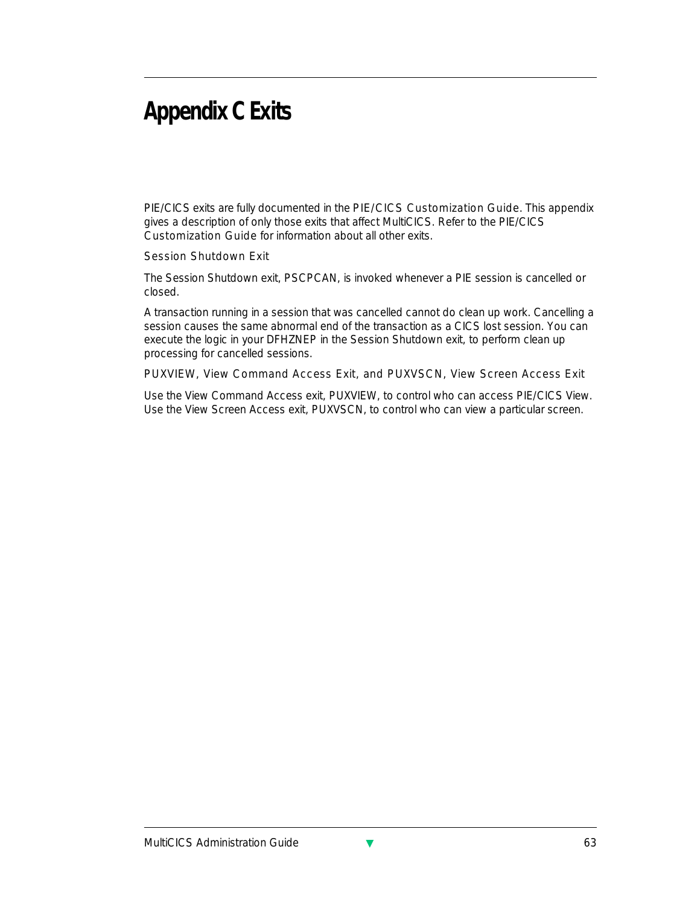# Appendix C Exits

PIE/CICS exits are fully documented in the *PIE/CICS Customization Guide*. This appendix gives a description of only those exits that affect MultiCICS. Refer to the *PIE/CICS Customization Guide* for information about all other exits.

## Session Shutdown Exit

The Session Shutdown exit, PSCPCAN, is invoked whenever a PIE session is cancelled or closed.

A transaction running in a session that was cancelled cannot do clean up work. Cancelling a session causes the same abnormal end of the transaction as a CICS lost session. You can execute the logic in your DFHZNEP in the Session Shutdown exit, to perform clean up processing for cancelled sessions.

## PUXVIEW, View Command Access Exit, and PUXVSCN, View Screen Access Exit

Use the View Command Access exit, PUXVIEW, to control who can access PIE/CICS View. Use the View Screen Access exit, PUXVSCN, to control who can view a particular screen.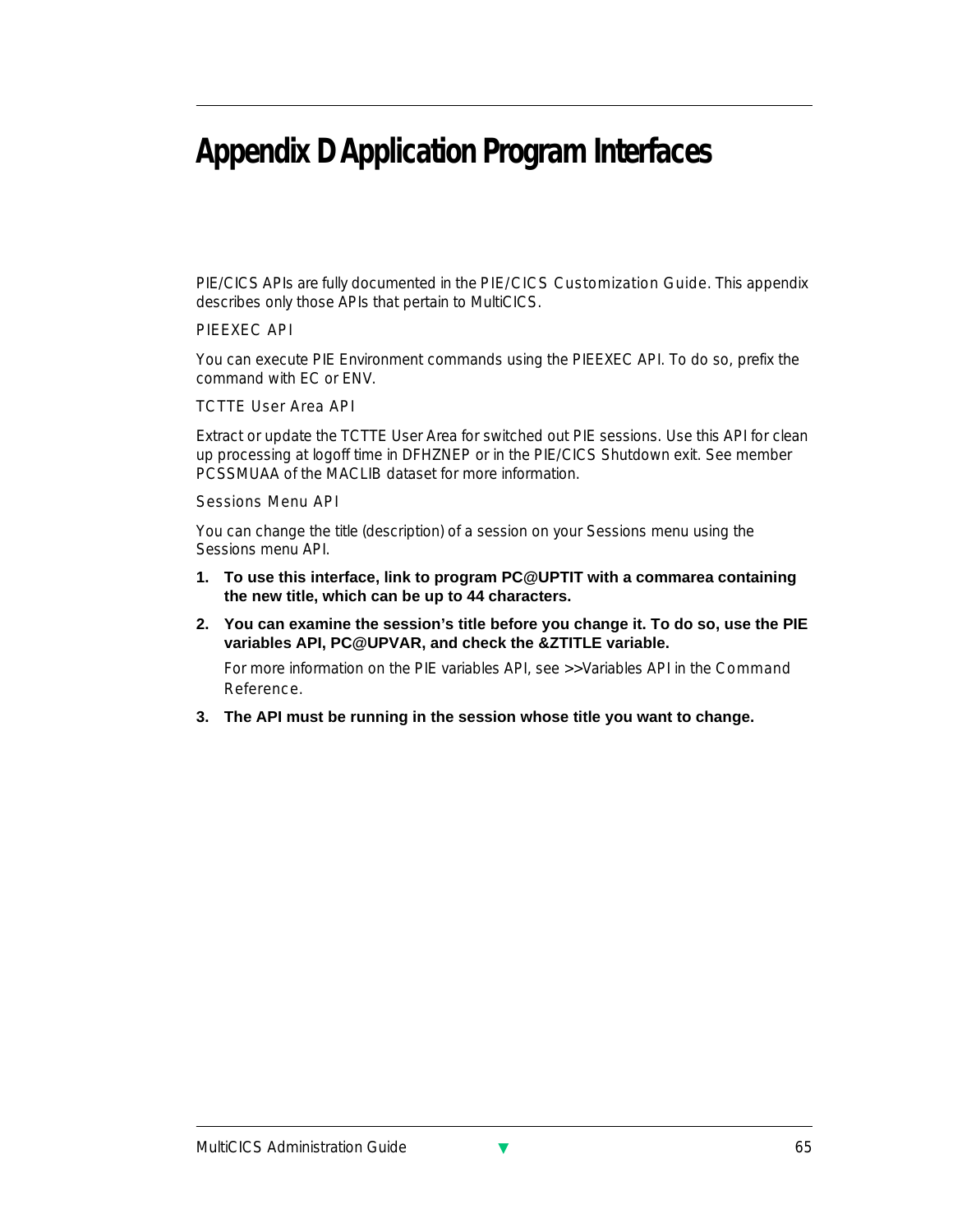# Appendix D Application Program Interfaces

PIE/CICS APIs are fully documented in the *PIE/CICS Customization Guide*. This appendix describes only those APIs that pertain to MultiCICS.

### PIEEXEC API

You can execute PIE Environment commands using the PIEEXEC API. To do so, prefix the command with EC or ENV.

### TCTTE User Area API

Extract or update the TCTTE User Area for switched out PIE sessions. Use this API for clean up processing at logoff time in DFHZNEP or in the PIE/CICS Shutdown exit. See member PCSSMUAA of the MACLIB dataset for more information.

### Sessions Menu API

You can change the title (description) of a session on your Sessions menu using the Sessions menu API.

1. **To use this interface, link to program PC@UPTIT with a commarea containing the new title, which can be up to 44 characters.**
2. **You can examine the session's title before you change it. To do so, use the PIE variables API, PC@UPVAR, and check the &ZTITLE variable.**

   For more information on the PIE variables API, see >>Variables API in the *Command Reference*.
3. **The API must be running in the session whose title you want to change.**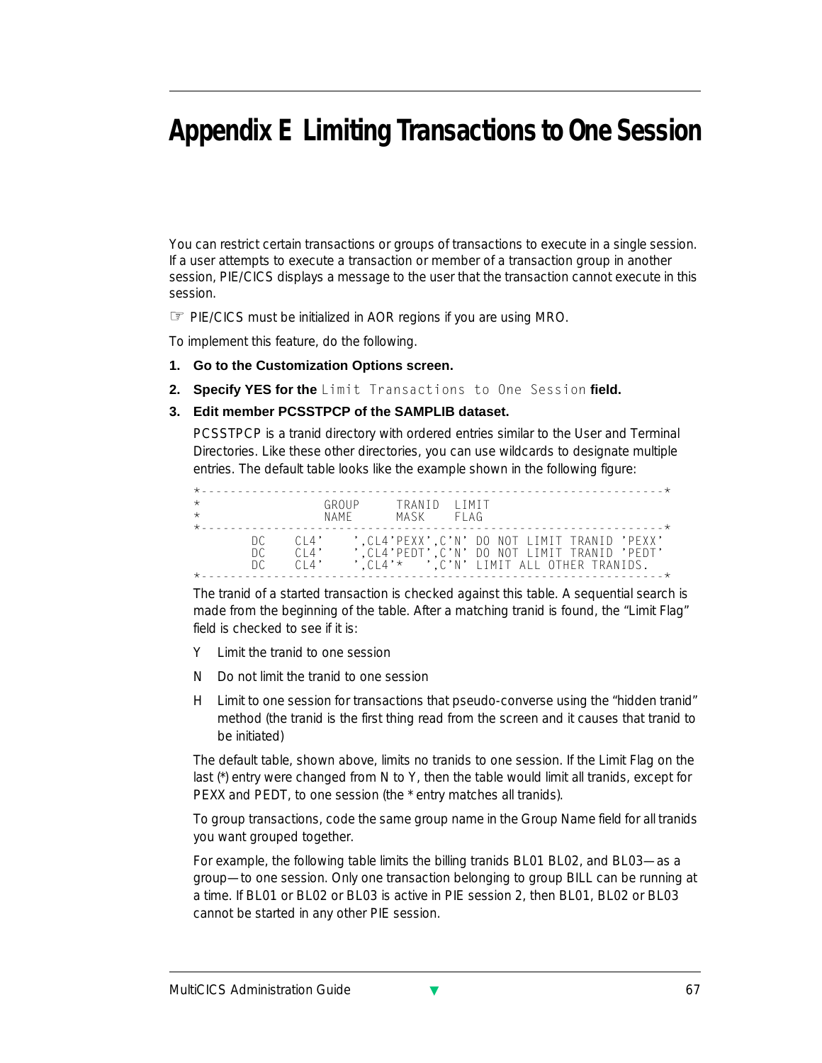# Appendix E Limiting Transactions to One Session

You can restrict certain transactions or groups of transactions to execute in a single session. If a user attempts to execute a transaction or member of a transaction group in another session, PIE/CICS displays a message to the user that the transaction cannot execute in this session.

☞ PIE/CICS must be initialized in AOR regions if you are using MRO.

To implement this feature, do the following.

1. **Go to the Customization Options screen.**
2. **Specify YES for the** `Limit Transactions to One Session` **field.**
3. **Edit member PCSSTPCP of the SAMPLIB dataset.**

   PCSSTPCP is a tranid directory with ordered entries similar to the User and Terminal Directories. Like these other directories, you can use wildcards to designate multiple entries. The default table looks like the example shown in the following figure:

```
*----------------------------------------------------------------*
*                GROUP     TRANID  LIMIT
*                NAME      MASK    FLAG
*----------------------------------------------------------------*
       DC   CL4'     ',CL4'PEXX',C'N' DO NOT LIMIT TRANID 'PEXX'
       DC   CL4'     ',CL4'PEDT',C'N' DO NOT LIMIT TRANID 'PEDT'
       DC   CL4'     ',CL4'*   ',C'N' LIMIT ALL OTHER TRANIDS.
*----------------------------------------------------------------*
```

   The tranid of a started transaction is checked against this table. A sequential search is made from the beginning of the table. After a matching tranid is found, the “Limit Flag” field is checked to see if it is:

   - Y Limit the tranid to one session
   - N Do not limit the tranid to one session
   - H Limit to one session for transactions that pseudo-converse using the “hidden tranid” method (the tranid is the first thing read from the screen and it causes that tranid to be initiated)

   The default table, shown above, limits no tranids to one session. If the Limit Flag on the last (*) entry were changed from N to Y, then the table would limit all tranids, except for PEXX and PEDT, to one session (the * entry matches all tranids).

   To group transactions, code the same group name in the Group Name field for all tranids you want grouped together.

   For example, the following table limits the billing tranids BL01 BL02, and BL03—as a group—to one session. Only one transaction belonging to group BILL can be running at a time. If BL01 or BL02 or BL03 is active in PIE session 2, then BL01, BL02 or BL03 cannot be started in any other PIE session.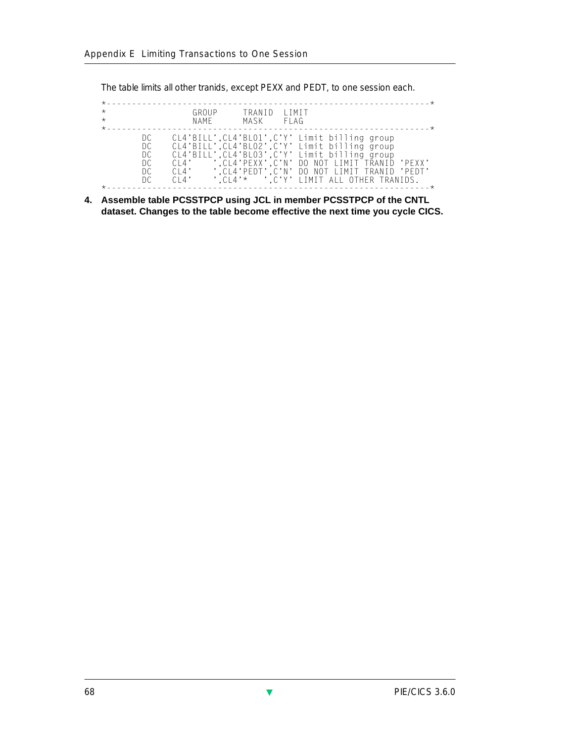The table limits all other tranids, except PEXX and PEDT, to one session each.

```
*----------------------------------------------------------------*
*               GROUP     TRANID  LIMIT
*               NAME      MASK    FLAG
*----------------------------------------------------------------*
         DC    CL4'BILL',CL4'BL01',C'Y' Limit billing group
         DC    CL4'BILL',CL4'BL02',C'Y' Limit billing group
         DC    CL4'BILL',CL4'BL03',C'Y' Limit billing group
         DC    CL4'    ',CL4'PEXX',C'N' DO NOT LIMIT TRANID 'PEXX'
         DC    CL4'    ',CL4'PEDT',C'N' DO NOT LIMIT TRANID 'PEDT'
         DC    CL4'    ',CL4'*   ',C'Y' LIMIT ALL OTHER TRANIDS.
*----------------------------------------------------------------*
```

4. **Assemble table PCSSTPCP using JCL in member PCSSTPCP of the CNTL dataset. Changes to the table become effective the next time you cycle CICS.**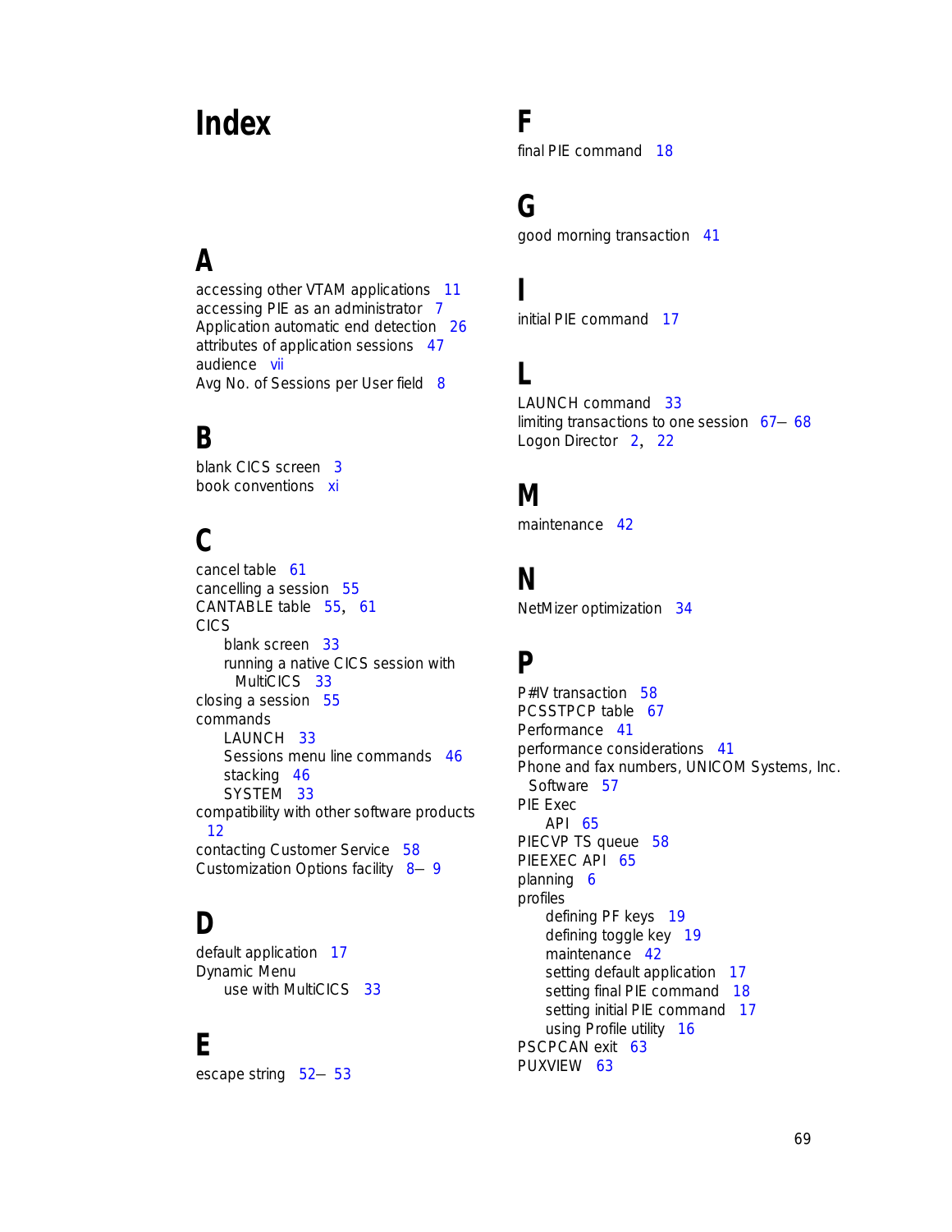# Index

## A

accessing other VTAM applications 11
accessing PIE as an administrator 7
Application automatic end detection 26
attributes of application sessions 47
audience vii
Avg No. of Sessions per User field 8

## B

blank CICS screen 3
book conventions xi

## C

cancel table 61
cancelling a session 55
CANTABLE table 55, 61
CICS
- blank screen 33
- running a native CICS session with MultiCICS 33

closing a session 55
commands
- LAUNCH 33
- Sessions menu line commands 46
- stacking 46
- SYSTEM 33

compatibility with other software products 12
contacting Customer Service 58
Customization Options facility 8– 9

## D

default application 17
Dynamic Menu
- use with MultiCICS 33

## E

escape string 52– 53

## F

final PIE command 18

## G

good morning transaction 41

## I

initial PIE command 17

## L

LAUNCH command 33
limiting transactions to one session 67– 68
Logon Director 2, 22

## M

maintenance 42

## N

NetMizer optimization 34

## P

P#IV transaction 58
PCSSTPCP table 67
Performance 41
performance considerations 41
Phone and fax numbers, UNICOM Systems, Inc. Software 57
PIE Exec
- API 65

PIECVP TS queue 58
PIEEXEC API 65
planning 6
profiles
- defining PF keys 19
- defining toggle key 19
- maintenance 42
- setting default application 17
- setting final PIE command 18
- setting initial PIE command 17
- using Profile utility 16

PSCPCAN exit 63
PUXVIEW 63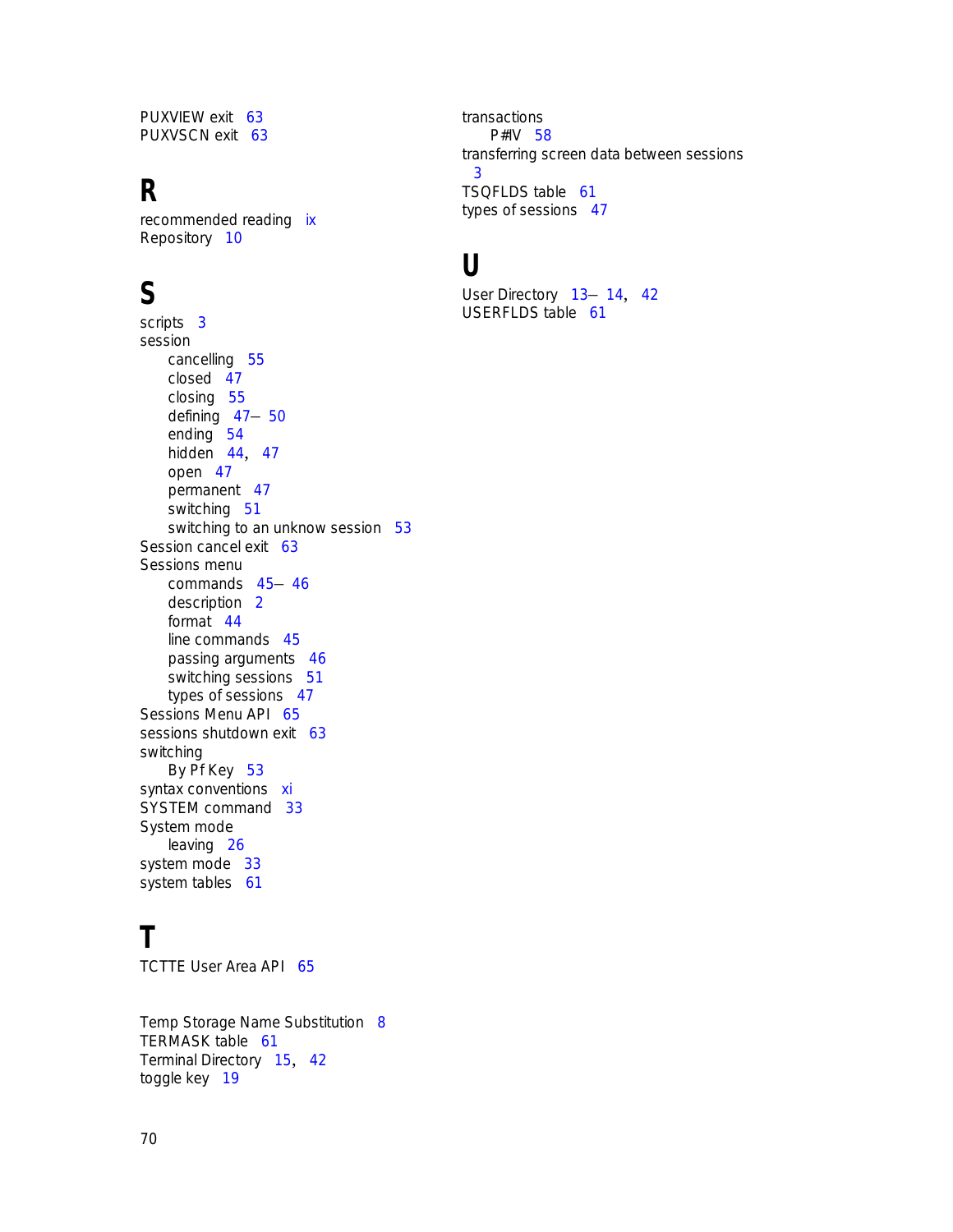PUXVIEW exit 63
PUXVSCN exit 63

# R

recommended reading ix
Repository 10

# S

scripts 3
session
  cancelling 55
  closed 47
  closing 55
  defining 47– 50
  ending 54
  hidden 44, 47
  open 47
  permanent 47
  switching 51
  switching to an unknow session 53
Session cancel exit 63
Sessions menu
  commands 45– 46
  description 2
  format 44
  line commands 45
  passing arguments 46
  switching sessions 51
  types of sessions 47
Sessions Menu API 65
sessions shutdown exit 63
switching
  By Pf Key 53
syntax conventions xi
SYSTEM command 33
System mode
  leaving 26
system mode 33
system tables 61

# T

TCTTE User Area API 65

Temp Storage Name Substitution 8
TERMASK table 61
Terminal Directory 15, 42
toggle key 19
transactions
  P#IV 58
transferring screen data between sessions 3
TSQFLDS table 61
types of sessions 47

# U

User Directory 13– 14, 42
USERFLDS table 61